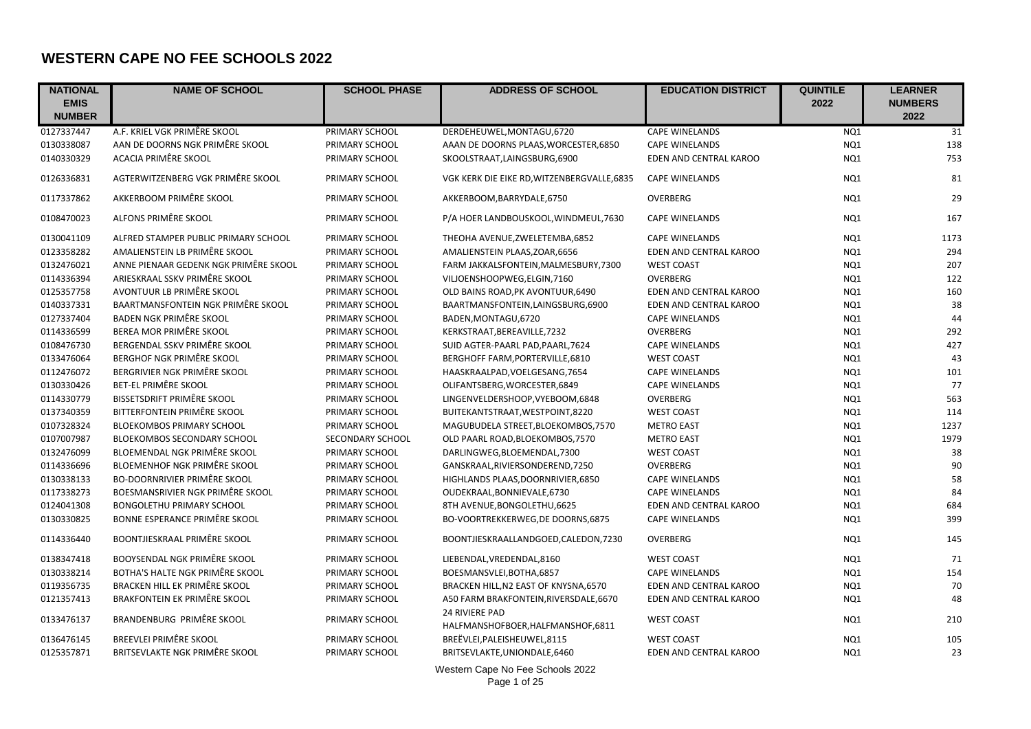# WESTERN CAPE NO FEE SCHOOLS 2022

| NATIONAL EMIS NUMBER | NAME OF SCHOOL | SCHOOL PHASE | ADDRESS OF SCHOOL | EDUCATION DISTRICT | QUINTILE 2022 | LEARNER NUMBERS 2022 |
|---|---|---|---|---|---|---|
| 0127337447 | A.F. KRIEL VGK PRIMÊRE SKOOL | PRIMARY SCHOOL | DERDEHEUWEL,MONTAGU,6720 | CAPE WINELANDS | NQ1 | 31 |
| 0130338087 | AAN DE DOORNS NGK PRIMÊRE SKOOL | PRIMARY SCHOOL | AAAN DE DOORNS PLAAS,WORCESTER,6850 | CAPE WINELANDS | NQ1 | 138 |
| 0140330329 | ACACIA PRIMÊRE SKOOL | PRIMARY SCHOOL | SKOOLSTRAAT,LAINGSBURG,6900 | EDEN AND CENTRAL KAROO | NQ1 | 753 |
| 0126336831 | AGTERWITZENBERG VGK PRIMÊRE SKOOL | PRIMARY SCHOOL | VGK KERK DIE EIKE RD,WITZENBERGVALLE,6835 | CAPE WINELANDS | NQ1 | 81 |
| 0117337862 | AKKERBOOM PRIMÊRE SKOOL | PRIMARY SCHOOL | AKKERBOOM,BARRYDALE,6750 | OVERBERG | NQ1 | 29 |
| 0108470023 | ALFONS PRIMÊRE SKOOL | PRIMARY SCHOOL | P/A HOER LANDBOUSKOOL,WINDMEUL,7630 | CAPE WINELANDS | NQ1 | 167 |
| 0130041109 | ALFRED STAMPER PUBLIC PRIMARY SCHOOL | PRIMARY SCHOOL | THEOHA AVENUE,ZWELETEMBA,6852 | CAPE WINELANDS | NQ1 | 1173 |
| 0123358282 | AMALIENSTEIN LB PRIMÊRE SKOOL | PRIMARY SCHOOL | AMALIENSTEIN PLAAS,ZOAR,6656 | EDEN AND CENTRAL KAROO | NQ1 | 294 |
| 0132476021 | ANNE PIENAAR GEDENK NGK PRIMÊRE SKOOL | PRIMARY SCHOOL | FARM JAKKALSFONTEIN,MALMESBURY,7300 | WEST COAST | NQ1 | 207 |
| 0114336394 | ARIESKRAAL SSKV PRIMÊRE SKOOL | PRIMARY SCHOOL | VILJOENSHOOPWEG,ELGIN,7160 | OVERBERG | NQ1 | 122 |
| 0125357758 | AVONTUUR LB PRIMÊRE SKOOL | PRIMARY SCHOOL | OLD BAINS ROAD,PK AVONTUUR,6490 | EDEN AND CENTRAL KAROO | NQ1 | 160 |
| 0140337331 | BAARTMANSFONTEIN NGK PRIMÊRE SKOOL | PRIMARY SCHOOL | BAARTMANSFONTEIN,LAINGSBURG,6900 | EDEN AND CENTRAL KAROO | NQ1 | 38 |
| 0127337404 | BADEN NGK PRIMÊRE SKOOL | PRIMARY SCHOOL | BADEN,MONTAGU,6720 | CAPE WINELANDS | NQ1 | 44 |
| 0114336599 | BEREA MOR PRIMÊRE SKOOL | PRIMARY SCHOOL | KERKSTRAAT,BEREAVILLE,7232 | OVERBERG | NQ1 | 292 |
| 0108476730 | BERGENDAL SSKV PRIMÊRE SKOOL | PRIMARY SCHOOL | SUID AGTER-PAARL PAD,PAARL,7624 | CAPE WINELANDS | NQ1 | 427 |
| 0133476064 | BERGHOF NGK PRIMÊRE SKOOL | PRIMARY SCHOOL | BERGHOFF FARM,PORTERVILLE,6810 | WEST COAST | NQ1 | 43 |
| 0112476072 | BERGRIVIER NGK PRIMÊRE SKOOL | PRIMARY SCHOOL | HAASKRAALPAD,VOELGESANG,7654 | CAPE WINELANDS | NQ1 | 101 |
| 0130330426 | BET-EL PRIMÊRE SKOOL | PRIMARY SCHOOL | OLIFANTSBERG,WORCESTER,6849 | CAPE WINELANDS | NQ1 | 77 |
| 0114330779 | BISSETSDRIFT PRIMÊRE SKOOL | PRIMARY SCHOOL | LINGENVELDERSHOOP,VYEBOOM,6848 | OVERBERG | NQ1 | 563 |
| 0137340359 | BITTERFONTEIN PRIMÊRE SKOOL | PRIMARY SCHOOL | BUITEKANTSTRAAT,WESTPOINT,8220 | WEST COAST | NQ1 | 114 |
| 0107328324 | BLOEKOMBOS PRIMARY SCHOOL | PRIMARY SCHOOL | MAGUBUDELA STREET,BLOEKOMBOS,7570 | METRO EAST | NQ1 | 1237 |
| 0107007987 | BLOEKOMBOS SECONDARY SCHOOL | SECONDARY SCHOOL | OLD PAARL ROAD,BLOEKOMBOS,7570 | METRO EAST | NQ1 | 1979 |
| 0132476099 | BLOEMENDAL NGK PRIMÊRE SKOOL | PRIMARY SCHOOL | DARLINGWEG,BLOEMENDAL,7300 | WEST COAST | NQ1 | 38 |
| 0114336696 | BLOEMENHOF NGK PRIMÊRE SKOOL | PRIMARY SCHOOL | GANSKRAAL,RIVIERSONDEREND,7250 | OVERBERG | NQ1 | 90 |
| 0130338133 | BO-DOORNRIVIER PRIMÊRE SKOOL | PRIMARY SCHOOL | HIGHLANDS PLAAS,DOORNRIVIER,6850 | CAPE WINELANDS | NQ1 | 58 |
| 0117338273 | BOESMANSRIVIER NGK PRIMÊRE SKOOL | PRIMARY SCHOOL | OUDEKRAAL,BONNIEVALE,6730 | CAPE WINELANDS | NQ1 | 84 |
| 0124041308 | BONGOLETHU PRIMARY SCHOOL | PRIMARY SCHOOL | 8TH AVENUE,BONGOLETHU,6625 | EDEN AND CENTRAL KAROO | NQ1 | 684 |
| 0130330825 | BONNE ESPERANCE PRIMÊRE SKOOL | PRIMARY SCHOOL | BO-VOORTREKKERWEG,DE DOORNS,6875 | CAPE WINELANDS | NQ1 | 399 |
| 0114336440 | BOONTJIESKRAAL PRIMÊRE SKOOL | PRIMARY SCHOOL | BOONTJIESKRAALLANDGOED,CALEDON,7230 | OVERBERG | NQ1 | 145 |
| 0138347418 | BOOYSENDAL NGK PRIMÊRE SKOOL | PRIMARY SCHOOL | LIEBENDAL,VREDENDAL,8160 | WEST COAST | NQ1 | 71 |
| 0130338214 | BOTHA'S HALTE NGK PRIMÊRE SKOOL | PRIMARY SCHOOL | BOESMANSVLEI,BOTHA,6857 | CAPE WINELANDS | NQ1 | 154 |
| 0119356735 | BRACKEN HILL EK PRIMÊRE SKOOL | PRIMARY SCHOOL | BRACKEN HILL,N2 EAST OF KNYSNA,6570 | EDEN AND CENTRAL KAROO | NQ1 | 70 |
| 0121357413 | BRAKFONTEIN EK PRIMÊRE SKOOL | PRIMARY SCHOOL | A50 FARM BRAKFONTEIN,RIVERSDALE,6670 | EDEN AND CENTRAL KAROO | NQ1 | 48 |
| 0133476137 | BRANDENBURG PRIMÊRE SKOOL | PRIMARY SCHOOL | 24 RIVIERE PAD HALFMANSHOFBOER,HALFMANSHOF,6811 | WEST COAST | NQ1 | 210 |
| 0136476145 | BREEVLEI PRIMÊRE SKOOL | PRIMARY SCHOOL | BREËVLEI,PALEISHEUWEL,8115 | WEST COAST | NQ1 | 105 |
| 0125357871 | BRITSEVLAKTE NGK PRIMÊRE SKOOL | PRIMARY SCHOOL | BRITSEVLAKTE,UNIONDALE,6460 | EDEN AND CENTRAL KAROO | NQ1 | 23 |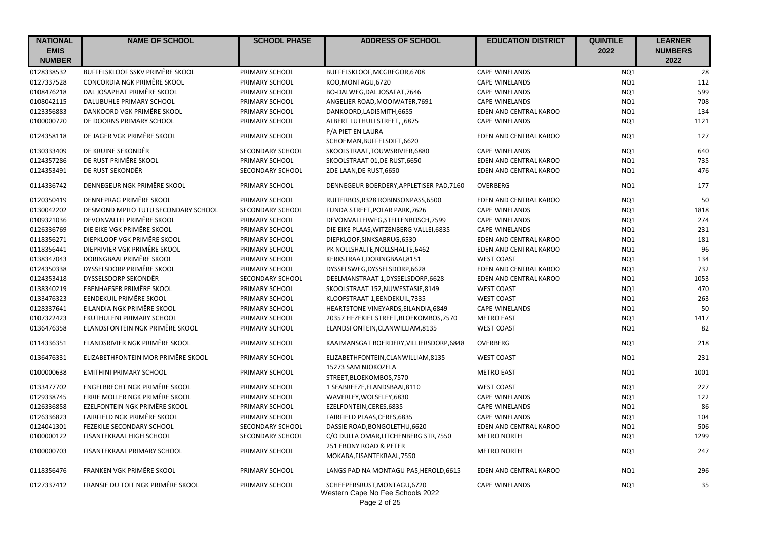| NATIONAL EMIS NUMBER | NAME OF SCHOOL | SCHOOL PHASE | ADDRESS OF SCHOOL | EDUCATION DISTRICT | QUINTILE 2022 | LEARNER NUMBERS 2022 |
|---|---|---|---|---|---|---|
| 0128338532 | BUFFELSKLOOF SSKV PRIMÊRE SKOOL | PRIMARY SCHOOL | BUFFELSKLOOF,MCGREGOR,6708 | CAPE WINELANDS | NQ1 | 28 |
| 0127337528 | CONCORDIA NGK PRIMÊRE SKOOL | PRIMARY SCHOOL | KOO,MONTAGU,6720 | CAPE WINELANDS | NQ1 | 112 |
| 0108476218 | DAL JOSAPHAT PRIMÊRE SKOOL | PRIMARY SCHOOL | BO-DALWEG,DAL JOSAFAT,7646 | CAPE WINELANDS | NQ1 | 599 |
| 0108042115 | DALUBUHLE PRIMARY SCHOOL | PRIMARY SCHOOL | ANGELIER ROAD,MOOIWATER,7691 | CAPE WINELANDS | NQ1 | 708 |
| 0123356883 | DANKOORD VGK PRIMÊRE SKOOL | PRIMARY SCHOOL | DANKOORD,LADISMITH,6655 | EDEN AND CENTRAL KAROO | NQ1 | 134 |
| 0100000720 | DE DOORNS PRIMARY SCHOOL | PRIMARY SCHOOL | ALBERT LUTHULI STREET, ,6875 | CAPE WINELANDS | NQ1 | 1121 |
| 0124358118 | DE JAGER VGK PRIMÊRE SKOOL | PRIMARY SCHOOL | P/A PIET EN LAURA SCHOEMAN,BUFFELSDIFT,6620 | EDEN AND CENTRAL KAROO | NQ1 | 127 |
| 0130333409 | DE KRUINE SEKONDÊR | SECONDARY SCHOOL | SKOOLSTRAAT,TOUWSRIVIER,6880 | CAPE WINELANDS | NQ1 | 640 |
| 0124357286 | DE RUST PRIMÊRE SKOOL | PRIMARY SCHOOL | SKOOLSTRAAT 01,DE RUST,6650 | EDEN AND CENTRAL KAROO | NQ1 | 735 |
| 0124353491 | DE RUST SEKONDÊR | SECONDARY SCHOOL | 2DE LAAN,DE RUST,6650 | EDEN AND CENTRAL KAROO | NQ1 | 476 |
| 0114336742 | DENNEGEUR NGK PRIMÊRE SKOOL | PRIMARY SCHOOL | DENNEGEUR BOERDERY,APPLETISER PAD,7160 | OVERBERG | NQ1 | 177 |
| 0120350419 | DENNEPRAG PRIMÊRE SKOOL | PRIMARY SCHOOL | RUITERBOS,R328 ROBINSONPASS,6500 | EDEN AND CENTRAL KAROO | NQ1 | 50 |
| 0130042202 | DESMOND MPILO TUTU SECONDARY SCHOOL | SECONDARY SCHOOL | FUNDA STREET,POLAR PARK,7626 | CAPE WINELANDS | NQ1 | 1818 |
| 0109321036 | DEVONVALLEI PRIMÊRE SKOOL | PRIMARY SCHOOL | DEVONVALLEIWEG,STELLENBOSCH,7599 | CAPE WINELANDS | NQ1 | 274 |
| 0126336769 | DIE EIKE VGK PRIMÊRE SKOOL | PRIMARY SCHOOL | DIE EIKE PLAAS,WITZENBERG VALLEI,6835 | CAPE WINELANDS | NQ1 | 231 |
| 0118356271 | DIEPKLOOF VGK PRIMÊRE SKOOL | PRIMARY SCHOOL | DIEPKLOOF,SINKSABRUG,6530 | EDEN AND CENTRAL KAROO | NQ1 | 181 |
| 0118356441 | DIEPRIVIER VGK PRIMÊRE SKOOL | PRIMARY SCHOOL | PK NOLLSHALTE,NOLLSHALTE,6462 | EDEN AND CENTRAL KAROO | NQ1 | 96 |
| 0138347043 | DORINGBAAI PRIMÊRE SKOOL | PRIMARY SCHOOL | KERKSTRAAT,DORINGBAAI,8151 | WEST COAST | NQ1 | 134 |
| 0124350338 | DYSSELSDORP PRIMÊRE SKOOL | PRIMARY SCHOOL | DYSSELSWEG,DYSSELSDORP,6628 | EDEN AND CENTRAL KAROO | NQ1 | 732 |
| 0124353418 | DYSSELSDORP SEKONDÊR | SECONDARY SCHOOL | DEELMANSTRAAT 1,DYSSELSDORP,6628 | EDEN AND CENTRAL KAROO | NQ1 | 1053 |
| 0138340219 | EBENHAESER PRIMÊRE SKOOL | PRIMARY SCHOOL | SKOOLSTRAAT 152,NUWESTASIE,8149 | WEST COAST | NQ1 | 470 |
| 0133476323 | EENDEKUIL PRIMÊRE SKOOL | PRIMARY SCHOOL | KLOOFSTRAAT 1,EENDEKUIL,7335 | WEST COAST | NQ1 | 263 |
| 0128337641 | EILANDIA NGK PRIMÊRE SKOOL | PRIMARY SCHOOL | HEARTSTONE VINEYARDS,EILANDIA,6849 | CAPE WINELANDS | NQ1 | 50 |
| 0107322423 | EKUTHULENI PRIMARY SCHOOL | PRIMARY SCHOOL | 20357 HEZEKIEL STREET,BLOEKOMBOS,7570 | METRO EAST | NQ1 | 1417 |
| 0136476358 | ELANDSFONTEIN NGK PRIMÊRE SKOOL | PRIMARY SCHOOL | ELANDSFONTEIN,CLANWILLIAM,8135 | WEST COAST | NQ1 | 82 |
| 0114336351 | ELANDSRIVIER NGK PRIMÊRE SKOOL | PRIMARY SCHOOL | KAAIMANSGAT BOERDERY,VILLIERSDORP,6848 | OVERBERG | NQ1 | 218 |
| 0136476331 | ELIZABETHFONTEIN MOR PRIMÊRE SKOOL | PRIMARY SCHOOL | ELIZABETHFONTEIN,CLANWILLIAM,8135 | WEST COAST | NQ1 | 231 |
| 0100000638 | EMITHINI PRIMARY SCHOOL | PRIMARY SCHOOL | 15273 SAM NJOKOZELA STREET,BLOEKOMBOS,7570 | METRO EAST | NQ1 | 1001 |
| 0133477702 | ENGELBRECHT NGK PRIMÊRE SKOOL | PRIMARY SCHOOL | 1 SEABREEZE,ELANDSBAAI,8110 | WEST COAST | NQ1 | 227 |
| 0129338745 | ERRIE MOLLER NGK PRIMÊRE SKOOL | PRIMARY SCHOOL | WAVERLEY,WOLSELEY,6830 | CAPE WINELANDS | NQ1 | 122 |
| 0126336858 | EZELFONTEIN NGK PRIMÊRE SKOOL | PRIMARY SCHOOL | EZELFONTEIN,CERES,6835 | CAPE WINELANDS | NQ1 | 86 |
| 0126336823 | FAIRFIELD NGK PRIMÊRE SKOOL | PRIMARY SCHOOL | FAIRFIELD PLAAS,CERES,6835 | CAPE WINELANDS | NQ1 | 104 |
| 0124041301 | FEZEKILE SECONDARY SCHOOL | SECONDARY SCHOOL | DASSIE ROAD,BONGOLETHU,6620 | EDEN AND CENTRAL KAROO | NQ1 | 506 |
| 0100000122 | FISANTEKRAAL HIGH SCHOOL | SECONDARY SCHOOL | C/O DULLA OMAR,LITCHENBERG STR,7550 | METRO NORTH | NQ1 | 1299 |
| 0100000703 | FISANTEKRAAL PRIMARY SCHOOL | PRIMARY SCHOOL | 251 EBONY ROAD & PETER MOKABA,FISANTEKRAAL,7550 | METRO NORTH | NQ1 | 247 |
| 0118356476 | FRANKEN VGK PRIMÊRE SKOOL | PRIMARY SCHOOL | LANGS PAD NA MONTAGU PAS,HEROLD,6615 | EDEN AND CENTRAL KAROO | NQ1 | 296 |
| 0127337412 | FRANSIE DU TOIT NGK PRIMÊRE SKOOL | PRIMARY SCHOOL | SCHEEPERSRUST,MONTAGU,6720 | CAPE WINELANDS | NQ1 | 35 |

Western Cape No Fee Schools 2022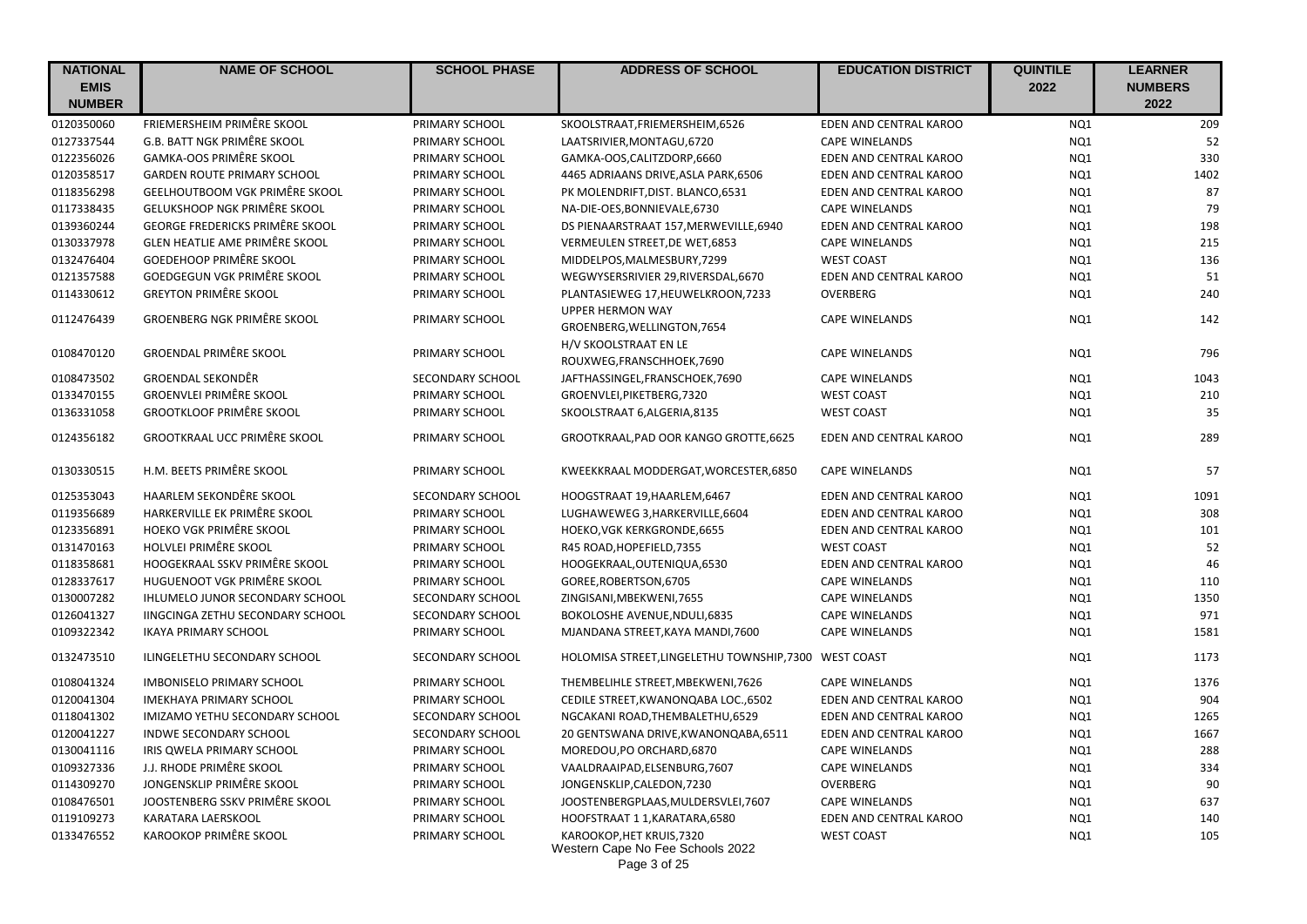| NATIONAL EMIS NUMBER | NAME OF SCHOOL | SCHOOL PHASE | ADDRESS OF SCHOOL | EDUCATION DISTRICT | QUINTILE 2022 | LEARNER NUMBERS 2022 |
|---|---|---|---|---|---|---|
| 0120350060 | FRIEMERSHEIM PRIMÊRE SKOOL | PRIMARY SCHOOL | SKOOLSTRAAT,FRIEMERSHEIM,6526 | EDEN AND CENTRAL KAROO | NQ1 | 209 |
| 0127337544 | G.B. BATT NGK PRIMÊRE SKOOL | PRIMARY SCHOOL | LAATSRIVIER,MONTAGU,6720 | CAPE WINELANDS | NQ1 | 52 |
| 0122356026 | GAMKA-OOS PRIMÊRE SKOOL | PRIMARY SCHOOL | GAMKA-OOS,CALITZDORP,6660 | EDEN AND CENTRAL KAROO | NQ1 | 330 |
| 0120358517 | GARDEN ROUTE PRIMARY SCHOOL | PRIMARY SCHOOL | 4465 ADRIAANS DRIVE,ASLA PARK,6506 | EDEN AND CENTRAL KAROO | NQ1 | 1402 |
| 0118356298 | GEELHOUTBOOM VGK PRIMÊRE SKOOL | PRIMARY SCHOOL | PK MOLENDRIFT,DIST. BLANCO,6531 | EDEN AND CENTRAL KAROO | NQ1 | 87 |
| 0117338435 | GELUKSHOOP NGK PRIMÊRE SKOOL | PRIMARY SCHOOL | NA-DIE-OES,BONNIEVALE,6730 | CAPE WINELANDS | NQ1 | 79 |
| 0139360244 | GEORGE FREDERICKS PRIMÊRE SKOOL | PRIMARY SCHOOL | DS PIENAARSTRAAT 157,MERWEVILLE,6940 | EDEN AND CENTRAL KAROO | NQ1 | 198 |
| 0130337978 | GLEN HEATLIE AME PRIMÊRE SKOOL | PRIMARY SCHOOL | VERMEULEN STREET,DE WET,6853 | CAPE WINELANDS | NQ1 | 215 |
| 0132476404 | GOEDEHOOP PRIMÊRE SKOOL | PRIMARY SCHOOL | MIDDELPOS,MALMESBURY,7299 | WEST COAST | NQ1 | 136 |
| 0121357588 | GOEDGEGUN VGK PRIMÊRE SKOOL | PRIMARY SCHOOL | WEGWYSERSRIVIER 29,RIVERSDAL,6670 | EDEN AND CENTRAL KAROO | NQ1 | 51 |
| 0114330612 | GREYTON PRIMÊRE SKOOL | PRIMARY SCHOOL | PLANTASIEWEG 17,HEUWELKROON,7233 | OVERBERG | NQ1 | 240 |
| 0112476439 | GROENBERG NGK PRIMÊRE SKOOL | PRIMARY SCHOOL | UPPER HERMON WAY GROENBERG,WELLINGTON,7654 | CAPE WINELANDS | NQ1 | 142 |
| 0108470120 | GROENDAL PRIMÊRE SKOOL | PRIMARY SCHOOL | H/V SKOOLSTRAAT EN LE ROUXWEG,FRANSCHHOEK,7690 | CAPE WINELANDS | NQ1 | 796 |
| 0108473502 | GROENDAL SEKONDÊR | SECONDARY SCHOOL | JAFTHASSINGEL,FRANSCHOEK,7690 | CAPE WINELANDS | NQ1 | 1043 |
| 0133470155 | GROENVLEI PRIMÊRE SKOOL | PRIMARY SCHOOL | GROENVLEI,PIKETBERG,7320 | WEST COAST | NQ1 | 210 |
| 0136331058 | GROOTKLOOF PRIMÊRE SKOOL | PRIMARY SCHOOL | SKOOLSTRAAT 6,ALGERIA,8135 | WEST COAST | NQ1 | 35 |
| 0124356182 | GROOTKRAAL UCC PRIMÊRE SKOOL | PRIMARY SCHOOL | GROOTKRAAL,PAD OOR KANGO GROTTE,6625 | EDEN AND CENTRAL KAROO | NQ1 | 289 |
| 0130330515 | H.M. BEETS PRIMÊRE SKOOL | PRIMARY SCHOOL | KWEEKKRAAL MODDERGAT,WORCESTER,6850 | CAPE WINELANDS | NQ1 | 57 |
| 0125353043 | HAARLEM SEKONDÊRE SKOOL | SECONDARY SCHOOL | HOOGSTRAAT 19,HAARLEM,6467 | EDEN AND CENTRAL KAROO | NQ1 | 1091 |
| 0119356689 | HARKERVILLE EK PRIMÊRE SKOOL | PRIMARY SCHOOL | LUGHAWEWEG 3,HARKERVILLE,6604 | EDEN AND CENTRAL KAROO | NQ1 | 308 |
| 0123356891 | HOEKO VGK PRIMÊRE SKOOL | PRIMARY SCHOOL | HOEKO,VGK KERKGRONDE,6655 | EDEN AND CENTRAL KAROO | NQ1 | 101 |
| 0131470163 | HOLVLEI PRIMÊRE SKOOL | PRIMARY SCHOOL | R45 ROAD,HOPEFIELD,7355 | WEST COAST | NQ1 | 52 |
| 0118358681 | HOOGEKRAAL SSKV PRIMÊRE SKOOL | PRIMARY SCHOOL | HOOGEKRAAL,OUTENIQUA,6530 | EDEN AND CENTRAL KAROO | NQ1 | 46 |
| 0128337617 | HUGUENOOT VGK PRIMÊRE SKOOL | PRIMARY SCHOOL | GOREE,ROBERTSON,6705 | CAPE WINELANDS | NQ1 | 110 |
| 0130007282 | IHLUMELO JUNOR SECONDARY SCHOOL | SECONDARY SCHOOL | ZINGISANI,MBEKWENI,7655 | CAPE WINELANDS | NQ1 | 1350 |
| 0126041327 | IINGCINGA ZETHU SECONDARY SCHOOL | SECONDARY SCHOOL | BOKOLOSHE AVENUE,NDULI,6835 | CAPE WINELANDS | NQ1 | 971 |
| 0109322342 | IKAYA PRIMARY SCHOOL | PRIMARY SCHOOL | MJANDANA STREET,KAYA MANDI,7600 | CAPE WINELANDS | NQ1 | 1581 |
| 0132473510 | ILINGELETHU SECONDARY SCHOOL | SECONDARY SCHOOL | HOLOMISA STREET,LINGELETHU TOWNSHIP,7300 | WEST COAST | NQ1 | 1173 |
| 0108041324 | IMBONISELO PRIMARY SCHOOL | PRIMARY SCHOOL | THEMBELIHLE STREET,MBEKWENI,7626 | CAPE WINELANDS | NQ1 | 1376 |
| 0120041304 | IMEKHAYA PRIMARY SCHOOL | PRIMARY SCHOOL | CEDILE STREET,KWANONQABA LOC.,6502 | EDEN AND CENTRAL KAROO | NQ1 | 904 |
| 0118041302 | IMIZAMO YETHU SECONDARY SCHOOL | SECONDARY SCHOOL | NGCAKANI ROAD,THEMBALETHU,6529 | EDEN AND CENTRAL KAROO | NQ1 | 1265 |
| 0120041227 | INDWE SECONDARY SCHOOL | SECONDARY SCHOOL | 20 GENTSWANA DRIVE,KWANONQABA,6511 | EDEN AND CENTRAL KAROO | NQ1 | 1667 |
| 0130041116 | IRIS QWELA PRIMARY SCHOOL | PRIMARY SCHOOL | MOREDOU,PO ORCHARD,6870 | CAPE WINELANDS | NQ1 | 288 |
| 0109327336 | J.J. RHODE PRIMÊRE SKOOL | PRIMARY SCHOOL | VAALDRAAIPAD,ELSENBURG,7607 | CAPE WINELANDS | NQ1 | 334 |
| 0114309270 | JONGENSKLIP PRIMÊRE SKOOL | PRIMARY SCHOOL | JONGENSKLIP,CALEDON,7230 | OVERBERG | NQ1 | 90 |
| 0108476501 | JOOSTENBERG SSKV PRIMÊRE SKOOL | PRIMARY SCHOOL | JOOSTENBERGPLAAS,MULDERSVLEI,7607 | CAPE WINELANDS | NQ1 | 637 |
| 0119109273 | KARATARA LAERSKOOL | PRIMARY SCHOOL | HOOFSTRAAT 1 1,KARATARA,6580 | EDEN AND CENTRAL KAROO | NQ1 | 140 |
| 0133476552 | KAROOKOP PRIMÊRE SKOOL | PRIMARY SCHOOL | KAROOKOP,HET KRUIS,7320 | WEST COAST | NQ1 | 105 |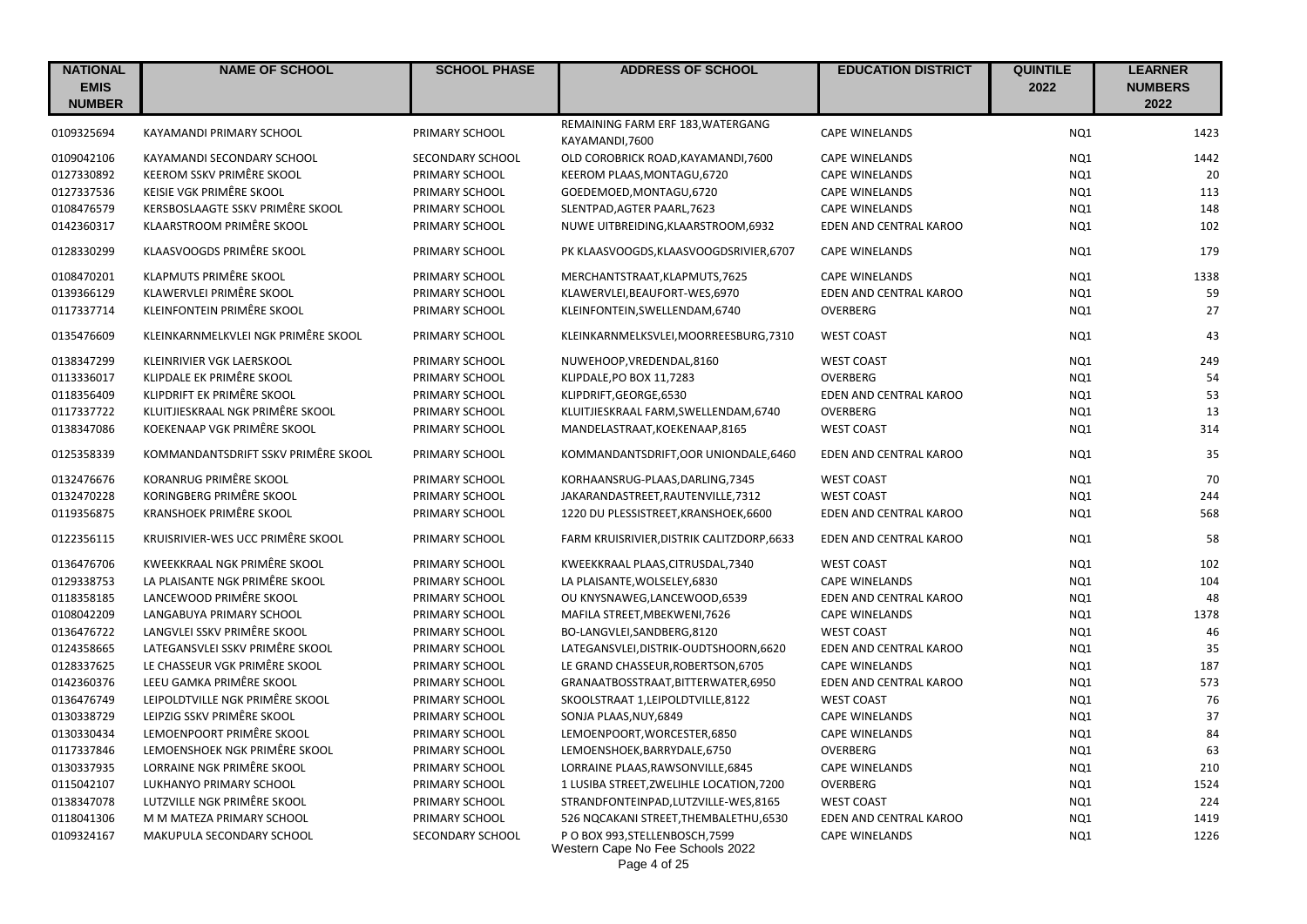| NATIONAL EMIS NUMBER | NAME OF SCHOOL | SCHOOL PHASE | ADDRESS OF SCHOOL | EDUCATION DISTRICT | QUINTILE 2022 | LEARNER NUMBERS 2022 |
|---|---|---|---|---|---|---|
| 0109325694 | KAYAMANDI PRIMARY SCHOOL | PRIMARY SCHOOL | REMAINING FARM ERF 183, WATERGANG KAYAMANDI,7600 | CAPE WINELANDS | NQ1 | 1423 |
| 0109042106 | KAYAMANDI SECONDARY SCHOOL | SECONDARY SCHOOL | OLD COROBRICK ROAD,KAYAMANDI,7600 | CAPE WINELANDS | NQ1 | 1442 |
| 0127330892 | KEEROM SSKV PRIMÊRE SKOOL | PRIMARY SCHOOL | KEEROM PLAAS,MONTAGU,6720 | CAPE WINELANDS | NQ1 | 20 |
| 0127337536 | KEISIE VGK PRIMÊRE SKOOL | PRIMARY SCHOOL | GOEDEMOED,MONTAGU,6720 | CAPE WINELANDS | NQ1 | 113 |
| 0108476579 | KERSBOSLAAGTE SSKV PRIMÊRE SKOOL | PRIMARY SCHOOL | SLENTPAD,AGTER PAARL,7623 | CAPE WINELANDS | NQ1 | 148 |
| 0142360317 | KLAARSTROOM PRIMÊRE SKOOL | PRIMARY SCHOOL | NUWE UITBREIDING,KLAARSTROOM,6932 | EDEN AND CENTRAL KAROO | NQ1 | 102 |
| 0128330299 | KLAASVOOGDS PRIMÊRE SKOOL | PRIMARY SCHOOL | PK KLAASVOOGDS,KLAASVOOGDSRIVIER,6707 | CAPE WINELANDS | NQ1 | 179 |
| 0108470201 | KLAPMUTS PRIMÊRE SKOOL | PRIMARY SCHOOL | MERCHANTSTRAAT,KLAPMUTS,7625 | CAPE WINELANDS | NQ1 | 1338 |
| 0139366129 | KLAWERVLEI PRIMÊRE SKOOL | PRIMARY SCHOOL | KLAWERVLEI,BEAUFORT-WES,6970 | EDEN AND CENTRAL KAROO | NQ1 | 59 |
| 0117337714 | KLEINFONTEIN PRIMÊRE SKOOL | PRIMARY SCHOOL | KLEINFONTEIN,SWELLENDAM,6740 | OVERBERG | NQ1 | 27 |
| 0135476609 | KLEINKARNMELKVLEI NGK PRIMÊRE SKOOL | PRIMARY SCHOOL | KLEINKARNMELKSVLEI,MOORREESBURG,7310 | WEST COAST | NQ1 | 43 |
| 0138347299 | KLEINRIVIER VGK LAERSKOOL | PRIMARY SCHOOL | NUWEHOOP,VREDENDAL,8160 | WEST COAST | NQ1 | 249 |
| 0113336017 | KLIPDALE EK PRIMÊRE SKOOL | PRIMARY SCHOOL | KLIPDALE,PO BOX 11,7283 | OVERBERG | NQ1 | 54 |
| 0118356409 | KLIPDRIFT EK PRIMÊRE SKOOL | PRIMARY SCHOOL | KLIPDRIFT,GEORGE,6530 | EDEN AND CENTRAL KAROO | NQ1 | 53 |
| 0117337722 | KLUITJIESKRAAL NGK PRIMÊRE SKOOL | PRIMARY SCHOOL | KLUITJIESKRAAL FARM,SWELLENDAM,6740 | OVERBERG | NQ1 | 13 |
| 0138347086 | KOEKENAAP VGK PRIMÊRE SKOOL | PRIMARY SCHOOL | MANDELASTRAAT,KOEKENAAP,8165 | WEST COAST | NQ1 | 314 |
| 0125358339 | KOMMANDANTSDRIFT SSKV PRIMÊRE SKOOL | PRIMARY SCHOOL | KOMMANDANTSDRIFT,OOR UNIONDALE,6460 | EDEN AND CENTRAL KAROO | NQ1 | 35 |
| 0132476676 | KORANRUG PRIMÊRE SKOOL | PRIMARY SCHOOL | KORHAANSRUG-PLAAS,DARLING,7345 | WEST COAST | NQ1 | 70 |
| 0132470228 | KORINGBERG PRIMÊRE SKOOL | PRIMARY SCHOOL | JAKARANDASTREET,RAUTENVILLE,7312 | WEST COAST | NQ1 | 244 |
| 0119356875 | KRANSHOEK PRIMÊRE SKOOL | PRIMARY SCHOOL | 1220 DU PLESSISTREET,KRANSHOEK,6600 | EDEN AND CENTRAL KAROO | NQ1 | 568 |
| 0122356115 | KRUISRIVIER-WES UCC PRIMÊRE SKOOL | PRIMARY SCHOOL | FARM KRUISRIVIER,DISTRIK CALITZDORP,6633 | EDEN AND CENTRAL KAROO | NQ1 | 58 |
| 0136476706 | KWEEKKRAAL NGK PRIMÊRE SKOOL | PRIMARY SCHOOL | KWEEKKRAAL PLAAS,CITRUSDAL,7340 | WEST COAST | NQ1 | 102 |
| 0129338753 | LA PLAISANTE NGK PRIMÊRE SKOOL | PRIMARY SCHOOL | LA PLAISANTE,WOLSELEY,6830 | CAPE WINELANDS | NQ1 | 104 |
| 0118358185 | LANCEWOOD PRIMÊRE SKOOL | PRIMARY SCHOOL | OU KNYSNAWEG,LANCEWOOD,6539 | EDEN AND CENTRAL KAROO | NQ1 | 48 |
| 0108042209 | LANGABUYA PRIMARY SCHOOL | PRIMARY SCHOOL | MAFILA STREET,MBEKWENI,7626 | CAPE WINELANDS | NQ1 | 1378 |
| 0136476722 | LANGVLEI SSKV PRIMÊRE SKOOL | PRIMARY SCHOOL | BO-LANGVLEI,SANDBERG,8120 | WEST COAST | NQ1 | 46 |
| 0124358665 | LATEGANSVLEI SSKV PRIMÊRE SKOOL | PRIMARY SCHOOL | LATEGANSVLEI,DISTRIK-OUDTSHOORN,6620 | EDEN AND CENTRAL KAROO | NQ1 | 35 |
| 0128337625 | LE CHASSEUR VGK PRIMÊRE SKOOL | PRIMARY SCHOOL | LE GRAND CHASSEUR,ROBERTSON,6705 | CAPE WINELANDS | NQ1 | 187 |
| 0142360376 | LEEU GAMKA PRIMÊRE SKOOL | PRIMARY SCHOOL | GRANAATBOSSTRAAT,BITTERWATER,6950 | EDEN AND CENTRAL KAROO | NQ1 | 573 |
| 0136476749 | LEIPOLDTVILLE NGK PRIMÊRE SKOOL | PRIMARY SCHOOL | SKOOLSTRAAT 1,LEIPOLDTVILLE,8122 | WEST COAST | NQ1 | 76 |
| 0130338729 | LEIPZIG SSKV PRIMÊRE SKOOL | PRIMARY SCHOOL | SONJA PLAAS,NUY,6849 | CAPE WINELANDS | NQ1 | 37 |
| 0130330434 | LEMOENPOORT PRIMÊRE SKOOL | PRIMARY SCHOOL | LEMOENPOORT,WORCESTER,6850 | CAPE WINELANDS | NQ1 | 84 |
| 0117337846 | LEMOENSHOEK NGK PRIMÊRE SKOOL | PRIMARY SCHOOL | LEMOENSHOEK,BARRYDALE,6750 | OVERBERG | NQ1 | 63 |
| 0130337935 | LORRAINE NGK PRIMÊRE SKOOL | PRIMARY SCHOOL | LORRAINE PLAAS,RAWSONVILLE,6845 | CAPE WINELANDS | NQ1 | 210 |
| 0115042107 | LUKHANYO PRIMARY SCHOOL | PRIMARY SCHOOL | 1 LUSIBA STREET,ZWELIHLE LOCATION,7200 | OVERBERG | NQ1 | 1524 |
| 0138347078 | LUTZVILLE NGK PRIMÊRE SKOOL | PRIMARY SCHOOL | STRANDFONTEINPAD,LUTZVILLE-WES,8165 | WEST COAST | NQ1 | 224 |
| 0118041306 | M M MATEZA PRIMARY SCHOOL | PRIMARY SCHOOL | 526 NQCAKANI STREET,THEMBALETHU,6530 | EDEN AND CENTRAL KAROO | NQ1 | 1419 |
| 0109324167 | MAKUPULA SECONDARY SCHOOL | SECONDARY SCHOOL | P O BOX 993,STELLENBOSCH,7599 | CAPE WINELANDS | NQ1 | 1226 |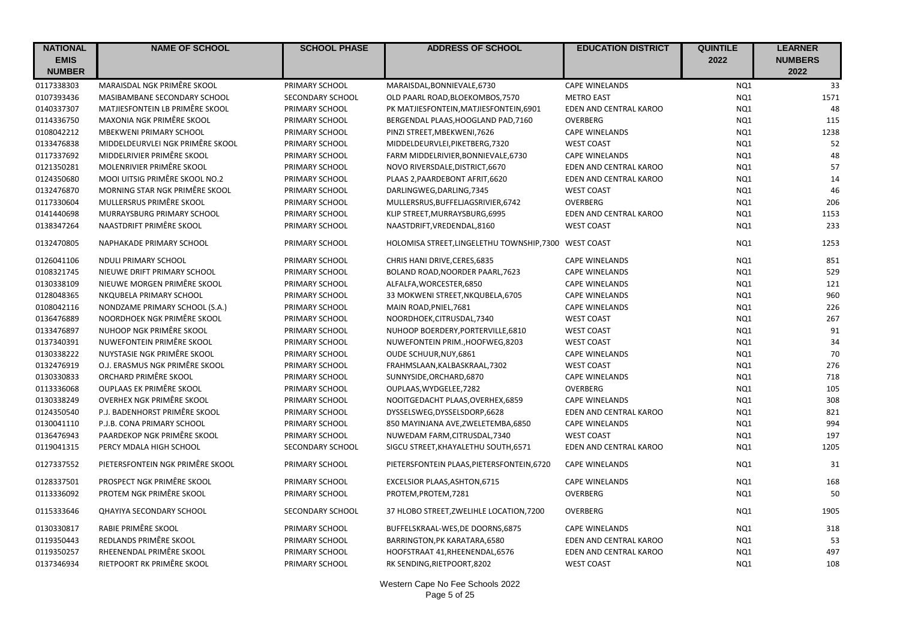| NATIONAL EMIS NUMBER | NAME OF SCHOOL | SCHOOL PHASE | ADDRESS OF SCHOOL | EDUCATION DISTRICT | QUINTILE 2022 | LEARNER NUMBERS 2022 |
|---|---|---|---|---|---|---|
| 0117338303 | MARAISDAL NGK PRIMÊRE SKOOL | PRIMARY SCHOOL | MARAISDAL,BONNIEVALE,6730 | CAPE WINELANDS | NQ1 | 33 |
| 0107393436 | MASIBAMBANE SECONDARY SCHOOL | SECONDARY SCHOOL | OLD PAARL ROAD,BLOEKOMBOS,7570 | METRO EAST | NQ1 | 1571 |
| 0140337307 | MATJIESFONTEIN LB PRIMÊRE SKOOL | PRIMARY SCHOOL | PK MATJIESFONTEIN,MATJIESFONTEIN,6901 | EDEN AND CENTRAL KAROO | NQ1 | 48 |
| 0114336750 | MAXONIA NGK PRIMÊRE SKOOL | PRIMARY SCHOOL | BERGENDAL PLAAS,HOOGLAND PAD,7160 | OVERBERG | NQ1 | 115 |
| 0108042212 | MBEKWENI PRIMARY SCHOOL | PRIMARY SCHOOL | PINZI STREET,MBEKWENI,7626 | CAPE WINELANDS | NQ1 | 1238 |
| 0133476838 | MIDDELDEURVLEI NGK PRIMÊRE SKOOL | PRIMARY SCHOOL | MIDDELDEURVLEI,PIKETBERG,7320 | WEST COAST | NQ1 | 52 |
| 0117337692 | MIDDELRIVIER PRIMÊRE SKOOL | PRIMARY SCHOOL | FARM MIDDELRIVIER,BONNIEVALE,6730 | CAPE WINELANDS | NQ1 | 48 |
| 0121350281 | MOLENRIVIER PRIMÊRE SKOOL | PRIMARY SCHOOL | NOVO RIVERSDALE,DISTRICT,6670 | EDEN AND CENTRAL KAROO | NQ1 | 57 |
| 0124350680 | MOOI UITSIG PRIMÊRE SKOOL NO.2 | PRIMARY SCHOOL | PLAAS 2,PAARDEBONT AFRIT,6620 | EDEN AND CENTRAL KAROO | NQ1 | 14 |
| 0132476870 | MORNING STAR NGK PRIMÊRE SKOOL | PRIMARY SCHOOL | DARLINGWEG,DARLING,7345 | WEST COAST | NQ1 | 46 |
| 0117330604 | MULLERSRUS PRIMÊRE SKOOL | PRIMARY SCHOOL | MULLERSRUS,BUFFELJAGSRIVIER,6742 | OVERBERG | NQ1 | 206 |
| 0141440698 | MURRAYSBURG PRIMARY SCHOOL | PRIMARY SCHOOL | KLIP STREET,MURRAYSBURG,6995 | EDEN AND CENTRAL KAROO | NQ1 | 1153 |
| 0138347264 | NAASTDRIFT PRIMÊRE SKOOL | PRIMARY SCHOOL | NAASTDRIFT,VREDENDAL,8160 | WEST COAST | NQ1 | 233 |
| 0132470805 | NAPHAKADE PRIMARY SCHOOL | PRIMARY SCHOOL | HOLOMISA STREET,LINGELETHU TOWNSHIP,7300 | WEST COAST | NQ1 | 1253 |
| 0126041106 | NDULI PRIMARY SCHOOL | PRIMARY SCHOOL | CHRIS HANI DRIVE,CERES,6835 | CAPE WINELANDS | NQ1 | 851 |
| 0108321745 | NIEUWE DRIFT PRIMARY SCHOOL | PRIMARY SCHOOL | BOLAND ROAD,NOORDER PAARL,7623 | CAPE WINELANDS | NQ1 | 529 |
| 0130338109 | NIEUWE MORGEN PRIMÊRE SKOOL | PRIMARY SCHOOL | ALFALFA,WORCESTER,6850 | CAPE WINELANDS | NQ1 | 121 |
| 0128048365 | NKQUBELA PRIMARY SCHOOL | PRIMARY SCHOOL | 33 MOKWENI STREET,NKQUBELA,6705 | CAPE WINELANDS | NQ1 | 960 |
| 0108042116 | NONDZAME PRIMARY SCHOOL (S.A.) | PRIMARY SCHOOL | MAIN ROAD,PNIEL,7681 | CAPE WINELANDS | NQ1 | 226 |
| 0136476889 | NOORDHOEK NGK PRIMÊRE SKOOL | PRIMARY SCHOOL | NOORDHOEK,CITRUSDAL,7340 | WEST COAST | NQ1 | 267 |
| 0133476897 | NUHOOP NGK PRIMÊRE SKOOL | PRIMARY SCHOOL | NUHOOP BOERDERY,PORTERVILLE,6810 | WEST COAST | NQ1 | 91 |
| 0137340391 | NUWEFONTEIN PRIMÊRE SKOOL | PRIMARY SCHOOL | NUWEFONTEIN PRIM.,HOOFWEG,8203 | WEST COAST | NQ1 | 34 |
| 0130338222 | NUYSTASIE NGK PRIMÊRE SKOOL | PRIMARY SCHOOL | OUDE SCHUUR,NUY,6861 | CAPE WINELANDS | NQ1 | 70 |
| 0132476919 | O.J. ERASMUS NGK PRIMÊRE SKOOL | PRIMARY SCHOOL | FRAHMSLAAN,KALBASKRAAL,7302 | WEST COAST | NQ1 | 276 |
| 0130330833 | ORCHARD PRIMÊRE SKOOL | PRIMARY SCHOOL | SUNNYSIDE,ORCHARD,6870 | CAPE WINELANDS | NQ1 | 718 |
| 0113336068 | OUPLAAS EK PRIMÊRE SKOOL | PRIMARY SCHOOL | OUPLAAS,WYDGELEE,7282 | OVERBERG | NQ1 | 105 |
| 0130338249 | OVERHEX NGK PRIMÊRE SKOOL | PRIMARY SCHOOL | NOOITGEDACHT PLAAS,OVERHEX,6859 | CAPE WINELANDS | NQ1 | 308 |
| 0124350540 | P.J. BADENHORST PRIMÊRE SKOOL | PRIMARY SCHOOL | DYSSELSWEG,DYSSELSDORP,6628 | EDEN AND CENTRAL KAROO | NQ1 | 821 |
| 0130041110 | P.J.B. CONA PRIMARY SCHOOL | PRIMARY SCHOOL | 850 MAYINJANA AVE,ZWELETEMBA,6850 | CAPE WINELANDS | NQ1 | 994 |
| 0136476943 | PAARDEKOP NGK PRIMÊRE SKOOL | PRIMARY SCHOOL | NUWEDAM FARM,CITRUSDAL,7340 | WEST COAST | NQ1 | 197 |
| 0119041315 | PERCY MDALA HIGH SCHOOL | SECONDARY SCHOOL | SIGCU STREET,KHAYALETHU SOUTH,6571 | EDEN AND CENTRAL KAROO | NQ1 | 1205 |
| 0127337552 | PIETERSFONTEIN NGK PRIMÊRE SKOOL | PRIMARY SCHOOL | PIETERSFONTEIN PLAAS,PIETERSFONTEIN,6720 | CAPE WINELANDS | NQ1 | 31 |
| 0128337501 | PROSPECT NGK PRIMÊRE SKOOL | PRIMARY SCHOOL | EXCELSIOR PLAAS,ASHTON,6715 | CAPE WINELANDS | NQ1 | 168 |
| 0113336092 | PROTEM NGK PRIMÊRE SKOOL | PRIMARY SCHOOL | PROTEM,PROTEM,7281 | OVERBERG | NQ1 | 50 |
| 0115333646 | QHAYIYA SECONDARY SCHOOL | SECONDARY SCHOOL | 37 HLOBO STREET,ZWELIHLE LOCATION,7200 | OVERBERG | NQ1 | 1905 |
| 0130330817 | RABIE PRIMÊRE SKOOL | PRIMARY SCHOOL | BUFFELSKRAAL-WES,DE DOORNS,6875 | CAPE WINELANDS | NQ1 | 318 |
| 0119350443 | REDLANDS PRIMÊRE SKOOL | PRIMARY SCHOOL | BARRINGTON,PK KARATARA,6580 | EDEN AND CENTRAL KAROO | NQ1 | 53 |
| 0119350257 | RHEENENDAL PRIMÊRE SKOOL | PRIMARY SCHOOL | HOOFSTRAAT 41,RHEENENDAL,6576 | EDEN AND CENTRAL KAROO | NQ1 | 497 |
| 0137346934 | RIETPOORT RK PRIMÊRE SKOOL | PRIMARY SCHOOL | RK SENDING,RIETPOORT,8202 | WEST COAST | NQ1 | 108 |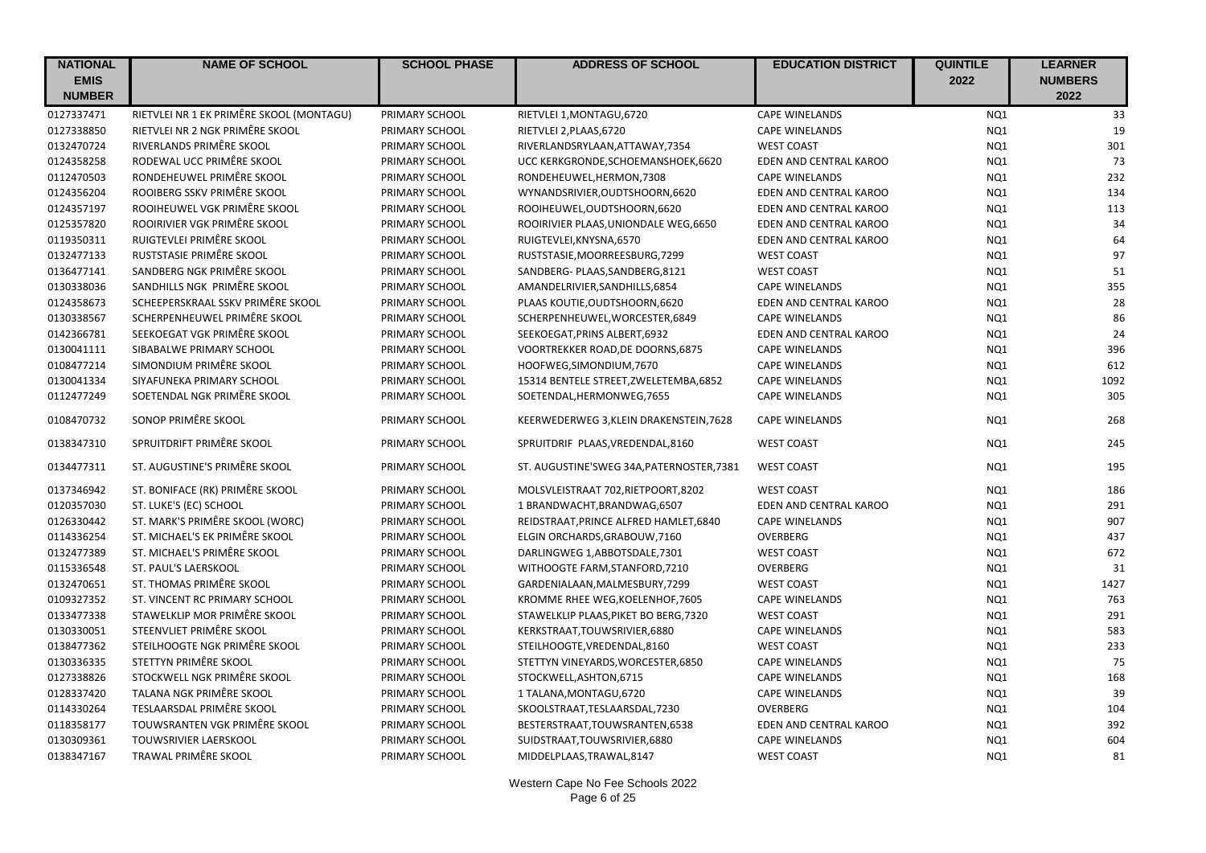| NATIONAL EMIS NUMBER | NAME OF SCHOOL | SCHOOL PHASE | ADDRESS OF SCHOOL | EDUCATION DISTRICT | QUINTILE 2022 | LEARNER NUMBERS 2022 |
|---|---|---|---|---|---|---|
| 0127337471 | RIETVLEI NR 1 EK PRIMÊRE SKOOL (MONTAGU) | PRIMARY SCHOOL | RIETVLEI 1,MONTAGU,6720 | CAPE WINELANDS | NQ1 | 33 |
| 0127338850 | RIETVLEI NR 2 NGK PRIMÊRE SKOOL | PRIMARY SCHOOL | RIETVLEI 2,PLAAS,6720 | CAPE WINELANDS | NQ1 | 19 |
| 0132470724 | RIVERLANDS PRIMÊRE SKOOL | PRIMARY SCHOOL | RIVERLANDSRYLAAN,ATTAWAY,7354 | WEST COAST | NQ1 | 301 |
| 0124358258 | RODEWAL UCC PRIMÊRE SKOOL | PRIMARY SCHOOL | UCC KERKGRONDE,SCHOEMANSHOEK,6620 | EDEN AND CENTRAL KAROO | NQ1 | 73 |
| 0112470503 | RONDEHEUWEL PRIMÊRE SKOOL | PRIMARY SCHOOL | RONDEHEUWEL,HERMON,7308 | CAPE WINELANDS | NQ1 | 232 |
| 0124356204 | ROOIBERG SSKV PRIMÊRE SKOOL | PRIMARY SCHOOL | WYNANDSRIVIER,OUDTSHOORN,6620 | EDEN AND CENTRAL KAROO | NQ1 | 134 |
| 0124357197 | ROOIHEUWEL VGK PRIMÊRE SKOOL | PRIMARY SCHOOL | ROOIHEUWEL,OUDTSHOORN,6620 | EDEN AND CENTRAL KAROO | NQ1 | 113 |
| 0125357820 | ROOIRIVIER VGK PRIMÊRE SKOOL | PRIMARY SCHOOL | ROOIRIVIER PLAAS,UNIONDALE WEG,6650 | EDEN AND CENTRAL KAROO | NQ1 | 34 |
| 0119350311 | RUIGTEVLEI PRIMÊRE SKOOL | PRIMARY SCHOOL | RUIGTEVLEI,KNYSNA,6570 | EDEN AND CENTRAL KAROO | NQ1 | 64 |
| 0132477133 | RUSTSTASIE PRIMÊRE SKOOL | PRIMARY SCHOOL | RUSTSTASIE,MOORREESBURG,7299 | WEST COAST | NQ1 | 97 |
| 0136477141 | SANDBERG NGK PRIMÊRE SKOOL | PRIMARY SCHOOL | SANDBERG- PLAAS,SANDBERG,8121 | WEST COAST | NQ1 | 51 |
| 0130338036 | SANDHILLS NGK PRIMÊRE SKOOL | PRIMARY SCHOOL | AMANDELRIVIER,SANDHILLS,6854 | CAPE WINELANDS | NQ1 | 355 |
| 0124358673 | SCHEEPERSKRAAL SSKV PRIMÊRE SKOOL | PRIMARY SCHOOL | PLAAS KOUTIE,OUDTSHOORN,6620 | EDEN AND CENTRAL KAROO | NQ1 | 28 |
| 0130338567 | SCHERPENHEUWEL PRIMÊRE SKOOL | PRIMARY SCHOOL | SCHERPENHEUWEL,WORCESTER,6849 | CAPE WINELANDS | NQ1 | 86 |
| 0142366781 | SEEKOEGAT VGK PRIMÊRE SKOOL | PRIMARY SCHOOL | SEEKOEGAT,PRINS ALBERT,6932 | EDEN AND CENTRAL KAROO | NQ1 | 24 |
| 0130041111 | SIBABALWE PRIMARY SCHOOL | PRIMARY SCHOOL | VOORTREKKER ROAD,DE DOORNS,6875 | CAPE WINELANDS | NQ1 | 396 |
| 0108477214 | SIMONDIUM PRIMÊRE SKOOL | PRIMARY SCHOOL | HOOFWEG,SIMONDIUM,7670 | CAPE WINELANDS | NQ1 | 612 |
| 0130041334 | SIYAFUNEKA PRIMARY SCHOOL | PRIMARY SCHOOL | 15314 BENTELE STREET,ZWELETEMBA,6852 | CAPE WINELANDS | NQ1 | 1092 |
| 0112477249 | SOETENDAL NGK PRIMÊRE SKOOL | PRIMARY SCHOOL | SOETENDAL,HERMONWEG,7655 | CAPE WINELANDS | NQ1 | 305 |
| 0108470732 | SONOP PRIMÊRE SKOOL | PRIMARY SCHOOL | KEERWEDERWEG 3,KLEIN DRAKENSTEIN,7628 | CAPE WINELANDS | NQ1 | 268 |
| 0138347310 | SPRUITDRIFT PRIMÊRE SKOOL | PRIMARY SCHOOL | SPRUITDRIF PLAAS,VREDENDAL,8160 | WEST COAST | NQ1 | 245 |
| 0134477311 | ST. AUGUSTINE'S PRIMÊRE SKOOL | PRIMARY SCHOOL | ST. AUGUSTINE'SWEG 34A,PATERNOSTER,7381 | WEST COAST | NQ1 | 195 |
| 0137346942 | ST. BONIFACE (RK) PRIMÊRE SKOOL | PRIMARY SCHOOL | MOLSVLEISTRAAT 702,RIETPOORT,8202 | WEST COAST | NQ1 | 186 |
| 0120357030 | ST. LUKE'S (EC) SCHOOL | PRIMARY SCHOOL | 1 BRANDWACHT,BRANDWAG,6507 | EDEN AND CENTRAL KAROO | NQ1 | 291 |
| 0126330442 | ST. MARK'S PRIMÊRE SKOOL (WORC) | PRIMARY SCHOOL | REIDSTRAAT,PRINCE ALFRED HAMLET,6840 | CAPE WINELANDS | NQ1 | 907 |
| 0114336254 | ST. MICHAEL'S EK PRIMÊRE SKOOL | PRIMARY SCHOOL | ELGIN ORCHARDS,GRABOUW,7160 | OVERBERG | NQ1 | 437 |
| 0132477389 | ST. MICHAEL'S PRIMÊRE SKOOL | PRIMARY SCHOOL | DARLINGWEG 1,ABBOTSDALE,7301 | WEST COAST | NQ1 | 672 |
| 0115336548 | ST. PAUL'S LAERSKOOL | PRIMARY SCHOOL | WITHOOGTE FARM,STANFORD,7210 | OVERBERG | NQ1 | 31 |
| 0132470651 | ST. THOMAS PRIMÊRE SKOOL | PRIMARY SCHOOL | GARDENIALAAN,MALMESBURY,7299 | WEST COAST | NQ1 | 1427 |
| 0109327352 | ST. VINCENT RC PRIMARY SCHOOL | PRIMARY SCHOOL | KROMME RHEE WEG,KOELENHOF,7605 | CAPE WINELANDS | NQ1 | 763 |
| 0133477338 | STAWELKLIP MOR PRIMÊRE SKOOL | PRIMARY SCHOOL | STAWELKLIP PLAAS,PIKET BO BERG,7320 | WEST COAST | NQ1 | 291 |
| 0130330051 | STEENVLIET PRIMÊRE SKOOL | PRIMARY SCHOOL | KERKSTRAAT,TOUWSRIVIER,6880 | CAPE WINELANDS | NQ1 | 583 |
| 0138477362 | STEILHOOGTE NGK PRIMÊRE SKOOL | PRIMARY SCHOOL | STEILHOOGTE,VREDENDAL,8160 | WEST COAST | NQ1 | 233 |
| 0130336335 | STETTYN PRIMÊRE SKOOL | PRIMARY SCHOOL | STETTYN VINEYARDS,WORCESTER,6850 | CAPE WINELANDS | NQ1 | 75 |
| 0127338826 | STOCKWELL NGK PRIMÊRE SKOOL | PRIMARY SCHOOL | STOCKWELL,ASHTON,6715 | CAPE WINELANDS | NQ1 | 168 |
| 0128337420 | TALANA NGK PRIMÊRE SKOOL | PRIMARY SCHOOL | 1 TALANA,MONTAGU,6720 | CAPE WINELANDS | NQ1 | 39 |
| 0114330264 | TESLAARSDAL PRIMÊRE SKOOL | PRIMARY SCHOOL | SKOOLSTRAAT,TESLAARSDAL,7230 | OVERBERG | NQ1 | 104 |
| 0118358177 | TOUWSRANTEN VGK PRIMÊRE SKOOL | PRIMARY SCHOOL | BESTERSTRAAT,TOUWSRANTEN,6538 | EDEN AND CENTRAL KAROO | NQ1 | 392 |
| 0130309361 | TOUWSRIVIER LAERSKOOL | PRIMARY SCHOOL | SUIDSTRAAT,TOUWSRIVIER,6880 | CAPE WINELANDS | NQ1 | 604 |
| 0138347167 | TRAWAL PRIMÊRE SKOOL | PRIMARY SCHOOL | MIDDELPLAAS,TRAWAL,8147 | WEST COAST | NQ1 | 81 |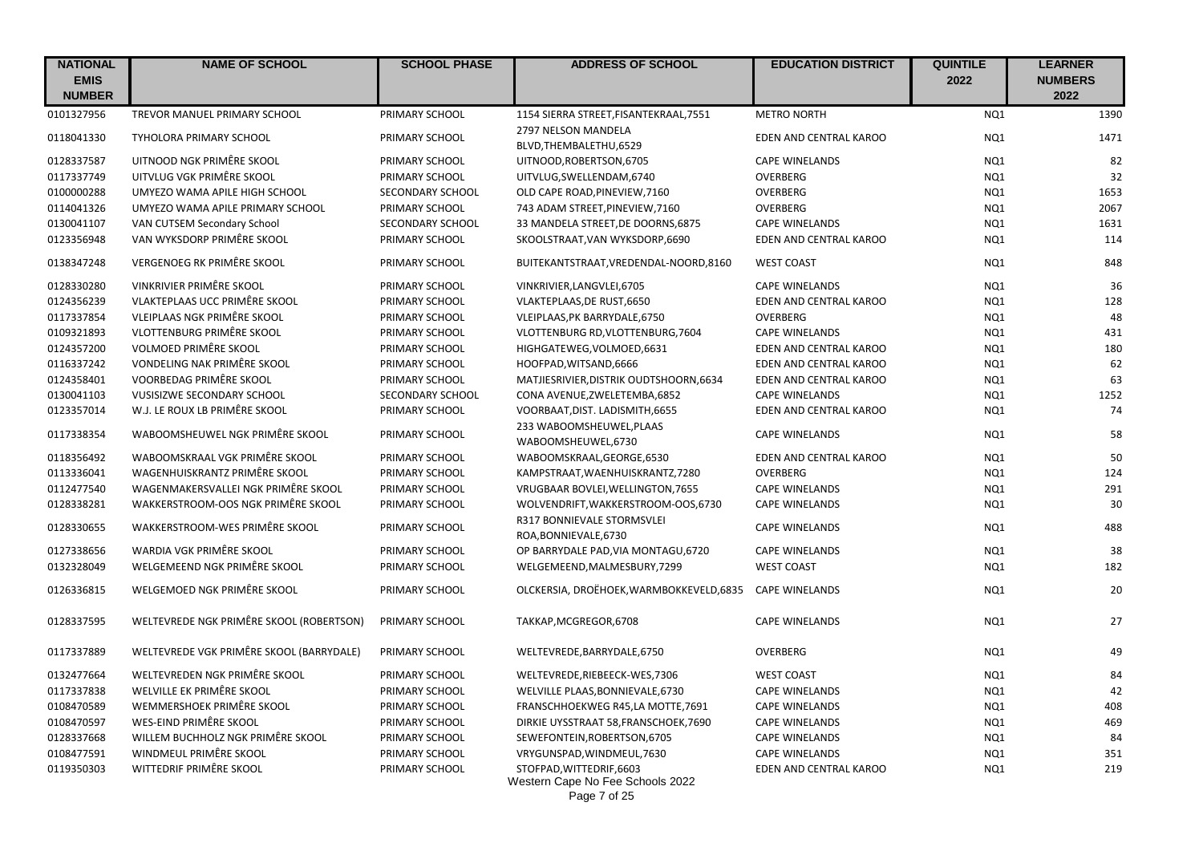| NATIONAL EMIS NUMBER | NAME OF SCHOOL | SCHOOL PHASE | ADDRESS OF SCHOOL | EDUCATION DISTRICT | QUINTILE 2022 | LEARNER NUMBERS 2022 |
|---|---|---|---|---|---|---|
| 0101327956 | TREVOR MANUEL PRIMARY SCHOOL | PRIMARY SCHOOL | 1154 SIERRA STREET,FISANTEKRAAL,7551 | METRO NORTH | NQ1 | 1390 |
| 0118041330 | TYHOLORA PRIMARY SCHOOL | PRIMARY SCHOOL | 2797 NELSON MANDELA BLVD,THEMBALETHU,6529 | EDEN AND CENTRAL KAROO | NQ1 | 1471 |
| 0128337587 | UITNOOD NGK PRIMÊRE SKOOL | PRIMARY SCHOOL | UITNOOD,ROBERTSON,6705 | CAPE WINELANDS | NQ1 | 82 |
| 0117337749 | UITVLUG VGK PRIMÊRE SKOOL | PRIMARY SCHOOL | UITVLUG,SWELLENDAM,6740 | OVERBERG | NQ1 | 32 |
| 0100000288 | UMYEZO WAMA APILE HIGH SCHOOL | SECONDARY SCHOOL | OLD CAPE ROAD,PINEVIEW,7160 | OVERBERG | NQ1 | 1653 |
| 0114041326 | UMYEZO WAMA APILE PRIMARY SCHOOL | PRIMARY SCHOOL | 743 ADAM STREET,PINEVIEW,7160 | OVERBERG | NQ1 | 2067 |
| 0130041107 | VAN CUTSEM Secondary School | SECONDARY SCHOOL | 33 MANDELA STREET,DE DOORNS,6875 | CAPE WINELANDS | NQ1 | 1631 |
| 0123356948 | VAN WYKSDORP PRIMÊRE SKOOL | PRIMARY SCHOOL | SKOOLSTRAAT,VAN WYKSDORP,6690 | EDEN AND CENTRAL KAROO | NQ1 | 114 |
| 0138347248 | VERGENOEG RK PRIMÊRE SKOOL | PRIMARY SCHOOL | BUITEKANTSTRAAT,VREDENDAL-NOORD,8160 | WEST COAST | NQ1 | 848 |
| 0128330280 | VINKRIVIER PRIMÊRE SKOOL | PRIMARY SCHOOL | VINKRIVIER,LANGVLEI,6705 | CAPE WINELANDS | NQ1 | 36 |
| 0124356239 | VLAKTEPLAAS UCC PRIMÊRE SKOOL | PRIMARY SCHOOL | VLAKTEPLAAS,DE RUST,6650 | EDEN AND CENTRAL KAROO | NQ1 | 128 |
| 0117337854 | VLEIPLAAS NGK PRIMÊRE SKOOL | PRIMARY SCHOOL | VLEIPLAAS,PK BARRYDALE,6750 | OVERBERG | NQ1 | 48 |
| 0109321893 | VLOTTENBURG PRIMÊRE SKOOL | PRIMARY SCHOOL | VLOTTENBURG RD,VLOTTENBURG,7604 | CAPE WINELANDS | NQ1 | 431 |
| 0124357200 | VOLMOED PRIMÊRE SKOOL | PRIMARY SCHOOL | HIGHGATEWEG,VOLMOED,6631 | EDEN AND CENTRAL KAROO | NQ1 | 180 |
| 0116337242 | VONDELING NAK PRIMÊRE SKOOL | PRIMARY SCHOOL | HOOFPAD,WITSAND,6666 | EDEN AND CENTRAL KAROO | NQ1 | 62 |
| 0124358401 | VOORBEDAG PRIMÊRE SKOOL | PRIMARY SCHOOL | MATJIESRIVIER,DISTRIK OUDTSHOORN,6634 | EDEN AND CENTRAL KAROO | NQ1 | 63 |
| 0130041103 | VUSISIZWE SECONDARY SCHOOL | SECONDARY SCHOOL | CONA AVENUE,ZWELETEMBA,6852 | CAPE WINELANDS | NQ1 | 1252 |
| 0123357014 | W.J. LE ROUX LB PRIMÊRE SKOOL | PRIMARY SCHOOL | VOORBAAT,DIST. LADISMITH,6655 | EDEN AND CENTRAL KAROO | NQ1 | 74 |
| 0117338354 | WABOOMSHEUWEL NGK PRIMÊRE SKOOL | PRIMARY SCHOOL | 233 WABOOMSHEUWEL,PLAAS WABOOMSHEUWEL,6730 | CAPE WINELANDS | NQ1 | 58 |
| 0118356492 | WABOOMSKRAAL VGK PRIMÊRE SKOOL | PRIMARY SCHOOL | WABOOMSKRAAL,GEORGE,6530 | EDEN AND CENTRAL KAROO | NQ1 | 50 |
| 0113336041 | WAGENHUISKRANTZ PRIMÊRE SKOOL | PRIMARY SCHOOL | KAMPSTRAAT,WAENHUISKRANTZ,7280 | OVERBERG | NQ1 | 124 |
| 0112477540 | WAGENMAKERSVALLEI NGK PRIMÊRE SKOOL | PRIMARY SCHOOL | VRUGBAAR BOVLEI,WELLINGTON,7655 | CAPE WINELANDS | NQ1 | 291 |
| 0128338281 | WAKKERSTROOM-OOS NGK PRIMÊRE SKOOL | PRIMARY SCHOOL | WOLVENDRIFT,WAKKERSTROOM-OOS,6730 | CAPE WINELANDS | NQ1 | 30 |
| 0128330655 | WAKKERSTROOM-WES PRIMÊRE SKOOL | PRIMARY SCHOOL | R317 BONNIEVALE STORMSVLEI ROA,BONNIEVALE,6730 | CAPE WINELANDS | NQ1 | 488 |
| 0127338656 | WARDIA VGK PRIMÊRE SKOOL | PRIMARY SCHOOL | OP BARRYDALE PAD,VIA MONTAGU,6720 | CAPE WINELANDS | NQ1 | 38 |
| 0132328049 | WELGEMEEND NGK PRIMÊRE SKOOL | PRIMARY SCHOOL | WELGEMEEND,MALMESBURY,7299 | WEST COAST | NQ1 | 182 |
| 0126336815 | WELGEMOED NGK PRIMÊRE SKOOL | PRIMARY SCHOOL | OLCKERSIA, DROËHOEK,WARMBOKKEVELD,6835 | CAPE WINELANDS | NQ1 | 20 |
| 0128337595 | WELTEVREDE NGK PRIMÊRE SKOOL (ROBERTSON) | PRIMARY SCHOOL | TAKKAP,MCGREGOR,6708 | CAPE WINELANDS | NQ1 | 27 |
| 0117337889 | WELTEVREDE VGK PRIMÊRE SKOOL (BARRYDALE) | PRIMARY SCHOOL | WELTEVREDE,BARRYDALE,6750 | OVERBERG | NQ1 | 49 |
| 0132477664 | WELTEVREDEN NGK PRIMÊRE SKOOL | PRIMARY SCHOOL | WELTEVREDE,RIEBEECK-WES,7306 | WEST COAST | NQ1 | 84 |
| 0117337838 | WELVILLE EK PRIMÊRE SKOOL | PRIMARY SCHOOL | WELVILLE PLAAS,BONNIEVALE,6730 | CAPE WINELANDS | NQ1 | 42 |
| 0108470589 | WEMMERSHOEK PRIMÊRE SKOOL | PRIMARY SCHOOL | FRANSCHHOEKWEG R45,LA MOTTE,7691 | CAPE WINELANDS | NQ1 | 408 |
| 0108470597 | WES-EIND PRIMÊRE SKOOL | PRIMARY SCHOOL | DIRKIE UYSSTRAAT 58,FRANSCHOEK,7690 | CAPE WINELANDS | NQ1 | 469 |
| 0128337668 | WILLEM BUCHHOLZ NGK PRIMÊRE SKOOL | PRIMARY SCHOOL | SEWEFONTEIN,ROBERTSON,6705 | CAPE WINELANDS | NQ1 | 84 |
| 0108477591 | WINDMEUL PRIMÊRE SKOOL | PRIMARY SCHOOL | VRYGUNSPAD,WINDMEUL,7630 | CAPE WINELANDS | NQ1 | 351 |
| 0119350303 | WITTEDRIF PRIMÊRE SKOOL | PRIMARY SCHOOL | STOFPAD,WITTEDRIF,6603 | EDEN AND CENTRAL KAROO | NQ1 | 219 |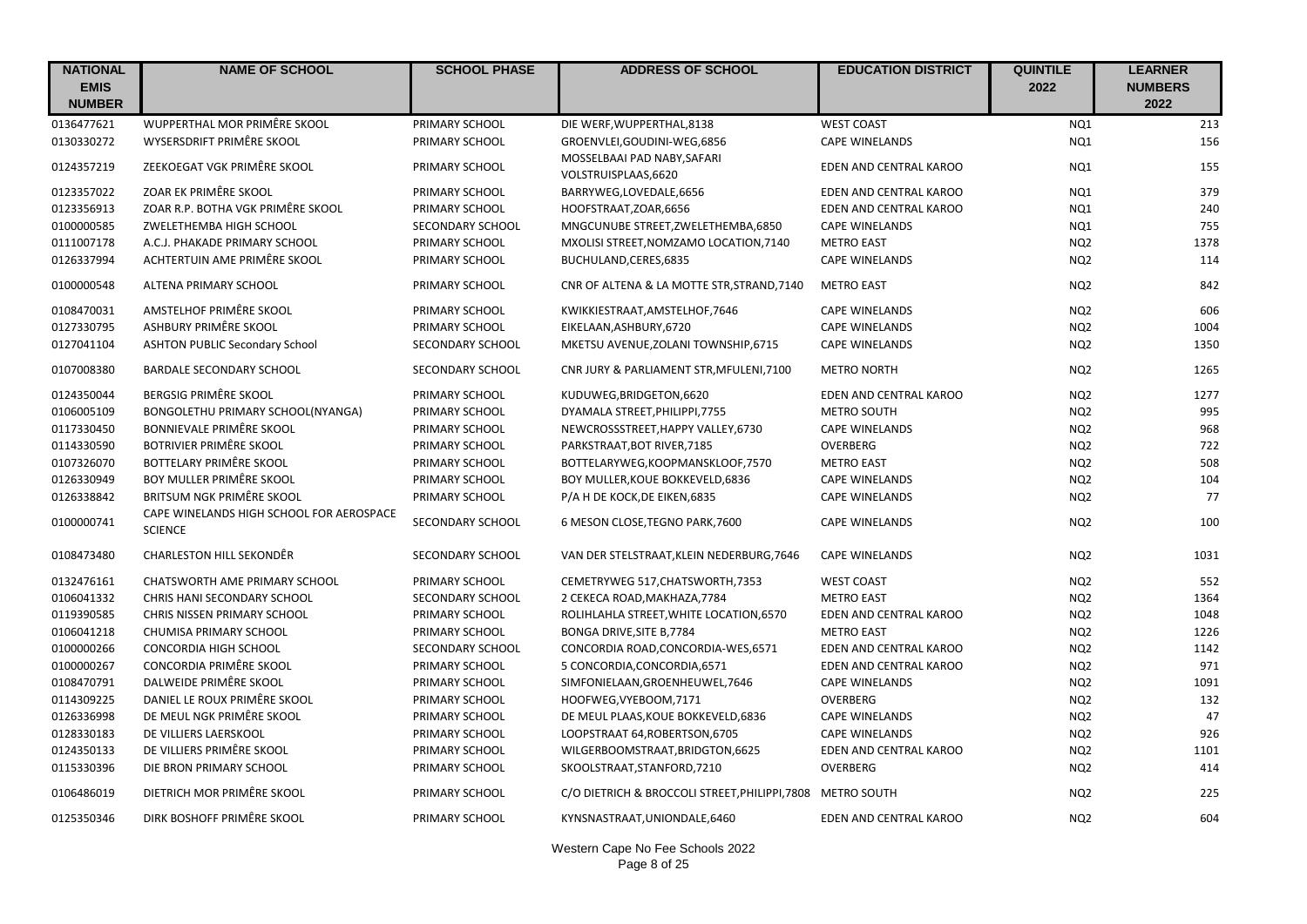| NATIONAL EMIS NUMBER | NAME OF SCHOOL | SCHOOL PHASE | ADDRESS OF SCHOOL | EDUCATION DISTRICT | QUINTILE 2022 | LEARNER NUMBERS 2022 |
|---|---|---|---|---|---|---|
| 0136477621 | WUPPERTHAL MOR PRIMÊRE SKOOL | PRIMARY SCHOOL | DIE WERF,WUPPERTHAL,8138 | WEST COAST | NQ1 | 213 |
| 0130330272 | WYSERSDRIFT PRIMÊRE SKOOL | PRIMARY SCHOOL | GROENVLEI,GOUDINI-WEG,6856 | CAPE WINELANDS | NQ1 | 156 |
| 0124357219 | ZEEKOEGAT VGK PRIMÊRE SKOOL | PRIMARY SCHOOL | MOSSELBAAI PAD NABY,SAFARI VOLSTRUISPLAAS,6620 | EDEN AND CENTRAL KAROO | NQ1 | 155 |
| 0123357022 | ZOAR EK PRIMÊRE SKOOL | PRIMARY SCHOOL | BARRYWEG,LOVEDALE,6656 | EDEN AND CENTRAL KAROO | NQ1 | 379 |
| 0123356913 | ZOAR R.P. BOTHA VGK PRIMÊRE SKOOL | PRIMARY SCHOOL | HOOFSTRAAT,ZOAR,6656 | EDEN AND CENTRAL KAROO | NQ1 | 240 |
| 0100000585 | ZWELETHEMBA HIGH SCHOOL | SECONDARY SCHOOL | MNGCUNUBE STREET,ZWELETHEMBA,6850 | CAPE WINELANDS | NQ1 | 755 |
| 0111007178 | A.C.J. PHAKADE PRIMARY SCHOOL | PRIMARY SCHOOL | MXOLISI STREET,NOMZAMO LOCATION,7140 | METRO EAST | NQ2 | 1378 |
| 0126337994 | ACHTERTUIN AME PRIMÊRE SKOOL | PRIMARY SCHOOL | BUCHULAND,CERES,6835 | CAPE WINELANDS | NQ2 | 114 |
| 0100000548 | ALTENA PRIMARY SCHOOL | PRIMARY SCHOOL | CNR OF ALTENA & LA MOTTE STR,STRAND,7140 | METRO EAST | NQ2 | 842 |
| 0108470031 | AMSTELHOF PRIMÊRE SKOOL | PRIMARY SCHOOL | KWIKKIESTRAAT,AMSTELHOF,7646 | CAPE WINELANDS | NQ2 | 606 |
| 0127330795 | ASHBURY PRIMÊRE SKOOL | PRIMARY SCHOOL | EIKELAAN,ASHBURY,6720 | CAPE WINELANDS | NQ2 | 1004 |
| 0127041104 | ASHTON PUBLIC Secondary School | SECONDARY SCHOOL | MKETSU AVENUE,ZOLANI TOWNSHIP,6715 | CAPE WINELANDS | NQ2 | 1350 |
| 0107008380 | BARDALE SECONDARY SCHOOL | SECONDARY SCHOOL | CNR JURY & PARLIAMENT STR,MFULENI,7100 | METRO NORTH | NQ2 | 1265 |
| 0124350044 | BERGSIG PRIMÊRE SKOOL | PRIMARY SCHOOL | KUDUWEG,BRIDGETON,6620 | EDEN AND CENTRAL KAROO | NQ2 | 1277 |
| 0106005109 | BONGOLETHU PRIMARY SCHOOL(NYANGA) | PRIMARY SCHOOL | DYAMALA STREET,PHILIPPI,7755 | METRO SOUTH | NQ2 | 995 |
| 0117330450 | BONNIEVALE PRIMÊRE SKOOL | PRIMARY SCHOOL | NEWCROSSSTREET,HAPPY VALLEY,6730 | CAPE WINELANDS | NQ2 | 968 |
| 0114330590 | BOTRIVIER PRIMÊRE SKOOL | PRIMARY SCHOOL | PARKSTRAAT,BOT RIVER,7185 | OVERBERG | NQ2 | 722 |
| 0107326070 | BOTTELARY PRIMÊRE SKOOL | PRIMARY SCHOOL | BOTTELARYWEG,KOOPMANSKLOOF,7570 | METRO EAST | NQ2 | 508 |
| 0126330949 | BOY MULLER PRIMÊRE SKOOL | PRIMARY SCHOOL | BOY MULLER,KOUE BOKKEVELD,6836 | CAPE WINELANDS | NQ2 | 104 |
| 0126338842 | BRITSUM NGK PRIMÊRE SKOOL | PRIMARY SCHOOL | P/A H DE KOCK,DE EIKEN,6835 | CAPE WINELANDS | NQ2 | 77 |
| 0100000741 | CAPE WINELANDS HIGH SCHOOL FOR AEROSPACE SCIENCE | SECONDARY SCHOOL | 6 MESON CLOSE,TEGNO PARK,7600 | CAPE WINELANDS | NQ2 | 100 |
| 0108473480 | CHARLESTON HILL SEKONDÊR | SECONDARY SCHOOL | VAN DER STELSTRAAT,KLEIN NEDERBURG,7646 | CAPE WINELANDS | NQ2 | 1031 |
| 0132476161 | CHATSWORTH AME PRIMARY SCHOOL | PRIMARY SCHOOL | CEMETRYWEG 517,CHATSWORTH,7353 | WEST COAST | NQ2 | 552 |
| 0106041332 | CHRIS HANI SECONDARY SCHOOL | SECONDARY SCHOOL | 2 CEKECA ROAD,MAKHAZA,7784 | METRO EAST | NQ2 | 1364 |
| 0119390585 | CHRIS NISSEN PRIMARY SCHOOL | PRIMARY SCHOOL | ROLIHLAHLA STREET,WHITE LOCATION,6570 | EDEN AND CENTRAL KAROO | NQ2 | 1048 |
| 0106041218 | CHUMISA PRIMARY SCHOOL | PRIMARY SCHOOL | BONGA DRIVE,SITE B,7784 | METRO EAST | NQ2 | 1226 |
| 0100000266 | CONCORDIA HIGH SCHOOL | SECONDARY SCHOOL | CONCORDIA ROAD,CONCORDIA-WES,6571 | EDEN AND CENTRAL KAROO | NQ2 | 1142 |
| 0100000267 | CONCORDIA PRIMÊRE SKOOL | PRIMARY SCHOOL | 5 CONCORDIA,CONCORDIA,6571 | EDEN AND CENTRAL KAROO | NQ2 | 971 |
| 0108470791 | DALWEIDE PRIMÊRE SKOOL | PRIMARY SCHOOL | SIMFONIELAAN,GROENHEUWEL,7646 | CAPE WINELANDS | NQ2 | 1091 |
| 0114309225 | DANIEL LE ROUX PRIMÊRE SKOOL | PRIMARY SCHOOL | HOOFWEG,VYEBOOM,7171 | OVERBERG | NQ2 | 132 |
| 0126336998 | DE MEUL NGK PRIMÊRE SKOOL | PRIMARY SCHOOL | DE MEUL PLAAS,KOUE BOKKEVELD,6836 | CAPE WINELANDS | NQ2 | 47 |
| 0128330183 | DE VILLIERS LAERSKOOL | PRIMARY SCHOOL | LOOPSTRAAT 64,ROBERTSON,6705 | CAPE WINELANDS | NQ2 | 926 |
| 0124350133 | DE VILLIERS PRIMÊRE SKOOL | PRIMARY SCHOOL | WILGERBOOMSTRAAT,BRIDGTON,6625 | EDEN AND CENTRAL KAROO | NQ2 | 1101 |
| 0115330396 | DIE BRON PRIMARY SCHOOL | PRIMARY SCHOOL | SKOOLSTRAAT,STANFORD,7210 | OVERBERG | NQ2 | 414 |
| 0106486019 | DIETRICH MOR PRIMÊRE SKOOL | PRIMARY SCHOOL | C/O DIETRICH & BROCCOLI STREET,PHILIPPI,7808 | METRO SOUTH | NQ2 | 225 |
| 0125350346 | DIRK BOSHOFF PRIMÊRE SKOOL | PRIMARY SCHOOL | KYNSNASTRAAT,UNIONDALE,6460 | EDEN AND CENTRAL KAROO | NQ2 | 604 |

Western Cape No Fee Schools 2022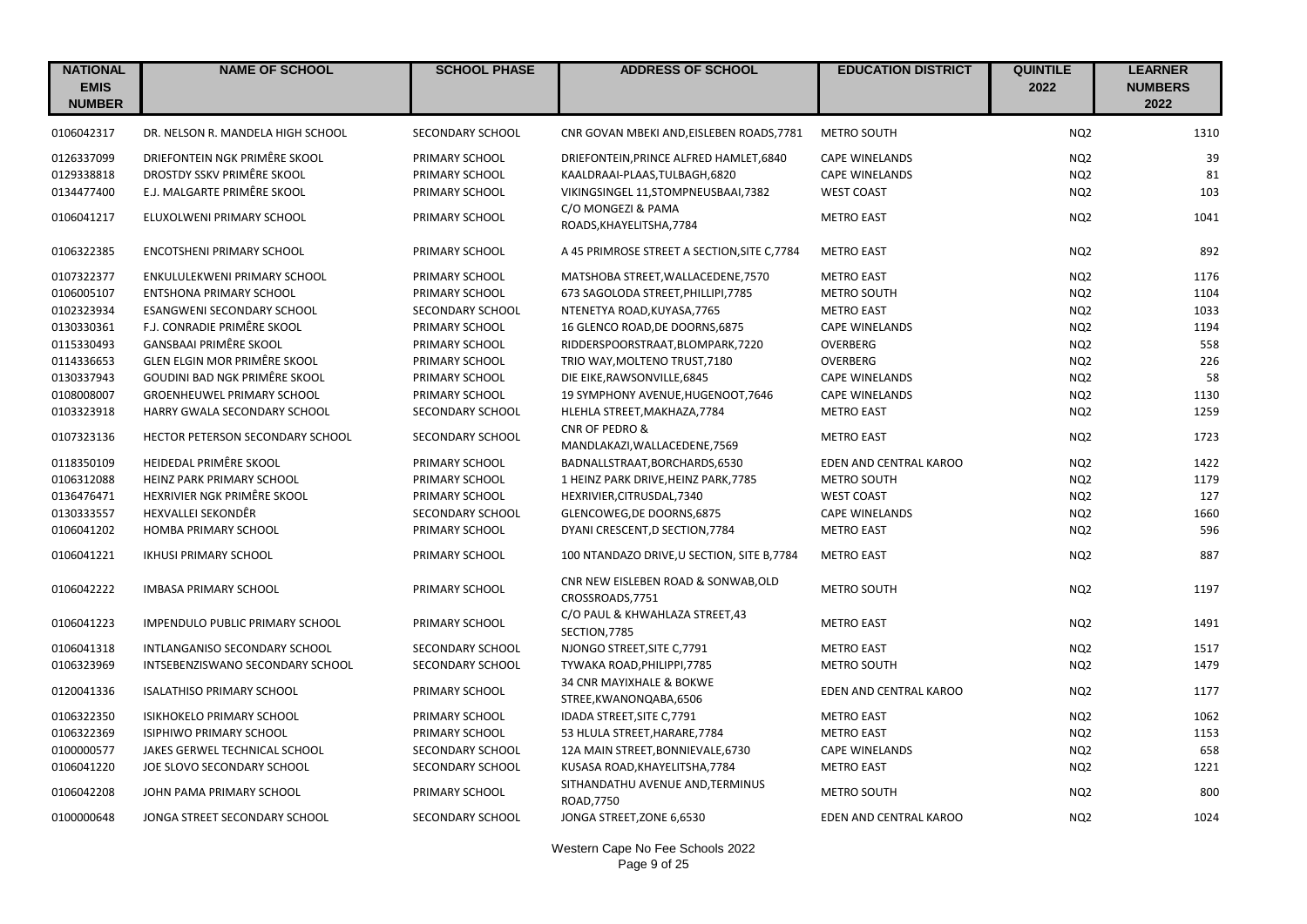| NATIONAL EMIS NUMBER | NAME OF SCHOOL | SCHOOL PHASE | ADDRESS OF SCHOOL | EDUCATION DISTRICT | QUINTILE 2022 | LEARNER NUMBERS 2022 |
|---|---|---|---|---|---|---|
| 0106042317 | DR. NELSON R. MANDELA HIGH SCHOOL | SECONDARY SCHOOL | CNR GOVAN MBEKI AND,EISLEBEN ROADS,7781 | METRO SOUTH | NQ2 | 1310 |
| 0126337099 | DRIEFONTEIN NGK PRIMÊRE SKOOL | PRIMARY SCHOOL | DRIEFONTEIN,PRINCE ALFRED HAMLET,6840 | CAPE WINELANDS | NQ2 | 39 |
| 0129338818 | DROSTDY SSKV PRIMÊRE SKOOL | PRIMARY SCHOOL | KAALDRAAI-PLAAS,TULBAGH,6820 | CAPE WINELANDS | NQ2 | 81 |
| 0134477400 | E.J. MALGARTE PRIMÊRE SKOOL | PRIMARY SCHOOL | VIKINGSINGEL 11,STOMPNEUSBAAI,7382 | WEST COAST | NQ2 | 103 |
| 0106041217 | ELUXOLWENI PRIMARY SCHOOL | PRIMARY SCHOOL | C/O MONGEZI & PAMA ROADS,KHAYELITSHA,7784 | METRO EAST | NQ2 | 1041 |
| 0106322385 | ENCOTSHENI PRIMARY SCHOOL | PRIMARY SCHOOL | A 45 PRIMROSE STREET A SECTION,SITE C,7784 | METRO EAST | NQ2 | 892 |
| 0107322377 | ENKULULEKWENI PRIMARY SCHOOL | PRIMARY SCHOOL | MATSHOBA STREET,WALLACEDENE,7570 | METRO EAST | NQ2 | 1176 |
| 0106005107 | ENTSHONA PRIMARY SCHOOL | PRIMARY SCHOOL | 673 SAGOLODA STREET,PHILLIPI,7785 | METRO SOUTH | NQ2 | 1104 |
| 0102323934 | ESANGWENI SECONDARY SCHOOL | SECONDARY SCHOOL | NTENETYA ROAD,KUYASA,7765 | METRO EAST | NQ2 | 1033 |
| 0130330361 | F.J. CONRADIE PRIMÊRE SKOOL | PRIMARY SCHOOL | 16 GLENCO ROAD,DE DOORNS,6875 | CAPE WINELANDS | NQ2 | 1194 |
| 0115330493 | GANSBAAI PRIMÊRE SKOOL | PRIMARY SCHOOL | RIDDERSPOORSTRAAT,BLOMPARK,7220 | OVERBERG | NQ2 | 558 |
| 0114336653 | GLEN ELGIN MOR PRIMÊRE SKOOL | PRIMARY SCHOOL | TRIO WAY,MOLTENO TRUST,7180 | OVERBERG | NQ2 | 226 |
| 0130337943 | GOUDINI BAD NGK PRIMÊRE SKOOL | PRIMARY SCHOOL | DIE EIKE,RAWSONVILLE,6845 | CAPE WINELANDS | NQ2 | 58 |
| 0108008007 | GROENHEUWEL PRIMARY SCHOOL | PRIMARY SCHOOL | 19 SYMPHONY AVENUE,HUGENOOT,7646 | CAPE WINELANDS | NQ2 | 1130 |
| 0103323918 | HARRY GWALA SECONDARY SCHOOL | SECONDARY SCHOOL | HLEHLA STREET,MAKHAZA,7784 | METRO EAST | NQ2 | 1259 |
| 0107323136 | HECTOR PETERSON SECONDARY SCHOOL | SECONDARY SCHOOL | CNR OF PEDRO & MANDLAKAZI,WALLACEDENE,7569 | METRO EAST | NQ2 | 1723 |
| 0118350109 | HEIDEDAL PRIMÊRE SKOOL | PRIMARY SCHOOL | BADNALLSTRAAT,BORCHARDS,6530 | EDEN AND CENTRAL KAROO | NQ2 | 1422 |
| 0106312088 | HEINZ PARK PRIMARY SCHOOL | PRIMARY SCHOOL | 1 HEINZ PARK DRIVE,HEINZ PARK,7785 | METRO SOUTH | NQ2 | 1179 |
| 0136476471 | HEXRIVIER NGK PRIMÊRE SKOOL | PRIMARY SCHOOL | HEXRIVIER,CITRUSDAL,7340 | WEST COAST | NQ2 | 127 |
| 0130333557 | HEXVALLEI SEKONDÊR | SECONDARY SCHOOL | GLENCOWEG,DE DOORNS,6875 | CAPE WINELANDS | NQ2 | 1660 |
| 0106041202 | HOMBA PRIMARY SCHOOL | PRIMARY SCHOOL | DYANI CRESCENT,D SECTION,7784 | METRO EAST | NQ2 | 596 |
| 0106041221 | IKHUSI PRIMARY SCHOOL | PRIMARY SCHOOL | 100 NTANDAZO DRIVE,U SECTION, SITE B,7784 | METRO EAST | NQ2 | 887 |
| 0106042222 | IMBASA PRIMARY SCHOOL | PRIMARY SCHOOL | CNR NEW EISLEBEN ROAD & SONWAB,OLD CROSSROADS,7751 | METRO SOUTH | NQ2 | 1197 |
| 0106041223 | IMPENDULO PUBLIC PRIMARY SCHOOL | PRIMARY SCHOOL | C/O PAUL & KHWAHLAZA STREET,43 SECTION,7785 | METRO EAST | NQ2 | 1491 |
| 0106041318 | INTLANGANISO SECONDARY SCHOOL | SECONDARY SCHOOL | NJONGO STREET,SITE C,7791 | METRO EAST | NQ2 | 1517 |
| 0106323969 | INTSEBENZISWANO SECONDARY SCHOOL | SECONDARY SCHOOL | TYWAKA ROAD,PHILIPPI,7785 | METRO SOUTH | NQ2 | 1479 |
| 0120041336 | ISALATHISO PRIMARY SCHOOL | PRIMARY SCHOOL | 34 CNR MAYIXHALE & BOKWE STREE,KWANONQABA,6506 | EDEN AND CENTRAL KAROO | NQ2 | 1177 |
| 0106322350 | ISIKHOKELO PRIMARY SCHOOL | PRIMARY SCHOOL | IDADA STREET,SITE C,7791 | METRO EAST | NQ2 | 1062 |
| 0106322369 | ISIPHIWO PRIMARY SCHOOL | PRIMARY SCHOOL | 53 HLULA STREET,HARARE,7784 | METRO EAST | NQ2 | 1153 |
| 0100000577 | JAKES GERWEL TECHNICAL SCHOOL | SECONDARY SCHOOL | 12A MAIN STREET,BONNIEVALE,6730 | CAPE WINELANDS | NQ2 | 658 |
| 0106041220 | JOE SLOVO SECONDARY SCHOOL | SECONDARY SCHOOL | KUSASA ROAD,KHAYELITSHA,7784 | METRO EAST | NQ2 | 1221 |
| 0106042208 | JOHN PAMA PRIMARY SCHOOL | PRIMARY SCHOOL | SITHANDATHU AVENUE AND,TERMINUS ROAD,7750 | METRO SOUTH | NQ2 | 800 |
| 0100000648 | JONGA STREET SECONDARY SCHOOL | SECONDARY SCHOOL | JONGA STREET,ZONE 6,6530 | EDEN AND CENTRAL KAROO | NQ2 | 1024 |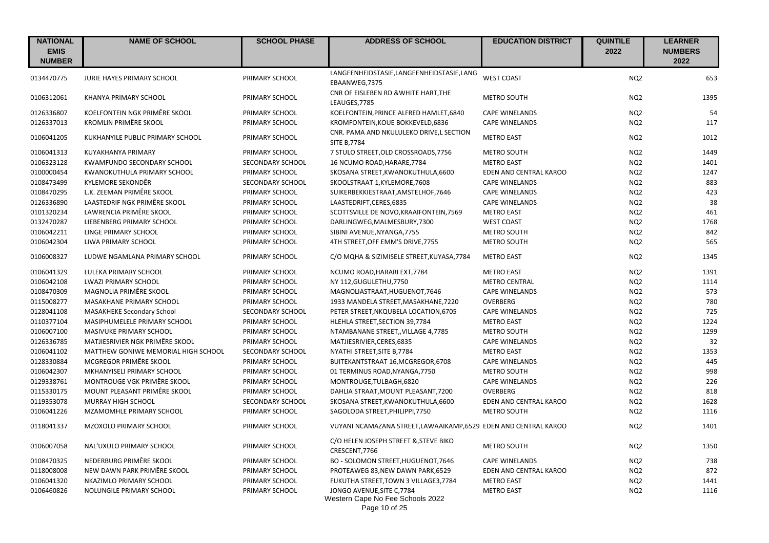| NATIONAL EMIS NUMBER | NAME OF SCHOOL | SCHOOL PHASE | ADDRESS OF SCHOOL | EDUCATION DISTRICT | QUINTILE 2022 | LEARNER NUMBERS 2022 |
|---|---|---|---|---|---|---|
| 0134470775 | JURIE HAYES PRIMARY SCHOOL | PRIMARY SCHOOL | LANGEENHEIDSTASIE,LANGEENHEIDSTASIE,LANGEBAANWEG,7375 | WEST COAST | NQ2 | 653 |
| 0106312061 | KHANYA PRIMARY SCHOOL | PRIMARY SCHOOL | CNR OF EISLEBEN RD &WHITE HART,THE LEAUGES,7785 | METRO SOUTH | NQ2 | 1395 |
| 0126336807 | KOELFONTEIN NGK PRIMÊRE SKOOL | PRIMARY SCHOOL | KOELFONTEIN,PRINCE ALFRED HAMLET,6840 | CAPE WINELANDS | NQ2 | 54 |
| 0126337013 | KROMLIN PRIMÊRE SKOOL | PRIMARY SCHOOL | KROMFONTEIN,KOUE BOKKEVELD,6836 | CAPE WINELANDS | NQ2 | 117 |
| 0106041205 | KUKHANYILE PUBLIC PRIMARY SCHOOL | PRIMARY SCHOOL | CNR. PAMA AND NKULULEKO DRIVE,L SECTION SITE B,7784 | METRO EAST | NQ2 | 1012 |
| 0106041313 | KUYAKHANYA PRIMARY | PRIMARY SCHOOL | 7 STULO STREET,OLD CROSSROADS,7756 | METRO SOUTH | NQ2 | 1449 |
| 0106323128 | KWAMFUNDO SECONDARY SCHOOL | SECONDARY SCHOOL | 16 NCUMO ROAD,HARARE,7784 | METRO EAST | NQ2 | 1401 |
| 0100000454 | KWANOKUTHULA PRIMARY SCHOOL | PRIMARY SCHOOL | SKOSANA STREET,KWANOKUTHULA,6600 | EDEN AND CENTRAL KAROO | NQ2 | 1247 |
| 0108473499 | KYLEMORE SEKONDÊR | SECONDARY SCHOOL | SKOOLSTRAAT 1,KYLEMORE,7608 | CAPE WINELANDS | NQ2 | 883 |
| 0108470295 | L.K. ZEEMAN PRIMÊRE SKOOL | PRIMARY SCHOOL | SUIKERBEKKIESTRAAT,AMSTELHOF,7646 | CAPE WINELANDS | NQ2 | 423 |
| 0126336890 | LAASTEDRIF NGK PRIMÊRE SKOOL | PRIMARY SCHOOL | LAASTEDRIFT,CERES,6835 | CAPE WINELANDS | NQ2 | 38 |
| 0101320234 | LAWRENCIA PRIMÊRE SKOOL | PRIMARY SCHOOL | SCOTTSVILLE DE NOVO,KRAAIFONTEIN,7569 | METRO EAST | NQ2 | 461 |
| 0132470287 | LIEBENBERG PRIMARY SCHOOL | PRIMARY SCHOOL | DARLINGWEG,MALMESBURY,7300 | WEST COAST | NQ2 | 1768 |
| 0106042211 | LINGE PRIMARY SCHOOL | PRIMARY SCHOOL | SIBINI AVENUE,NYANGA,7755 | METRO SOUTH | NQ2 | 842 |
| 0106042304 | LIWA PRIMARY SCHOOL | PRIMARY SCHOOL | 4TH STREET,OFF EMM'S DRIVE,7755 | METRO SOUTH | NQ2 | 565 |
| 0106008327 | LUDWE NGAMLANA PRIMARY SCHOOL | PRIMARY SCHOOL | C/O MQHA & SIZIMISELE STREET,KUYASA,7784 | METRO EAST | NQ2 | 1345 |
| 0106041329 | LULEKA PRIMARY SCHOOL | PRIMARY SCHOOL | NCUMO ROAD,HARARI EXT,7784 | METRO EAST | NQ2 | 1391 |
| 0106042108 | LWAZI PRIMARY SCHOOL | PRIMARY SCHOOL | NY 112,GUGULETHU,7750 | METRO CENTRAL | NQ2 | 1114 |
| 0108470309 | MAGNOLIA PRIMÊRE SKOOL | PRIMARY SCHOOL | MAGNOLIASTRAAT,HUGUENOT,7646 | CAPE WINELANDS | NQ2 | 573 |
| 0115008277 | MASAKHANE PRIMARY SCHOOL | PRIMARY SCHOOL | 1933 MANDELA STREET,MASAKHANE,7220 | OVERBERG | NQ2 | 780 |
| 0128041108 | MASAKHEKE Secondary School | SECONDARY SCHOOL | PETER STREET,NKQUBELA LOCATION,6705 | CAPE WINELANDS | NQ2 | 725 |
| 0110377104 | MASIPHUMELELE PRIMARY SCHOOL | PRIMARY SCHOOL | HLEHLA STREET,SECTION 39,7784 | METRO EAST | NQ2 | 1224 |
| 0106007100 | MASIVUKE PRIMARY SCHOOL | PRIMARY SCHOOL | NTAMBANANE STREET,,VILLAGE 4,7785 | METRO SOUTH | NQ2 | 1299 |
| 0126336785 | MATJIESRIVIER NGK PRIMÊRE SKOOL | PRIMARY SCHOOL | MATJIESRIVIER,CERES,6835 | CAPE WINELANDS | NQ2 | 32 |
| 0106041102 | MATTHEW GONIWE MEMORIAL HIGH SCHOOL | SECONDARY SCHOOL | NYATHI STREET,SITE B,7784 | METRO EAST | NQ2 | 1353 |
| 0128330884 | MCGREGOR PRIMÊRE SKOOL | PRIMARY SCHOOL | BUITEKANTSTRAAT 16,MCGREGOR,6708 | CAPE WINELANDS | NQ2 | 445 |
| 0106042307 | MKHANYISELI PRIMARY SCHOOL | PRIMARY SCHOOL | 01 TERMINUS ROAD,NYANGA,7750 | METRO SOUTH | NQ2 | 998 |
| 0129338761 | MONTROUGE VGK PRIMÊRE SKOOL | PRIMARY SCHOOL | MONTROUGE,TULBAGH,6820 | CAPE WINELANDS | NQ2 | 226 |
| 0115330175 | MOUNT PLEASANT PRIMÊRE SKOOL | PRIMARY SCHOOL | DAHLIA STRAAT,MOUNT PLEASANT,7200 | OVERBERG | NQ2 | 818 |
| 0119353078 | MURRAY HIGH SCHOOL | SECONDARY SCHOOL | SKOSANA STREET,KWANOKUTHULA,6600 | EDEN AND CENTRAL KAROO | NQ2 | 1628 |
| 0106041226 | MZAMOMHLE PRIMARY SCHOOL | PRIMARY SCHOOL | SAGOLODA STREET,PHILIPPI,7750 | METRO SOUTH | NQ2 | 1116 |
| 0118041337 | MZOXOLO PRIMARY SCHOOL | PRIMARY SCHOOL | VUYANI NCAMAZANA STREET,LAWAAIKAMP,6529 | EDEN AND CENTRAL KAROO | NQ2 | 1401 |
| 0106007058 | NAL'UXULO PRIMARY SCHOOL | PRIMARY SCHOOL | C/O HELEN JOSEPH STREET &,STEVE BIKO CRESCENT,7766 | METRO SOUTH | NQ2 | 1350 |
| 0108470325 | NEDERBURG PRIMÊRE SKOOL | PRIMARY SCHOOL | BO - SOLOMON STREET,HUGUENOT,7646 | CAPE WINELANDS | NQ2 | 738 |
| 0118008008 | NEW DAWN PARK PRIMÊRE SKOOL | PRIMARY SCHOOL | PROTEAWEG 83,NEW DAWN PARK,6529 | EDEN AND CENTRAL KAROO | NQ2 | 872 |
| 0106041320 | NKAZIMLO PRIMARY SCHOOL | PRIMARY SCHOOL | FUKUTHA STREET,TOWN 3 VILLAGE3,7784 | METRO EAST | NQ2 | 1441 |
| 0106460826 | NOLUNGILE PRIMARY SCHOOL | PRIMARY SCHOOL | JONGO AVENUE,SITE C,7784 | METRO EAST | NQ2 | 1116 |

Western Cape No Fee Schools 2022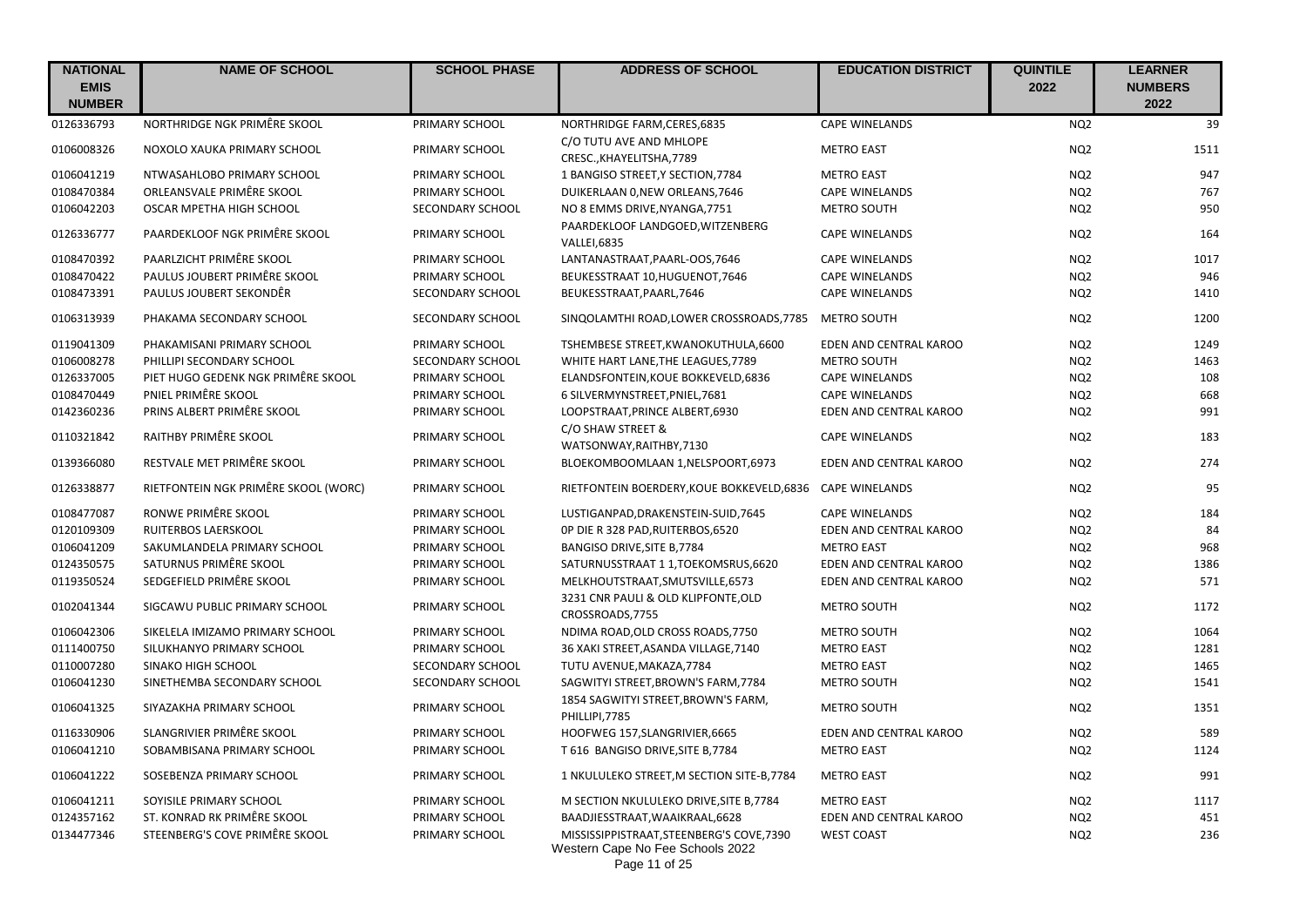| NATIONAL EMIS NUMBER | NAME OF SCHOOL | SCHOOL PHASE | ADDRESS OF SCHOOL | EDUCATION DISTRICT | QUINTILE 2022 | LEARNER NUMBERS 2022 |
|---|---|---|---|---|---|---|
| 0126336793 | NORTHRIDGE NGK PRIMÊRE SKOOL | PRIMARY SCHOOL | NORTHRIDGE FARM,CERES,6835 | CAPE WINELANDS | NQ2 | 39 |
| 0106008326 | NOXOLO XAUKA PRIMARY SCHOOL | PRIMARY SCHOOL | C/O TUTU AVE AND MHLOPE CRESC.,KHAYELITSHA,7789 | METRO EAST | NQ2 | 1511 |
| 0106041219 | NTWASAHLOBO PRIMARY SCHOOL | PRIMARY SCHOOL | 1 BANGISO STREET,Y SECTION,7784 | METRO EAST | NQ2 | 947 |
| 0108470384 | ORLEANSVALE PRIMÊRE SKOOL | PRIMARY SCHOOL | DUIKERLAAN 0,NEW ORLEANS,7646 | CAPE WINELANDS | NQ2 | 767 |
| 0106042203 | OSCAR MPETHA HIGH SCHOOL | SECONDARY SCHOOL | NO 8 EMMS DRIVE,NYANGA,7751 | METRO SOUTH | NQ2 | 950 |
| 0126336777 | PAARDEKLOOF NGK PRIMÊRE SKOOL | PRIMARY SCHOOL | PAARDEKLOOF LANDGOED,WITZENBERG VALLEI,6835 | CAPE WINELANDS | NQ2 | 164 |
| 0108470392 | PAARLZICHT PRIMÊRE SKOOL | PRIMARY SCHOOL | LANTANASTRAAT,PAARL-OOS,7646 | CAPE WINELANDS | NQ2 | 1017 |
| 0108470422 | PAULUS JOUBERT PRIMÊRE SKOOL | PRIMARY SCHOOL | BEUKESSTRAAT 10,HUGUENOT,7646 | CAPE WINELANDS | NQ2 | 946 |
| 0108473391 | PAULUS JOUBERT SEKONDÊR | SECONDARY SCHOOL | BEUKESSTRAAT,PAARL,7646 | CAPE WINELANDS | NQ2 | 1410 |
| 0106313939 | PHAKAMA SECONDARY SCHOOL | SECONDARY SCHOOL | SINQOLAMTHI ROAD,LOWER CROSSROADS,7785 | METRO SOUTH | NQ2 | 1200 |
| 0119041309 | PHAKAMISANI PRIMARY SCHOOL | PRIMARY SCHOOL | TSHEMBESE STREET,KWANOKUTHULA,6600 | EDEN AND CENTRAL KAROO | NQ2 | 1249 |
| 0106008278 | PHILLIPI SECONDARY SCHOOL | SECONDARY SCHOOL | WHITE HART LANE,THE LEAGUES,7789 | METRO SOUTH | NQ2 | 1463 |
| 0126337005 | PIET HUGO GEDENK NGK PRIMÊRE SKOOL | PRIMARY SCHOOL | ELANDSFONTEIN,KOUE BOKKEVELD,6836 | CAPE WINELANDS | NQ2 | 108 |
| 0108470449 | PNIEL PRIMÊRE SKOOL | PRIMARY SCHOOL | 6 SILVERMYNSTREET,PNIEL,7681 | CAPE WINELANDS | NQ2 | 668 |
| 0142360236 | PRINS ALBERT PRIMÊRE SKOOL | PRIMARY SCHOOL | LOOPSTRAAT,PRINCE ALBERT,6930 | EDEN AND CENTRAL KAROO | NQ2 | 991 |
| 0110321842 | RAITHBY PRIMÊRE SKOOL | PRIMARY SCHOOL | C/O SHAW STREET & WATSONWAY,RAITHBY,7130 | CAPE WINELANDS | NQ2 | 183 |
| 0139366080 | RESTVALE MET PRIMÊRE SKOOL | PRIMARY SCHOOL | BLOEKOMBOOMLAAN 1,NELSPOORT,6973 | EDEN AND CENTRAL KAROO | NQ2 | 274 |
| 0126338877 | RIETFONTEIN NGK PRIMÊRE SKOOL (WORC) | PRIMARY SCHOOL | RIETFONTEIN BOERDERY,KOUE BOKKEVELD,6836 | CAPE WINELANDS | NQ2 | 95 |
| 0108477087 | RONWE PRIMÊRE SKOOL | PRIMARY SCHOOL | LUSTIGANPAD,DRAKENSTEIN-SUID,7645 | CAPE WINELANDS | NQ2 | 184 |
| 0120109309 | RUITERBOS LAERSKOOL | PRIMARY SCHOOL | 0P DIE R 328 PAD,RUITERBOS,6520 | EDEN AND CENTRAL KAROO | NQ2 | 84 |
| 0106041209 | SAKUMLANDELA PRIMARY SCHOOL | PRIMARY SCHOOL | BANGISO DRIVE,SITE B,7784 | METRO EAST | NQ2 | 968 |
| 0124350575 | SATURNUS PRIMÊRE SKOOL | PRIMARY SCHOOL | SATURNUSSTRAAT 1 1,TOEKOMSRUS,6620 | EDEN AND CENTRAL KAROO | NQ2 | 1386 |
| 0119350524 | SEDGEFIELD PRIMÊRE SKOOL | PRIMARY SCHOOL | MELKHOUTSTRAAT,SMUTSVILLE,6573 | EDEN AND CENTRAL KAROO | NQ2 | 571 |
| 0102041344 | SIGCAWU PUBLIC PRIMARY SCHOOL | PRIMARY SCHOOL | 3231 CNR PAULI & OLD KLIPFONTE,OLD CROSSROADS,7755 | METRO SOUTH | NQ2 | 1172 |
| 0106042306 | SIKELELA IMIZAMO PRIMARY SCHOOL | PRIMARY SCHOOL | NDIMA ROAD,OLD CROSS ROADS,7750 | METRO SOUTH | NQ2 | 1064 |
| 0111400750 | SILUKHANYO PRIMARY SCHOOL | PRIMARY SCHOOL | 36 XAKI STREET,ASANDA VILLAGE,7140 | METRO EAST | NQ2 | 1281 |
| 0110007280 | SINAKO HIGH SCHOOL | SECONDARY SCHOOL | TUTU AVENUE,MAKAZA,7784 | METRO EAST | NQ2 | 1465 |
| 0106041230 | SINETHEMBA SECONDARY SCHOOL | SECONDARY SCHOOL | SAGWITYI STREET,BROWN'S FARM,7784 | METRO SOUTH | NQ2 | 1541 |
| 0106041325 | SIYAZAKHA PRIMARY SCHOOL | PRIMARY SCHOOL | 1854 SAGWITYI STREET,BROWN'S FARM, PHILLIPI,7785 | METRO SOUTH | NQ2 | 1351 |
| 0116330906 | SLANGRIVIER PRIMÊRE SKOOL | PRIMARY SCHOOL | HOOFWEG 157,SLANGRIVIER,6665 | EDEN AND CENTRAL KAROO | NQ2 | 589 |
| 0106041210 | SOBAMBISANA PRIMARY SCHOOL | PRIMARY SCHOOL | T 616 BANGISO DRIVE,SITE B,7784 | METRO EAST | NQ2 | 1124 |
| 0106041222 | SOSEBENZA PRIMARY SCHOOL | PRIMARY SCHOOL | 1 NKULULEKO STREET,M SECTION SITE-B,7784 | METRO EAST | NQ2 | 991 |
| 0106041211 | SOYISILE PRIMARY SCHOOL | PRIMARY SCHOOL | M SECTION NKULULEKO DRIVE,SITE B,7784 | METRO EAST | NQ2 | 1117 |
| 0124357162 | ST. KONRAD RK PRIMÊRE SKOOL | PRIMARY SCHOOL | BAADJIESSTRAAT,WAAIKRAAL,6628 | EDEN AND CENTRAL KAROO | NQ2 | 451 |
| 0134477346 | STEENBERG'S COVE PRIMÊRE SKOOL | PRIMARY SCHOOL | MISSISSIPPISTRAAT,STEENBERG'S COVE,7390 | WEST COAST | NQ2 | 236 |

Western Cape No Fee Schools 2022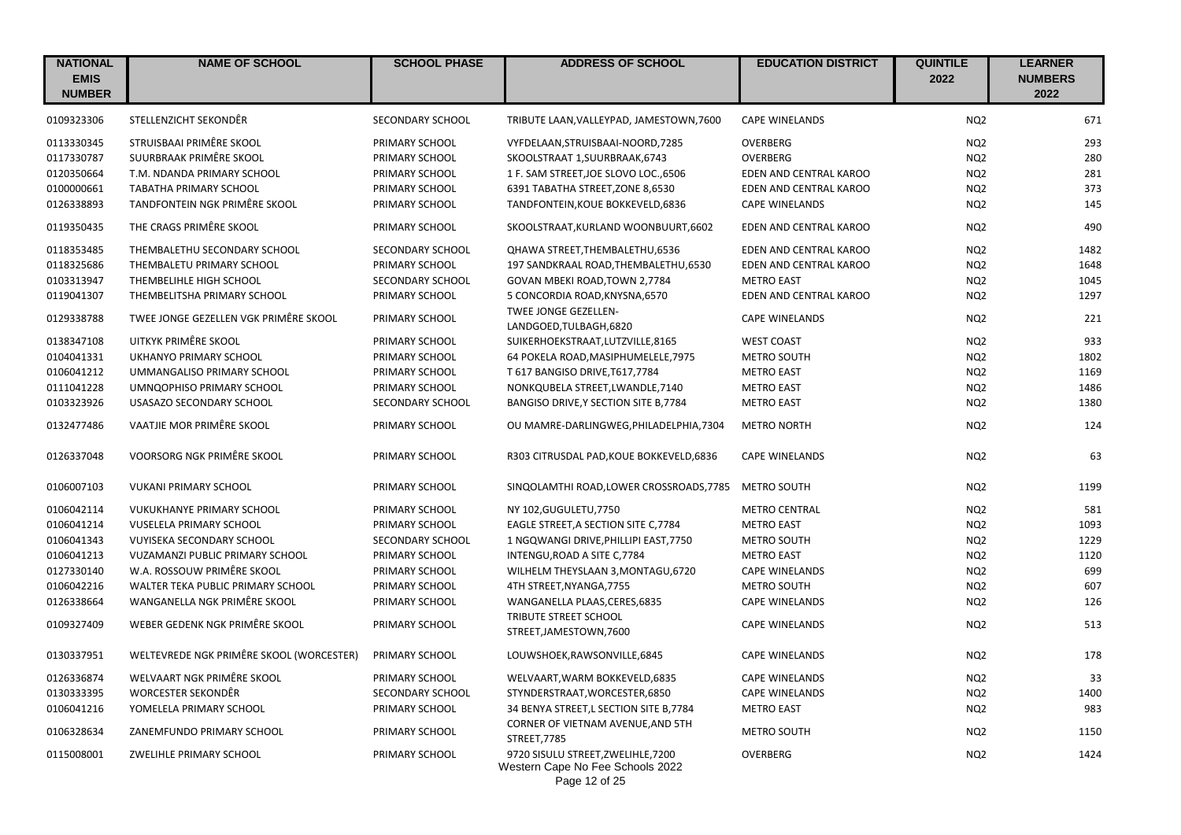| NATIONAL EMIS NUMBER | NAME OF SCHOOL | SCHOOL PHASE | ADDRESS OF SCHOOL | EDUCATION DISTRICT | QUINTILE 2022 | LEARNER NUMBERS 2022 |
|---|---|---|---|---|---|---|
| 0109323306 | STELLENZICHT SEKONDÊR | SECONDARY SCHOOL | TRIBUTE LAAN,VALLEYPAD, JAMESTOWN,7600 | CAPE WINELANDS | NQ2 | 671 |
| 0113330345 | STRUISBAAI PRIMÊRE SKOOL | PRIMARY SCHOOL | VYFDELAAN,STRUISBAAI-NOORD,7285 | OVERBERG | NQ2 | 293 |
| 0117330787 | SUURBRAAK PRIMÊRE SKOOL | PRIMARY SCHOOL | SKOOLSTRAAT 1,SUURBRAAK,6743 | OVERBERG | NQ2 | 280 |
| 0120350664 | T.M. NDANDA PRIMARY SCHOOL | PRIMARY SCHOOL | 1 F. SAM STREET,JOE SLOVO LOC.,6506 | EDEN AND CENTRAL KAROO | NQ2 | 281 |
| 0100000661 | TABATHA PRIMARY SCHOOL | PRIMARY SCHOOL | 6391 TABATHA STREET,ZONE 8,6530 | EDEN AND CENTRAL KAROO | NQ2 | 373 |
| 0126338893 | TANDFONTEIN NGK PRIMÊRE SKOOL | PRIMARY SCHOOL | TANDFONTEIN,KOUE BOKKEVELD,6836 | CAPE WINELANDS | NQ2 | 145 |
| 0119350435 | THE CRAGS PRIMÊRE SKOOL | PRIMARY SCHOOL | SKOOLSTRAAT,KURLAND WOONBUURT,6602 | EDEN AND CENTRAL KAROO | NQ2 | 490 |
| 0118353485 | THEMBALETHU SECONDARY SCHOOL | SECONDARY SCHOOL | QHAWA STREET,THEMBALETHU,6536 | EDEN AND CENTRAL KAROO | NQ2 | 1482 |
| 0118325686 | THEMBALETU PRIMARY SCHOOL | PRIMARY SCHOOL | 197 SANDKRAAL ROAD,THEMBALETHU,6530 | EDEN AND CENTRAL KAROO | NQ2 | 1648 |
| 0103313947 | THEMBELIHLE HIGH SCHOOL | SECONDARY SCHOOL | GOVAN MBEKI ROAD,TOWN 2,7784 | METRO EAST | NQ2 | 1045 |
| 0119041307 | THEMBELITSHA PRIMARY SCHOOL | PRIMARY SCHOOL | 5 CONCORDIA ROAD,KNYSNA,6570 | EDEN AND CENTRAL KAROO | NQ2 | 1297 |
| 0129338788 | TWEE JONGE GEZELLEN VGK PRIMÊRE SKOOL | PRIMARY SCHOOL | TWEE JONGE GEZELLEN-LANDGOED,TULBAGH,6820 | CAPE WINELANDS | NQ2 | 221 |
| 0138347108 | UITKYK PRIMÊRE SKOOL | PRIMARY SCHOOL | SUIKERHOEKSTRAAT,LUTZVILLE,8165 | WEST COAST | NQ2 | 933 |
| 0104041331 | UKHANYO PRIMARY SCHOOL | PRIMARY SCHOOL | 64 POKELA ROAD,MASIPHUMELELE,7975 | METRO SOUTH | NQ2 | 1802 |
| 0106041212 | UMMANGALISO PRIMARY SCHOOL | PRIMARY SCHOOL | T 617 BANGISO DRIVE,T617,7784 | METRO EAST | NQ2 | 1169 |
| 0111041228 | UMNQOPHISO PRIMARY SCHOOL | PRIMARY SCHOOL | NONKQUBELA STREET,LWANDLE,7140 | METRO EAST | NQ2 | 1486 |
| 0103323926 | USASAZO SECONDARY SCHOOL | SECONDARY SCHOOL | BANGISO DRIVE,Y SECTION SITE B,7784 | METRO EAST | NQ2 | 1380 |
| 0132477486 | VAATJIE MOR PRIMÊRE SKOOL | PRIMARY SCHOOL | OU MAMRE-DARLINGWEG,PHILADELPHIA,7304 | METRO NORTH | NQ2 | 124 |
| 0126337048 | VOORSORG NGK PRIMÊRE SKOOL | PRIMARY SCHOOL | R303 CITRUSDAL PAD,KOUE BOKKEVELD,6836 | CAPE WINELANDS | NQ2 | 63 |
| 0106007103 | VUKANI PRIMARY SCHOOL | PRIMARY SCHOOL | SINQOLAMTHI ROAD,LOWER CROSSROADS,7785 | METRO SOUTH | NQ2 | 1199 |
| 0106042114 | VUKUKHANYE PRIMARY SCHOOL | PRIMARY SCHOOL | NY 102,GUGULETU,7750 | METRO CENTRAL | NQ2 | 581 |
| 0106041214 | VUSELELA PRIMARY SCHOOL | PRIMARY SCHOOL | EAGLE STREET,A SECTION SITE C,7784 | METRO EAST | NQ2 | 1093 |
| 0106041343 | VUYISEKA SECONDARY SCHOOL | SECONDARY SCHOOL | 1 NGQWANGI DRIVE,PHILLIPI EAST,7750 | METRO SOUTH | NQ2 | 1229 |
| 0106041213 | VUZAMANZI PUBLIC PRIMARY SCHOOL | PRIMARY SCHOOL | INTENGU,ROAD A SITE C,7784 | METRO EAST | NQ2 | 1120 |
| 0127330140 | W.A. ROSSOUW PRIMÊRE SKOOL | PRIMARY SCHOOL | WILHELM THEYSLAAN 3,MONTAGU,6720 | CAPE WINELANDS | NQ2 | 699 |
| 0106042216 | WALTER TEKA PUBLIC PRIMARY SCHOOL | PRIMARY SCHOOL | 4TH STREET,NYANGA,7755 | METRO SOUTH | NQ2 | 607 |
| 0126338664 | WANGANELLA NGK PRIMÊRE SKOOL | PRIMARY SCHOOL | WANGANELLA PLAAS,CERES,6835 | CAPE WINELANDS | NQ2 | 126 |
| 0109327409 | WEBER GEDENK NGK PRIMÊRE SKOOL | PRIMARY SCHOOL | TRIBUTE STREET SCHOOL STREET,JAMESTOWN,7600 | CAPE WINELANDS | NQ2 | 513 |
| 0130337951 | WELTEVREDE NGK PRIMÊRE SKOOL (WORCESTER) | PRIMARY SCHOOL | LOUWSHOEK,RAWSONVILLE,6845 | CAPE WINELANDS | NQ2 | 178 |
| 0126336874 | WELVAART NGK PRIMÊRE SKOOL | PRIMARY SCHOOL | WELVAART,WARM BOKKEVELD,6835 | CAPE WINELANDS | NQ2 | 33 |
| 0130333395 | WORCESTER SEKONDÊR | SECONDARY SCHOOL | STYNDERSTRAAT,WORCESTER,6850 | CAPE WINELANDS | NQ2 | 1400 |
| 0106041216 | YOMELELA PRIMARY SCHOOL | PRIMARY SCHOOL | 34 BENYA STREET,L SECTION SITE B,7784 | METRO EAST | NQ2 | 983 |
| 0106328634 | ZANEMFUNDO PRIMARY SCHOOL | PRIMARY SCHOOL | CORNER OF VIETNAM AVENUE,AND 5TH STREET,7785 | METRO SOUTH | NQ2 | 1150 |
| 0115008001 | ZWELIHLE PRIMARY SCHOOL | PRIMARY SCHOOL | 9720 SISULU STREET,ZWELIHLE,7200 | OVERBERG | NQ2 | 1424 |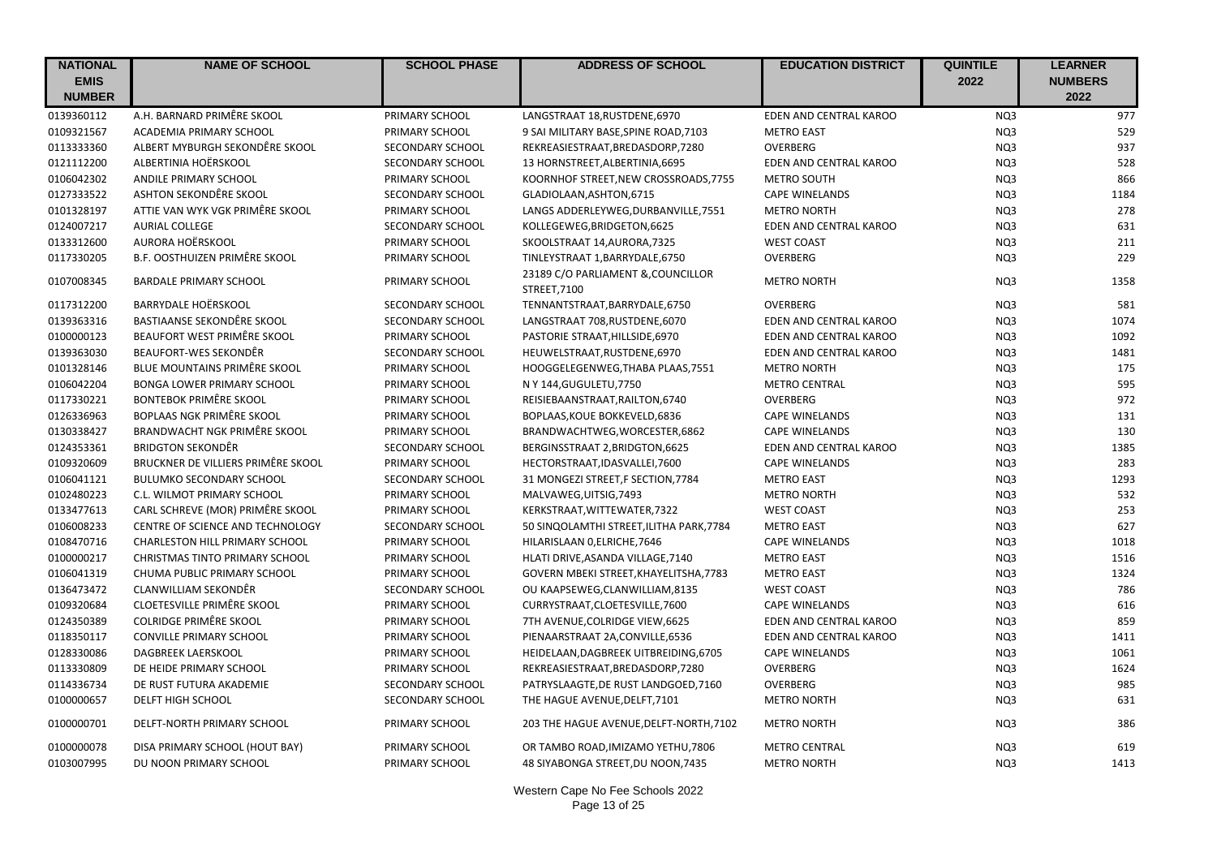| NATIONAL EMIS NUMBER | NAME OF SCHOOL | SCHOOL PHASE | ADDRESS OF SCHOOL | EDUCATION DISTRICT | QUINTILE 2022 | LEARNER NUMBERS 2022 |
|---|---|---|---|---|---|---|
| 0139360112 | A.H. BARNARD PRIMÊRE SKOOL | PRIMARY SCHOOL | LANGSTRAAT 18,RUSTDENE,6970 | EDEN AND CENTRAL KAROO | NQ3 | 977 |
| 0109321567 | ACADEMIA PRIMARY SCHOOL | PRIMARY SCHOOL | 9 SAI MILITARY BASE,SPINE ROAD,7103 | METRO EAST | NQ3 | 529 |
| 0113333360 | ALBERT MYBURGH SEKONDÊRE SKOOL | SECONDARY SCHOOL | REKREASIESTRAAT,BREDASDORP,7280 | OVERBERG | NQ3 | 937 |
| 0121112200 | ALBERTINIA HOËRSKOOL | SECONDARY SCHOOL | 13 HORNSTREET,ALBERTINIA,6695 | EDEN AND CENTRAL KAROO | NQ3 | 528 |
| 0106042302 | ANDILE PRIMARY SCHOOL | PRIMARY SCHOOL | KOORNHOF STREET,NEW CROSSROADS,7755 | METRO SOUTH | NQ3 | 866 |
| 0127333522 | ASHTON SEKONDÊRE SKOOL | SECONDARY SCHOOL | GLADIOLAAN,ASHTON,6715 | CAPE WINELANDS | NQ3 | 1184 |
| 0101328197 | ATTIE VAN WYK VGK PRIMÊRE SKOOL | PRIMARY SCHOOL | LANGS ADDERLEYWEG,DURBANVILLE,7551 | METRO NORTH | NQ3 | 278 |
| 0124007217 | AURIAL COLLEGE | SECONDARY SCHOOL | KOLLEGEWEG,BRIDGETON,6625 | EDEN AND CENTRAL KAROO | NQ3 | 631 |
| 0133312600 | AURORA HOËRSKOOL | PRIMARY SCHOOL | SKOOLSTRAAT 14,AURORA,7325 | WEST COAST | NQ3 | 211 |
| 0117330205 | B.F. OOSTHUIZEN PRIMÊRE SKOOL | PRIMARY SCHOOL | TINLEYSTRAAT 1,BARRYDALE,6750 | OVERBERG | NQ3 | 229 |
| 0107008345 | BARDALE PRIMARY SCHOOL | PRIMARY SCHOOL | 23189 C/O PARLIAMENT &,COUNCILLOR STREET,7100 | METRO NORTH | NQ3 | 1358 |
| 0117312200 | BARRYDALE HOËRSKOOL | SECONDARY SCHOOL | TENNANTSTRAAT,BARRYDALE,6750 | OVERBERG | NQ3 | 581 |
| 0139363316 | BASTIAANSE SEKONDÊRE SKOOL | SECONDARY SCHOOL | LANGSTRAAT 708,RUSTDENE,6070 | EDEN AND CENTRAL KAROO | NQ3 | 1074 |
| 0100000123 | BEAUFORT WEST PRIMÊRE SKOOL | PRIMARY SCHOOL | PASTORIE STRAAT,HILLSIDE,6970 | EDEN AND CENTRAL KAROO | NQ3 | 1092 |
| 0139363030 | BEAUFORT-WES SEKONDÊR | SECONDARY SCHOOL | HEUWELSTRAAT,RUSTDENE,6970 | EDEN AND CENTRAL KAROO | NQ3 | 1481 |
| 0101328146 | BLUE MOUNTAINS PRIMÊRE SKOOL | PRIMARY SCHOOL | HOOGGELEGENWEG,THABA PLAAS,7551 | METRO NORTH | NQ3 | 175 |
| 0106042204 | BONGA LOWER PRIMARY SCHOOL | PRIMARY SCHOOL | N Y 144,GUGULETU,7750 | METRO CENTRAL | NQ3 | 595 |
| 0117330221 | BONTEBOK PRIMÊRE SKOOL | PRIMARY SCHOOL | REISIEBAANSTRAAT,RAILTON,6740 | OVERBERG | NQ3 | 972 |
| 0126336963 | BOPLAAS NGK PRIMÊRE SKOOL | PRIMARY SCHOOL | BOPLAAS,KOUE BOKKEVELD,6836 | CAPE WINELANDS | NQ3 | 131 |
| 0130338427 | BRANDWACHT NGK PRIMÊRE SKOOL | PRIMARY SCHOOL | BRANDWACHTWEG,WORCESTER,6862 | CAPE WINELANDS | NQ3 | 130 |
| 0124353361 | BRIDGTON SEKONDÊR | SECONDARY SCHOOL | BERGINSSTRAAT 2,BRIDGTON,6625 | EDEN AND CENTRAL KAROO | NQ3 | 1385 |
| 0109320609 | BRUCKNER DE VILLIERS PRIMÊRE SKOOL | PRIMARY SCHOOL | HECTORSTRAAT,IDASVALLEI,7600 | CAPE WINELANDS | NQ3 | 283 |
| 0106041121 | BULUMKO SECONDARY SCHOOL | SECONDARY SCHOOL | 31 MONGEZI STREET,F SECTION,7784 | METRO EAST | NQ3 | 1293 |
| 0102480223 | C.L. WILMOT PRIMARY SCHOOL | PRIMARY SCHOOL | MALVAWEG,UITSIG,7493 | METRO NORTH | NQ3 | 532 |
| 0133477613 | CARL SCHREVE (MOR) PRIMÊRE SKOOL | PRIMARY SCHOOL | KERKSTRAAT,WITTEWATER,7322 | WEST COAST | NQ3 | 253 |
| 0106008233 | CENTRE OF SCIENCE AND TECHNOLOGY | SECONDARY SCHOOL | 50 SINQOLAMTHI STREET,ILITHA PARK,7784 | METRO EAST | NQ3 | 627 |
| 0108470716 | CHARLESTON HILL PRIMARY SCHOOL | PRIMARY SCHOOL | HILARISLAAN 0,ELRICHE,7646 | CAPE WINELANDS | NQ3 | 1018 |
| 0100000217 | CHRISTMAS TINTO PRIMARY SCHOOL | PRIMARY SCHOOL | HLATI DRIVE,ASANDA VILLAGE,7140 | METRO EAST | NQ3 | 1516 |
| 0106041319 | CHUMA PUBLIC PRIMARY SCHOOL | PRIMARY SCHOOL | GOVERN MBEKI STREET,KHAYELITSHA,7783 | METRO EAST | NQ3 | 1324 |
| 0136473472 | CLANWILLIAM SEKONDÊR | SECONDARY SCHOOL | OU KAAPSEWEG,CLANWILLIAM,8135 | WEST COAST | NQ3 | 786 |
| 0109320684 | CLOETESVILLE PRIMÊRE SKOOL | PRIMARY SCHOOL | CURRYSTRAAT,CLOETESVILLE,7600 | CAPE WINELANDS | NQ3 | 616 |
| 0124350389 | COLRIDGE PRIMÊRE SKOOL | PRIMARY SCHOOL | 7TH AVENUE,COLRIDGE VIEW,6625 | EDEN AND CENTRAL KAROO | NQ3 | 859 |
| 0118350117 | CONVILLE PRIMARY SCHOOL | PRIMARY SCHOOL | PIENAARSTRAAT 2A,CONVILLE,6536 | EDEN AND CENTRAL KAROO | NQ3 | 1411 |
| 0128330086 | DAGBREEK LAERSKOOL | PRIMARY SCHOOL | HEIDELAAN,DAGBREEK UITBREIDING,6705 | CAPE WINELANDS | NQ3 | 1061 |
| 0113330809 | DE HEIDE PRIMARY SCHOOL | PRIMARY SCHOOL | REKREASIESTRAAT,BREDASDORP,7280 | OVERBERG | NQ3 | 1624 |
| 0114336734 | DE RUST FUTURA AKADEMIE | SECONDARY SCHOOL | PATRYSLAAGTE,DE RUST LANDGOED,7160 | OVERBERG | NQ3 | 985 |
| 0100000657 | DELFT HIGH SCHOOL | SECONDARY SCHOOL | THE HAGUE AVENUE,DELFT,7101 | METRO NORTH | NQ3 | 631 |
| 0100000701 | DELFT-NORTH PRIMARY SCHOOL | PRIMARY SCHOOL | 203 THE HAGUE AVENUE,DELFT-NORTH,7102 | METRO NORTH | NQ3 | 386 |
| 0100000078 | DISA PRIMARY SCHOOL (HOUT BAY) | PRIMARY SCHOOL | OR TAMBO ROAD,IMIZAMO YETHU,7806 | METRO CENTRAL | NQ3 | 619 |
| 0103007995 | DU NOON PRIMARY SCHOOL | PRIMARY SCHOOL | 48 SIYABONGA STREET,DU NOON,7435 | METRO NORTH | NQ3 | 1413 |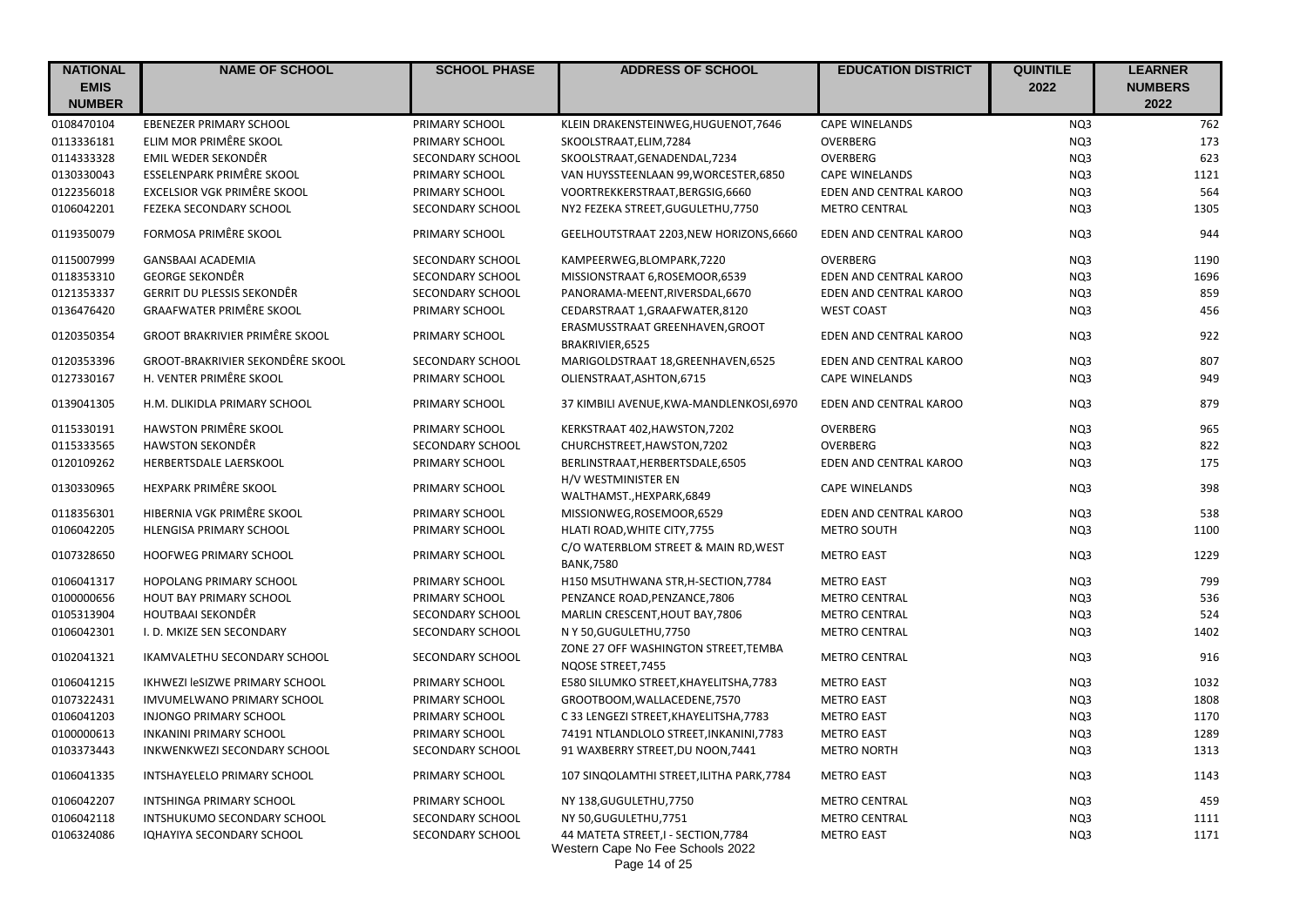| NATIONAL EMIS NUMBER | NAME OF SCHOOL | SCHOOL PHASE | ADDRESS OF SCHOOL | EDUCATION DISTRICT | QUINTILE 2022 | LEARNER NUMBERS 2022 |
|---|---|---|---|---|---|---|
| 0108470104 | EBENEZER PRIMARY SCHOOL | PRIMARY SCHOOL | KLEIN DRAKENSTEINWEG,HUGUENOT,7646 | CAPE WINELANDS | NQ3 | 762 |
| 0113336181 | ELIM MOR PRIMÊRE SKOOL | PRIMARY SCHOOL | SKOOLSTRAAT,ELIM,7284 | OVERBERG | NQ3 | 173 |
| 0114333328 | EMIL WEDER SEKONDÊR | SECONDARY SCHOOL | SKOOLSTRAAT,GENADENDAL,7234 | OVERBERG | NQ3 | 623 |
| 0130330043 | ESSELENPARK PRIMÊRE SKOOL | PRIMARY SCHOOL | VAN HUYSSTEENLAAN 99,WORCESTER,6850 | CAPE WINELANDS | NQ3 | 1121 |
| 0122356018 | EXCELSIOR VGK PRIMÊRE SKOOL | PRIMARY SCHOOL | VOORTREKKERSTRAAT,BERGSIG,6660 | EDEN AND CENTRAL KAROO | NQ3 | 564 |
| 0106042201 | FEZEKA SECONDARY SCHOOL | SECONDARY SCHOOL | NY2 FEZEKA STREET,GUGULETHU,7750 | METRO CENTRAL | NQ3 | 1305 |
| 0119350079 | FORMOSA PRIMÊRE SKOOL | PRIMARY SCHOOL | GEELHOUTSTRAAT 2203,NEW HORIZONS,6660 | EDEN AND CENTRAL KAROO | NQ3 | 944 |
| 0115007999 | GANSBAAI ACADEMIA | SECONDARY SCHOOL | KAMPEERWEG,BLOMPARK,7220 | OVERBERG | NQ3 | 1190 |
| 0118353310 | GEORGE SEKONDÊR | SECONDARY SCHOOL | MISSIONSTRAAT 6,ROSEMOOR,6539 | EDEN AND CENTRAL KAROO | NQ3 | 1696 |
| 0121353337 | GERRIT DU PLESSIS SEKONDÊR | SECONDARY SCHOOL | PANORAMA-MEENT,RIVERSDAL,6670 | EDEN AND CENTRAL KAROO | NQ3 | 859 |
| 0136476420 | GRAAFWATER PRIMÊRE SKOOL | PRIMARY SCHOOL | CEDARSTRAAT 1,GRAAFWATER,8120 | WEST COAST | NQ3 | 456 |
| 0120350354 | GROOT BRAKRIVIER PRIMÊRE SKOOL | PRIMARY SCHOOL | ERASMUSSTRAAT GREENHAVEN,GROOT BRAKRIVIER,6525 | EDEN AND CENTRAL KAROO | NQ3 | 922 |
| 0120353396 | GROOT-BRAKRIVIER SEKONDÊRE SKOOL | SECONDARY SCHOOL | MARIGOLDSTRAAT 18,GREENHAVEN,6525 | EDEN AND CENTRAL KAROO | NQ3 | 807 |
| 0127330167 | H. VENTER PRIMÊRE SKOOL | PRIMARY SCHOOL | OLIENSTRAAT,ASHTON,6715 | CAPE WINELANDS | NQ3 | 949 |
| 0139041305 | H.M. DLIKIDLA PRIMARY SCHOOL | PRIMARY SCHOOL | 37 KIMBILI AVENUE,KWA-MANDLENKOSI,6970 | EDEN AND CENTRAL KAROO | NQ3 | 879 |
| 0115330191 | HAWSTON PRIMÊRE SKOOL | PRIMARY SCHOOL | KERKSTRAAT 402,HAWSTON,7202 | OVERBERG | NQ3 | 965 |
| 0115333565 | HAWSTON SEKONDÊR | SECONDARY SCHOOL | CHURCHSTREET,HAWSTON,7202 | OVERBERG | NQ3 | 822 |
| 0120109262 | HERBERTSDALE LAERSKOOL | PRIMARY SCHOOL | BERLINSTRAAT,HERBERTSDALE,6505 | EDEN AND CENTRAL KAROO | NQ3 | 175 |
| 0130330965 | HEXPARK PRIMÊRE SKOOL | PRIMARY SCHOOL | H/V WESTMINISTER EN WALTHAMST.,HEXPARK,6849 | CAPE WINELANDS | NQ3 | 398 |
| 0118356301 | HIBERNIA VGK PRIMÊRE SKOOL | PRIMARY SCHOOL | MISSIONWEG,ROSEMOOR,6529 | EDEN AND CENTRAL KAROO | NQ3 | 538 |
| 0106042205 | HLENGISA PRIMARY SCHOOL | PRIMARY SCHOOL | HLATI ROAD,WHITE CITY,7755 | METRO SOUTH | NQ3 | 1100 |
| 0107328650 | HOOFWEG PRIMARY SCHOOL | PRIMARY SCHOOL | C/O WATERBLOM STREET & MAIN RD,WEST BANK,7580 | METRO EAST | NQ3 | 1229 |
| 0106041317 | HOPOLANG PRIMARY SCHOOL | PRIMARY SCHOOL | H150 MSUTHWANA STR,H-SECTION,7784 | METRO EAST | NQ3 | 799 |
| 0100000656 | HOUT BAY PRIMARY SCHOOL | PRIMARY SCHOOL | PENZANCE ROAD,PENZANCE,7806 | METRO CENTRAL | NQ3 | 536 |
| 0105313904 | HOUTBAAI SEKONDÊR | SECONDARY SCHOOL | MARLIN CRESCENT,HOUT BAY,7806 | METRO CENTRAL | NQ3 | 524 |
| 0106042301 | I. D. MKIZE SEN SECONDARY | SECONDARY SCHOOL | N Y 50,GUGULETHU,7750 | METRO CENTRAL | NQ3 | 1402 |
| 0102041321 | IKAMVALETHU SECONDARY SCHOOL | SECONDARY SCHOOL | ZONE 27 OFF WASHINGTON STREET,TEMBA NQOSE STREET,7455 | METRO CENTRAL | NQ3 | 916 |
| 0106041215 | IKHWEZI leSIZWE PRIMARY SCHOOL | PRIMARY SCHOOL | E580 SILUMKO STREET,KHAYELITSHA,7783 | METRO EAST | NQ3 | 1032 |
| 0107322431 | IMVUMELWANO PRIMARY SCHOOL | PRIMARY SCHOOL | GROOTBOOM,WALLACEDENE,7570 | METRO EAST | NQ3 | 1808 |
| 0106041203 | INJONGO PRIMARY SCHOOL | PRIMARY SCHOOL | C 33 LENGEZI STREET,KHAYELITSHA,7783 | METRO EAST | NQ3 | 1170 |
| 0100000613 | INKANINI PRIMARY SCHOOL | PRIMARY SCHOOL | 74191 NTLANDLOLO STREET,INKANINI,7783 | METRO EAST | NQ3 | 1289 |
| 0103373443 | INKWENKWEZI SECONDARY SCHOOL | SECONDARY SCHOOL | 91 WAXBERRY STREET,DU NOON,7441 | METRO NORTH | NQ3 | 1313 |
| 0106041335 | INTSHAYELELO PRIMARY SCHOOL | PRIMARY SCHOOL | 107 SINQOLAMTHI STREET,ILITHA PARK,7784 | METRO EAST | NQ3 | 1143 |
| 0106042207 | INTSHINGA PRIMARY SCHOOL | PRIMARY SCHOOL | NY 138,GUGULETHU,7750 | METRO CENTRAL | NQ3 | 459 |
| 0106042118 | INTSHUKUMO SECONDARY SCHOOL | SECONDARY SCHOOL | NY 50,GUGULETHU,7751 | METRO CENTRAL | NQ3 | 1111 |
| 0106324086 | IQHAYIYA SECONDARY SCHOOL | SECONDARY SCHOOL | 44 MATETA STREET,I - SECTION,7784 | METRO EAST | NQ3 | 1171 |

Western Cape No Fee Schools 2022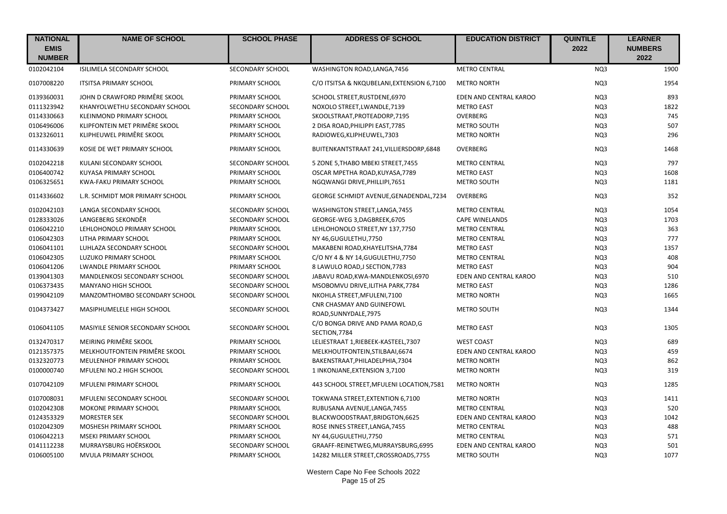| NATIONAL EMIS NUMBER | NAME OF SCHOOL | SCHOOL PHASE | ADDRESS OF SCHOOL | EDUCATION DISTRICT | QUINTILE 2022 | LEARNER NUMBERS 2022 |
|---|---|---|---|---|---|---|
| 0102042104 | ISILIMELA SECONDARY SCHOOL | SECONDARY SCHOOL | WASHINGTON ROAD,LANGA,7456 | METRO CENTRAL | NQ3 | 1900 |
| 0107008220 | ITSITSA PRIMARY SCHOOL | PRIMARY SCHOOL | C/O ITSITSA & NKQUBELANI,EXTENSION 6,7100 | METRO NORTH | NQ3 | 1954 |
| 0139360031 | JOHN D CRAWFORD PRIMÊRE SKOOL | PRIMARY SCHOOL | SCHOOL STREET,RUSTDENE,6970 | EDEN AND CENTRAL KAROO | NQ3 | 893 |
| 0111323942 | KHANYOLWETHU SECONDARY SCHOOL | SECONDARY SCHOOL | NOXOLO STREET,LWANDLE,7139 | METRO EAST | NQ3 | 1822 |
| 0114330663 | KLEINMOND PRIMARY SCHOOL | PRIMARY SCHOOL | SKOOLSTRAAT,PROTEADORP,7195 | OVERBERG | NQ3 | 745 |
| 0106496006 | KLIPFONTEIN MET PRIMÊRE SKOOL | PRIMARY SCHOOL | 2 DISA ROAD,PHILIPPI EAST,7785 | METRO SOUTH | NQ3 | 507 |
| 0132326011 | KLIPHEUWEL PRIMÊRE SKOOL | PRIMARY SCHOOL | RADIOWEG,KLIPHEUWEL,7303 | METRO NORTH | NQ3 | 296 |
| 0114330639 | KOSIE DE WET PRIMARY SCHOOL | PRIMARY SCHOOL | BUITENKANTSTRAAT 241,VILLIERSDORP,6848 | OVERBERG | NQ3 | 1468 |
| 0102042218 | KULANI SECONDARY SCHOOL | SECONDARY SCHOOL | 5 ZONE 5,THABO MBEKI STREET,7455 | METRO CENTRAL | NQ3 | 797 |
| 0106400742 | KUYASA PRIMARY SCHOOL | PRIMARY SCHOOL | OSCAR MPETHA ROAD,KUYASA,7789 | METRO EAST | NQ3 | 1608 |
| 0106325651 | KWA-FAKU PRIMARY SCHOOL | PRIMARY SCHOOL | NGQWANGI DRIVE,PHILLIPI,7651 | METRO SOUTH | NQ3 | 1181 |
| 0114336602 | L.R. SCHMIDT MOR PRIMARY SCHOOL | PRIMARY SCHOOL | GEORGE SCHMIDT AVENUE,GENADENDAL,7234 | OVERBERG | NQ3 | 352 |
| 0102042103 | LANGA SECONDARY SCHOOL | SECONDARY SCHOOL | WASHINGTON STREET,LANGA,7455 | METRO CENTRAL | NQ3 | 1054 |
| 0128333026 | LANGEBERG SEKONDÊR | SECONDARY SCHOOL | GEORGE-WEG 3,DAGBREEK,6705 | CAPE WINELANDS | NQ3 | 1703 |
| 0106042210 | LEHLOHONOLO PRIMARY SCHOOL | PRIMARY SCHOOL | LEHLOHONOLO STREET,NY 137,7750 | METRO CENTRAL | NQ3 | 363 |
| 0106042303 | LITHA PRIMARY SCHOOL | PRIMARY SCHOOL | NY 46,GUGULETHU,7750 | METRO CENTRAL | NQ3 | 777 |
| 0106041101 | LUHLAZA SECONDARY SCHOOL | SECONDARY SCHOOL | MAKABENI ROAD,KHAYELITSHA,7784 | METRO EAST | NQ3 | 1357 |
| 0106042305 | LUZUKO PRIMARY SCHOOL | PRIMARY SCHOOL | C/O NY 4 & NY 14,GUGULETHU,7750 | METRO CENTRAL | NQ3 | 408 |
| 0106041206 | LWANDLE PRIMARY SCHOOL | PRIMARY SCHOOL | 8 LAWULO ROAD,J SECTION,7783 | METRO EAST | NQ3 | 904 |
| 0139041303 | MANDLENKOSI SECONDARY SCHOOL | SECONDARY SCHOOL | JABAVU ROAD,KWA-MANDLENKOSI,6970 | EDEN AND CENTRAL KAROO | NQ3 | 510 |
| 0106373435 | MANYANO HIGH SCHOOL | SECONDARY SCHOOL | MSOBOMVU DRIVE,ILITHA PARK,7784 | METRO EAST | NQ3 | 1286 |
| 0199042109 | MANZOMTHOMBO SECONDARY SCHOOL | SECONDARY SCHOOL | NKOHLA STREET,MFULENI,7100 | METRO NORTH | NQ3 | 1665 |
| 0104373427 | MASIPHUMELELE HIGH SCHOOL | SECONDARY SCHOOL | CNR CHASMAY AND GUINEFOWL ROAD,SUNNYDALE,7975 | METRO SOUTH | NQ3 | 1344 |
| 0106041105 | MASIYILE SENIOR SECONDARY SCHOOL | SECONDARY SCHOOL | C/O BONGA DRIVE AND PAMA ROAD,G SECTION,7784 | METRO EAST | NQ3 | 1305 |
| 0132470317 | MEIRING PRIMÊRE SKOOL | PRIMARY SCHOOL | LELIESTRAAT 1,RIEBEEK-KASTEEL,7307 | WEST COAST | NQ3 | 689 |
| 0121357375 | MELKHOUTFONTEIN PRIMÊRE SKOOL | PRIMARY SCHOOL | MELKHOUTFONTEIN,STILBAAI,6674 | EDEN AND CENTRAL KAROO | NQ3 | 459 |
| 0132320773 | MEULENHOF PRIMARY SCHOOL | PRIMARY SCHOOL | BAKENSTRAAT,PHILADELPHIA,7304 | METRO NORTH | NQ3 | 862 |
| 0100000740 | MFULENI NO.2 HIGH SCHOOL | SECONDARY SCHOOL | 1 INKONJANE,EXTENSION 3,7100 | METRO NORTH | NQ3 | 319 |
| 0107042109 | MFULENI PRIMARY SCHOOL | PRIMARY SCHOOL | 443 SCHOOL STREET,MFULENI LOCATION,7581 | METRO NORTH | NQ3 | 1285 |
| 0107008031 | MFULENI SECONDARY SCHOOL | SECONDARY SCHOOL | TOKWANA STREET,EXTENTION 6,7100 | METRO NORTH | NQ3 | 1411 |
| 0102042308 | MOKONE PRIMARY SCHOOL | PRIMARY SCHOOL | RUBUSANA AVENUE,LANGA,7455 | METRO CENTRAL | NQ3 | 520 |
| 0124353329 | MORESTER SEK | SECONDARY SCHOOL | BLACKWOODSTRAAT,BRIDGTON,6625 | EDEN AND CENTRAL KAROO | NQ3 | 1042 |
| 0102042309 | MOSHESH PRIMARY SCHOOL | PRIMARY SCHOOL | ROSE INNES STREET,LANGA,7455 | METRO CENTRAL | NQ3 | 488 |
| 0106042213 | MSEKI PRIMARY SCHOOL | PRIMARY SCHOOL | NY 44,GUGULETHU,7750 | METRO CENTRAL | NQ3 | 571 |
| 0141112238 | MURRAYSBURG HOËRSKOOL | SECONDARY SCHOOL | GRAAFF-REINETWEG,MURRAYSBURG,6995 | EDEN AND CENTRAL KAROO | NQ3 | 501 |
| 0106005100 | MVULA PRIMARY SCHOOL | PRIMARY SCHOOL | 14282 MILLER STREET,CROSSROADS,7755 | METRO SOUTH | NQ3 | 1077 |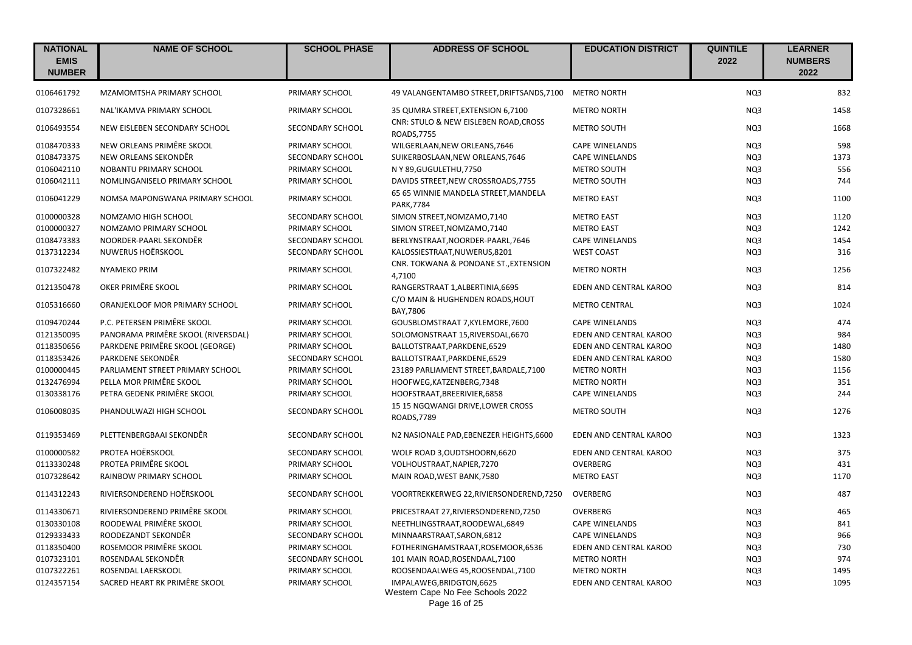| NATIONAL EMIS NUMBER | NAME OF SCHOOL | SCHOOL PHASE | ADDRESS OF SCHOOL | EDUCATION DISTRICT | QUINTILE 2022 | LEARNER NUMBERS 2022 |
|---|---|---|---|---|---|---|
| 0106461792 | MZAMOMTSHA PRIMARY SCHOOL | PRIMARY SCHOOL | 49 VALANGENTAMBO STREET,DRIFTSANDS,7100 | METRO NORTH | NQ3 | 832 |
| 0107328661 | NAL'IKAMVA PRIMARY SCHOOL | PRIMARY SCHOOL | 35 QUMRA STREET,EXTENSION 6,7100 | METRO NORTH | NQ3 | 1458 |
| 0106493554 | NEW EISLEBEN SECONDARY SCHOOL | SECONDARY SCHOOL | CNR: STULO & NEW EISLEBEN ROAD,CROSS ROADS,7755 | METRO SOUTH | NQ3 | 1668 |
| 0108470333 | NEW ORLEANS PRIMÊRE SKOOL | PRIMARY SCHOOL | WILGERLAAN,NEW ORLEANS,7646 | CAPE WINELANDS | NQ3 | 598 |
| 0108473375 | NEW ORLEANS SEKONDÊR | SECONDARY SCHOOL | SUIKERBOSLAAN,NEW ORLEANS,7646 | CAPE WINELANDS | NQ3 | 1373 |
| 0106042110 | NOBANTU PRIMARY SCHOOL | PRIMARY SCHOOL | N Y 89,GUGULETHU,7750 | METRO SOUTH | NQ3 | 556 |
| 0106042111 | NOMLINGANISELO PRIMARY SCHOOL | PRIMARY SCHOOL | DAVIDS STREET,NEW CROSSROADS,7755 | METRO SOUTH | NQ3 | 744 |
| 0106041229 | NOMSA MAPONGWANA PRIMARY SCHOOL | PRIMARY SCHOOL | 65 65 WINNIE MANDELA STREET,MANDELA PARK,7784 | METRO EAST | NQ3 | 1100 |
| 0100000328 | NOMZAMO HIGH SCHOOL | SECONDARY SCHOOL | SIMON STREET,NOMZAMO,7140 | METRO EAST | NQ3 | 1120 |
| 0100000327 | NOMZAMO PRIMARY SCHOOL | PRIMARY SCHOOL | SIMON STREET,NOMZAMO,7140 | METRO EAST | NQ3 | 1242 |
| 0108473383 | NOORDER-PAARL SEKONDÊR | SECONDARY SCHOOL | BERLYNSTRAAT,NOORDER-PAARL,7646 | CAPE WINELANDS | NQ3 | 1454 |
| 0137312234 | NUWERUS HOËRSKOOL | SECONDARY SCHOOL | KALOSSIESTRAAT,NUWERUS,8201 | WEST COAST | NQ3 | 316 |
| 0107322482 | NYAMEKO PRIM | PRIMARY SCHOOL | CNR. TOKWANA & PONOANE ST.,EXTENSION 4,7100 | METRO NORTH | NQ3 | 1256 |
| 0121350478 | OKER PRIMÊRE SKOOL | PRIMARY SCHOOL | RANGERSTRAAT 1,ALBERTINIA,6695 | EDEN AND CENTRAL KAROO | NQ3 | 814 |
| 0105316660 | ORANJEKLOOF MOR PRIMARY SCHOOL | PRIMARY SCHOOL | C/O MAIN & HUGHENDEN ROADS,HOUT BAY,7806 | METRO CENTRAL | NQ3 | 1024 |
| 0109470244 | P.C. PETERSEN PRIMÊRE SKOOL | PRIMARY SCHOOL | GOUSBLOMSTRAAT 7,KYLEMORE,7600 | CAPE WINELANDS | NQ3 | 474 |
| 0121350095 | PANORAMA PRIMÊRE SKOOL (RIVERSDAL) | PRIMARY SCHOOL | SOLOMONSTRAAT 15,RIVERSDAL,6670 | EDEN AND CENTRAL KAROO | NQ3 | 984 |
| 0118350656 | PARKDENE PRIMÊRE SKOOL (GEORGE) | PRIMARY SCHOOL | BALLOTSTRAAT,PARKDENE,6529 | EDEN AND CENTRAL KAROO | NQ3 | 1480 |
| 0118353426 | PARKDENE SEKONDÊR | SECONDARY SCHOOL | BALLOTSTRAAT,PARKDENE,6529 | EDEN AND CENTRAL KAROO | NQ3 | 1580 |
| 0100000445 | PARLIAMENT STREET PRIMARY SCHOOL | PRIMARY SCHOOL | 23189 PARLIAMENT STREET,BARDALE,7100 | METRO NORTH | NQ3 | 1156 |
| 0132476994 | PELLA MOR PRIMÊRE SKOOL | PRIMARY SCHOOL | HOOFWEG,KATZENBERG,7348 | METRO NORTH | NQ3 | 351 |
| 0130338176 | PETRA GEDENK PRIMÊRE SKOOL | PRIMARY SCHOOL | HOOFSTRAAT,BREERIVIER,6858 | CAPE WINELANDS | NQ3 | 244 |
| 0106008035 | PHANDULWAZI HIGH SCHOOL | SECONDARY SCHOOL | 15 15 NGQWANGI DRIVE,LOWER CROSS ROADS,7789 | METRO SOUTH | NQ3 | 1276 |
| 0119353469 | PLETTENBERGBAAI SEKONDÊR | SECONDARY SCHOOL | N2 NASIONALE PAD,EBENEZER HEIGHTS,6600 | EDEN AND CENTRAL KAROO | NQ3 | 1323 |
| 0100000582 | PROTEA HOËRSKOOL | SECONDARY SCHOOL | WOLF ROAD 3,OUDTSHOORN,6620 | EDEN AND CENTRAL KAROO | NQ3 | 375 |
| 0113330248 | PROTEA PRIMÊRE SKOOL | PRIMARY SCHOOL | VOLHOUSTRAAT,NAPIER,7270 | OVERBERG | NQ3 | 431 |
| 0107328642 | RAINBOW PRIMARY SCHOOL | PRIMARY SCHOOL | MAIN ROAD,WEST BANK,7580 | METRO EAST | NQ3 | 1170 |
| 0114312243 | RIVIERSONDEREND HOËRSKOOL | SECONDARY SCHOOL | VOORTREKKERWEG 22,RIVIERSONDEREND,7250 | OVERBERG | NQ3 | 487 |
| 0114330671 | RIVIERSONDEREND PRIMÊRE SKOOL | PRIMARY SCHOOL | PRICESTRAAT 27,RIVIERSONDEREND,7250 | OVERBERG | NQ3 | 465 |
| 0130330108 | ROODEWAL PRIMÊRE SKOOL | PRIMARY SCHOOL | NEETHLINGSTRAAT,ROODEWAL,6849 | CAPE WINELANDS | NQ3 | 841 |
| 0129333433 | ROODEZANDT SEKONDÊR | SECONDARY SCHOOL | MINNAARSTRAAT,SARON,6812 | CAPE WINELANDS | NQ3 | 966 |
| 0118350400 | ROSEMOOR PRIMÊRE SKOOL | PRIMARY SCHOOL | FOTHERINGHAMSTRAAT,ROSEMOOR,6536 | EDEN AND CENTRAL KAROO | NQ3 | 730 |
| 0107323101 | ROSENDAAL SEKONDÊR | SECONDARY SCHOOL | 101 MAIN ROAD,ROSENDAAL,7100 | METRO NORTH | NQ3 | 974 |
| 0107322261 | ROSENDAL LAERSKOOL | PRIMARY SCHOOL | ROOSENDAALWEG 45,ROOSENDAL,7100 | METRO NORTH | NQ3 | 1495 |
| 0124357154 | SACRED HEART RK PRIMÊRE SKOOL | PRIMARY SCHOOL | IMPALAWEG,BRIDGTON,6625 | EDEN AND CENTRAL KAROO | NQ3 | 1095 |

Western Cape No Fee Schools 2022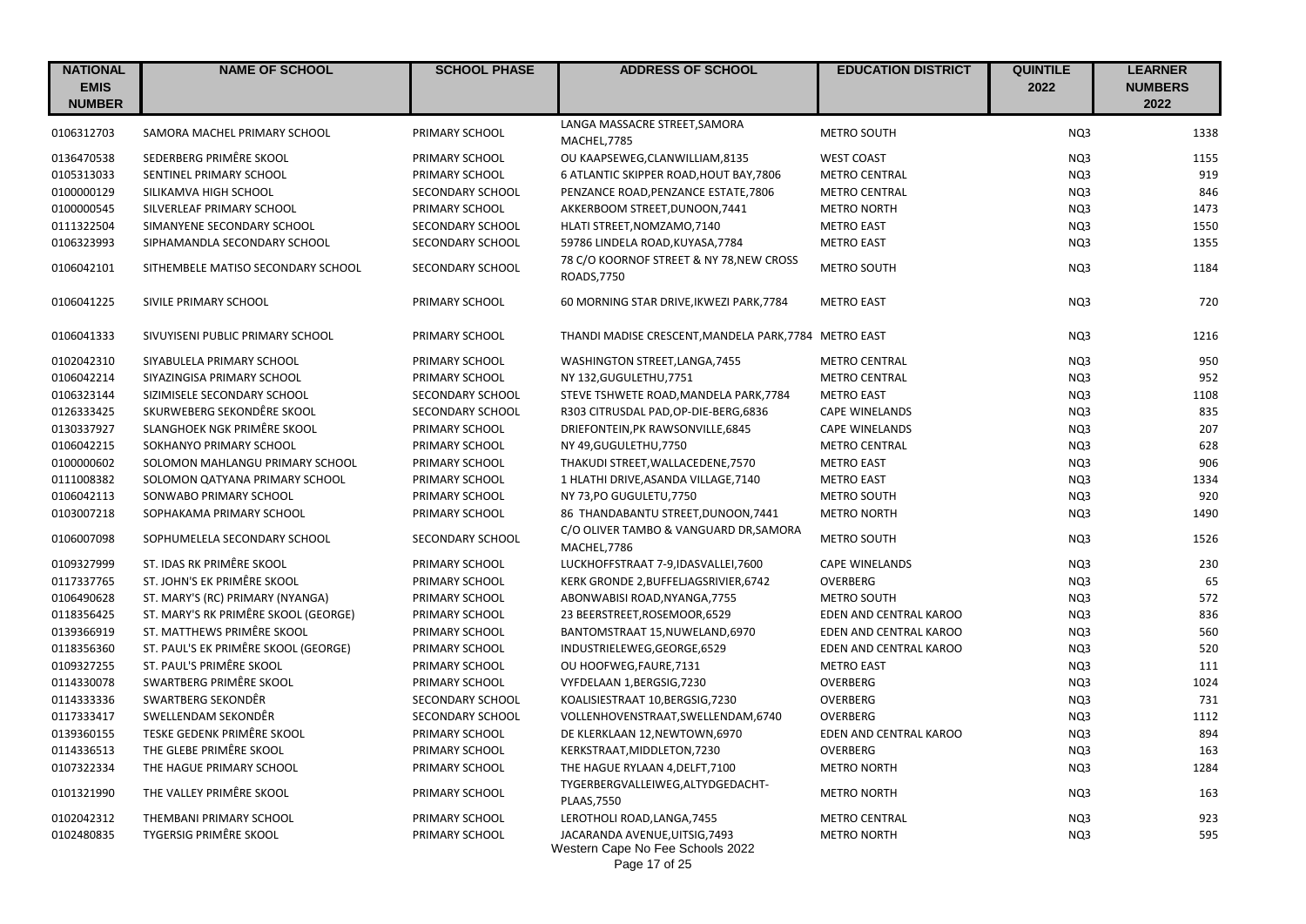| NATIONAL EMIS NUMBER | NAME OF SCHOOL | SCHOOL PHASE | ADDRESS OF SCHOOL | EDUCATION DISTRICT | QUINTILE 2022 | LEARNER NUMBERS 2022 |
|---|---|---|---|---|---|---|
| 0106312703 | SAMORA MACHEL PRIMARY SCHOOL | PRIMARY SCHOOL | LANGA MASSACRE STREET,SAMORA MACHEL,7785 | METRO SOUTH | NQ3 | 1338 |
| 0136470538 | SEDERBERG PRIMÊRE SKOOL | PRIMARY SCHOOL | OU KAAPSEWEG,CLANWILLIAM,8135 | WEST COAST | NQ3 | 1155 |
| 0105313033 | SENTINEL PRIMARY SCHOOL | PRIMARY SCHOOL | 6 ATLANTIC SKIPPER ROAD,HOUT BAY,7806 | METRO CENTRAL | NQ3 | 919 |
| 0100000129 | SILIKAMVA HIGH SCHOOL | SECONDARY SCHOOL | PENZANCE ROAD,PENZANCE ESTATE,7806 | METRO CENTRAL | NQ3 | 846 |
| 0100000545 | SILVERLEAF PRIMARY SCHOOL | PRIMARY SCHOOL | AKKERBOOM STREET,DUNOON,7441 | METRO NORTH | NQ3 | 1473 |
| 0111322504 | SIMANYENE SECONDARY SCHOOL | SECONDARY SCHOOL | HLATI STREET,NOMZAMO,7140 | METRO EAST | NQ3 | 1550 |
| 0106323993 | SIPHAMANDLA SECONDARY SCHOOL | SECONDARY SCHOOL | 59786 LINDELA ROAD,KUYASA,7784 | METRO EAST | NQ3 | 1355 |
| 0106042101 | SITHEMBELE MATISO SECONDARY SCHOOL | SECONDARY SCHOOL | 78 C/O KOORNOF STREET & NY 78,NEW CROSS ROADS,7750 | METRO SOUTH | NQ3 | 1184 |
| 0106041225 | SIVILE PRIMARY SCHOOL | PRIMARY SCHOOL | 60 MORNING STAR DRIVE,IKWEZI PARK,7784 | METRO EAST | NQ3 | 720 |
| 0106041333 | SIVUYISENI PUBLIC PRIMARY SCHOOL | PRIMARY SCHOOL | THANDI MADISE CRESCENT,MANDELA PARK,7784 | METRO EAST | NQ3 | 1216 |
| 0102042310 | SIYABULELA PRIMARY SCHOOL | PRIMARY SCHOOL | WASHINGTON STREET,LANGA,7455 | METRO CENTRAL | NQ3 | 950 |
| 0106042214 | SIYAZINGISA PRIMARY SCHOOL | PRIMARY SCHOOL | NY 132,GUGULETHU,7751 | METRO CENTRAL | NQ3 | 952 |
| 0106323144 | SIZIMISELE SECONDARY SCHOOL | SECONDARY SCHOOL | STEVE TSHWETE ROAD,MANDELA PARK,7784 | METRO EAST | NQ3 | 1108 |
| 0126333425 | SKURWEBERG SEKONDÊRE SKOOL | SECONDARY SCHOOL | R303 CITRUSDAL PAD,OP-DIE-BERG,6836 | CAPE WINELANDS | NQ3 | 835 |
| 0130337927 | SLANGHOEK NGK PRIMÊRE SKOOL | PRIMARY SCHOOL | DRIEFONTEIN,PK RAWSONVILLE,6845 | CAPE WINELANDS | NQ3 | 207 |
| 0106042215 | SOKHANYO PRIMARY SCHOOL | PRIMARY SCHOOL | NY 49,GUGULETHU,7750 | METRO CENTRAL | NQ3 | 628 |
| 0100000602 | SOLOMON MAHLANGU PRIMARY SCHOOL | PRIMARY SCHOOL | THAKUDI STREET,WALLACEDENE,7570 | METRO EAST | NQ3 | 906 |
| 0111008382 | SOLOMON QATYANA PRIMARY SCHOOL | PRIMARY SCHOOL | 1 HLATHI DRIVE,ASANDA VILLAGE,7140 | METRO EAST | NQ3 | 1334 |
| 0106042113 | SONWABO PRIMARY SCHOOL | PRIMARY SCHOOL | NY 73,PO GUGULETU,7750 | METRO SOUTH | NQ3 | 920 |
| 0103007218 | SOPHAKAMA PRIMARY SCHOOL | PRIMARY SCHOOL | 86 THANDABANTU STREET,DUNOON,7441 | METRO NORTH | NQ3 | 1490 |
| 0106007098 | SOPHUMELELA SECONDARY SCHOOL | SECONDARY SCHOOL | C/O OLIVER TAMBO & VANGUARD DR,SAMORA MACHEL,7786 | METRO SOUTH | NQ3 | 1526 |
| 0109327999 | ST. IDAS RK PRIMÊRE SKOOL | PRIMARY SCHOOL | LUCKHOFFSTRAAT 7-9,IDASVALLEI,7600 | CAPE WINELANDS | NQ3 | 230 |
| 0117337765 | ST. JOHN'S EK PRIMÊRE SKOOL | PRIMARY SCHOOL | KERK GRONDE 2,BUFFELJAGSRIVIER,6742 | OVERBERG | NQ3 | 65 |
| 0106490628 | ST. MARY'S (RC) PRIMARY (NYANGA) | PRIMARY SCHOOL | ABONWABISI ROAD,NYANGA,7755 | METRO SOUTH | NQ3 | 572 |
| 0118356425 | ST. MARY'S RK PRIMÊRE SKOOL (GEORGE) | PRIMARY SCHOOL | 23 BEERSTREET,ROSEMOOR,6529 | EDEN AND CENTRAL KAROO | NQ3 | 836 |
| 0139366919 | ST. MATTHEWS PRIMÊRE SKOOL | PRIMARY SCHOOL | BANTOMSTRAAT 15,NUWELAND,6970 | EDEN AND CENTRAL KAROO | NQ3 | 560 |
| 0118356360 | ST. PAUL'S EK PRIMÊRE SKOOL (GEORGE) | PRIMARY SCHOOL | INDUSTRIELEWEG,GEORGE,6529 | EDEN AND CENTRAL KAROO | NQ3 | 520 |
| 0109327255 | ST. PAUL'S PRIMÊRE SKOOL | PRIMARY SCHOOL | OU HOOFWEG,FAURE,7131 | METRO EAST | NQ3 | 111 |
| 0114330078 | SWARTBERG PRIMÊRE SKOOL | PRIMARY SCHOOL | VYFDELAAN 1,BERGSIG,7230 | OVERBERG | NQ3 | 1024 |
| 0114333336 | SWARTBERG SEKONDÊR | SECONDARY SCHOOL | KOALISIESTRAAT 10,BERGSIG,7230 | OVERBERG | NQ3 | 731 |
| 0117333417 | SWELLENDAM SEKONDÊR | SECONDARY SCHOOL | VOLLENHOVENSTRAAT,SWELLENDAM,6740 | OVERBERG | NQ3 | 1112 |
| 0139360155 | TESKE GEDENK PRIMÊRE SKOOL | PRIMARY SCHOOL | DE KLERKLAAN 12,NEWTOWN,6970 | EDEN AND CENTRAL KAROO | NQ3 | 894 |
| 0114336513 | THE GLEBE PRIMÊRE SKOOL | PRIMARY SCHOOL | KERKSTRAAT,MIDDLETON,7230 | OVERBERG | NQ3 | 163 |
| 0107322334 | THE HAGUE PRIMARY SCHOOL | PRIMARY SCHOOL | THE HAGUE RYLAAN 4,DELFT,7100 | METRO NORTH | NQ3 | 1284 |
| 0101321990 | THE VALLEY PRIMÊRE SKOOL | PRIMARY SCHOOL | TYGERBERGVALLEIWEG,ALTYDGEDACHT-PLAAS,7550 | METRO NORTH | NQ3 | 163 |
| 0102042312 | THEMBANI PRIMARY SCHOOL | PRIMARY SCHOOL | LEROTHOLI ROAD,LANGA,7455 | METRO CENTRAL | NQ3 | 923 |
| 0102480835 | TYGERSIG PRIMÊRE SKOOL | PRIMARY SCHOOL | JACARANDA AVENUE,UITSIG,7493 | METRO NORTH | NQ3 | 595 |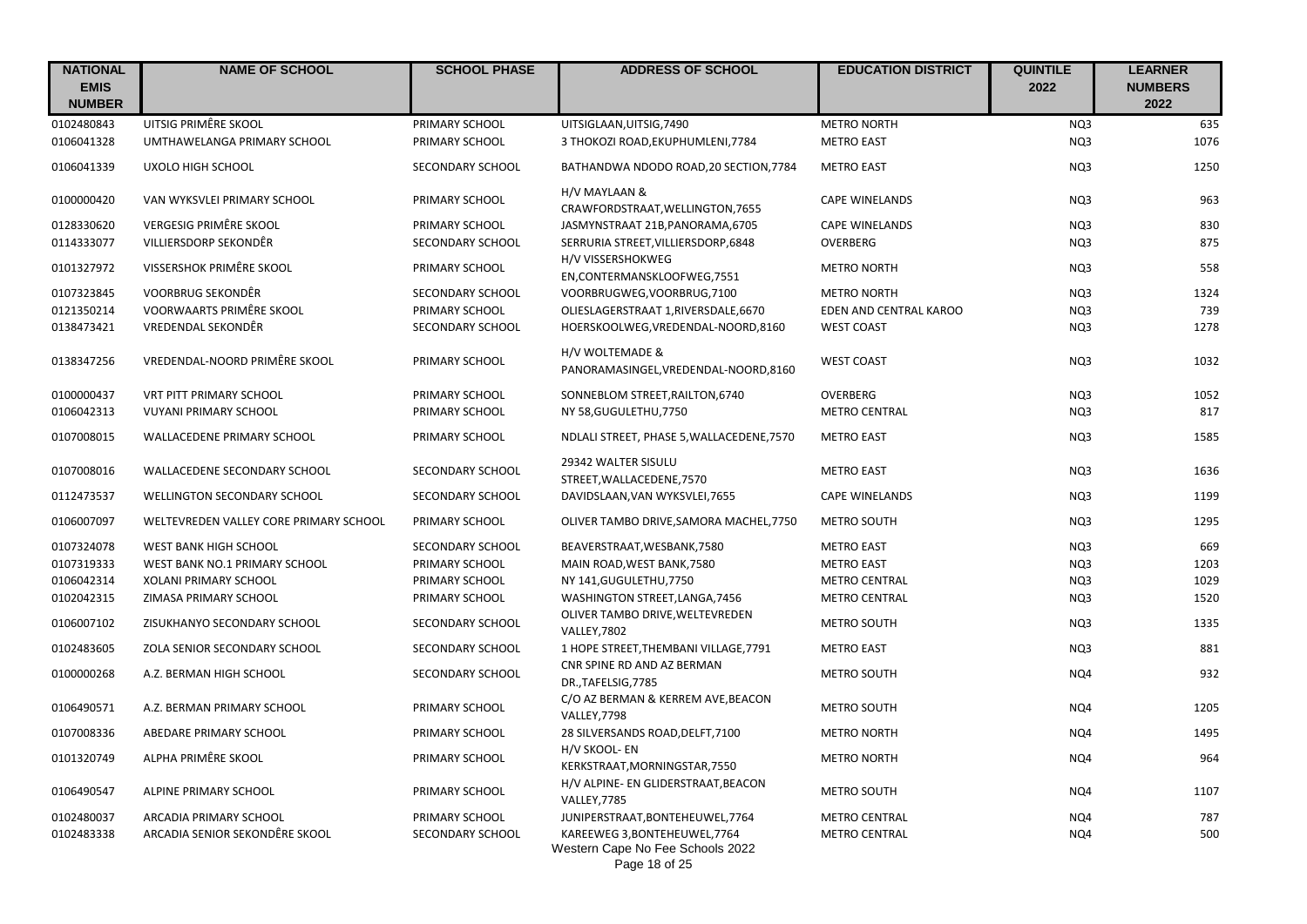| NATIONAL EMIS NUMBER | NAME OF SCHOOL | SCHOOL PHASE | ADDRESS OF SCHOOL | EDUCATION DISTRICT | QUINTILE 2022 | LEARNER NUMBERS 2022 |
|---|---|---|---|---|---|---|
| 0102480843 | UITSIG PRIMÊRE SKOOL | PRIMARY SCHOOL | UITSIGLAAN,UITSIG,7490 | METRO NORTH | NQ3 | 635 |
| 0106041328 | UMTHAWELANGA PRIMARY SCHOOL | PRIMARY SCHOOL | 3 THOKOZI ROAD,EKUPHUMLENI,7784 | METRO EAST | NQ3 | 1076 |
| 0106041339 | UXOLO HIGH SCHOOL | SECONDARY SCHOOL | BATHANDWA NDODO ROAD,20 SECTION,7784 | METRO EAST | NQ3 | 1250 |
| 0100000420 | VAN WYKSVLEI PRIMARY SCHOOL | PRIMARY SCHOOL | H/V MAYLAAN & CRAWFORDSTRAAT,WELLINGTON,7655 | CAPE WINELANDS | NQ3 | 963 |
| 0128330620 | VERGESIG PRIMÊRE SKOOL | PRIMARY SCHOOL | JASMYNSTRAAT 21B,PANORAMA,6705 | CAPE WINELANDS | NQ3 | 830 |
| 0114333077 | VILLIERSDORP SEKONDÊR | SECONDARY SCHOOL | SERRURIA STREET,VILLIERSDORP,6848 | OVERBERG | NQ3 | 875 |
| 0101327972 | VISSERSHOK PRIMÊRE SKOOL | PRIMARY SCHOOL | H/V VISSERSHOKWEG EN,CONTERMANSKLOOFWEG,7551 | METRO NORTH | NQ3 | 558 |
| 0107323845 | VOORBRUG SEKONDÊR | SECONDARY SCHOOL | VOORBRUGWEG,VOORBRUG,7100 | METRO NORTH | NQ3 | 1324 |
| 0121350214 | VOORWAARTS PRIMÊRE SKOOL | PRIMARY SCHOOL | OLIESLAGERSTRAAT 1,RIVERSDALE,6670 | EDEN AND CENTRAL KAROO | NQ3 | 739 |
| 0138473421 | VREDENDAL SEKONDÊR | SECONDARY SCHOOL | HOERSKOOLWEG,VREDENDAL-NOORD,8160 | WEST COAST | NQ3 | 1278 |
| 0138347256 | VREDENDAL-NOORD PRIMÊRE SKOOL | PRIMARY SCHOOL | H/V WOLTEMADE & PANORAMASINGEL,VREDENDAL-NOORD,8160 | WEST COAST | NQ3 | 1032 |
| 0100000437 | VRT PITT PRIMARY SCHOOL | PRIMARY SCHOOL | SONNEBLOM STREET,RAILTON,6740 | OVERBERG | NQ3 | 1052 |
| 0106042313 | VUYANI PRIMARY SCHOOL | PRIMARY SCHOOL | NY 58,GUGULETHU,7750 | METRO CENTRAL | NQ3 | 817 |
| 0107008015 | WALLACEDENE PRIMARY SCHOOL | PRIMARY SCHOOL | NDLALI STREET, PHASE 5,WALLACEDENE,7570 | METRO EAST | NQ3 | 1585 |
| 0107008016 | WALLACEDENE SECONDARY SCHOOL | SECONDARY SCHOOL | 29342 WALTER SISULU STREET,WALLACEDENE,7570 | METRO EAST | NQ3 | 1636 |
| 0112473537 | WELLINGTON SECONDARY SCHOOL | SECONDARY SCHOOL | DAVIDSLAAN,VAN WYKSVLEI,7655 | CAPE WINELANDS | NQ3 | 1199 |
| 0106007097 | WELTEVREDEN VALLEY CORE PRIMARY SCHOOL | PRIMARY SCHOOL | OLIVER TAMBO DRIVE,SAMORA MACHEL,7750 | METRO SOUTH | NQ3 | 1295 |
| 0107324078 | WEST BANK HIGH SCHOOL | SECONDARY SCHOOL | BEAVERSTRAAT,WESBANK,7580 | METRO EAST | NQ3 | 669 |
| 0107319333 | WEST BANK NO.1 PRIMARY SCHOOL | PRIMARY SCHOOL | MAIN ROAD,WEST BANK,7580 | METRO EAST | NQ3 | 1203 |
| 0106042314 | XOLANI PRIMARY SCHOOL | PRIMARY SCHOOL | NY 141,GUGULETHU,7750 | METRO CENTRAL | NQ3 | 1029 |
| 0102042315 | ZIMASA PRIMARY SCHOOL | PRIMARY SCHOOL | WASHINGTON STREET,LANGA,7456 | METRO CENTRAL | NQ3 | 1520 |
| 0106007102 | ZISUKHANYO SECONDARY SCHOOL | SECONDARY SCHOOL | OLIVER TAMBO DRIVE,WELTEVREDEN VALLEY,7802 | METRO SOUTH | NQ3 | 1335 |
| 0102483605 | ZOLA SENIOR SECONDARY SCHOOL | SECONDARY SCHOOL | 1 HOPE STREET,THEMBANI VILLAGE,7791 | METRO EAST | NQ3 | 881 |
| 0100000268 | A.Z. BERMAN HIGH SCHOOL | SECONDARY SCHOOL | CNR SPINE RD AND AZ BERMAN DR.,TAFELSIG,7785 | METRO SOUTH | NQ4 | 932 |
| 0106490571 | A.Z. BERMAN PRIMARY SCHOOL | PRIMARY SCHOOL | C/O AZ BERMAN & KERREM AVE,BEACON VALLEY,7798 | METRO SOUTH | NQ4 | 1205 |
| 0107008336 | ABEDARE PRIMARY SCHOOL | PRIMARY SCHOOL | 28 SILVERSANDS ROAD,DELFT,7100 | METRO NORTH | NQ4 | 1495 |
| 0101320749 | ALPHA PRIMÊRE SKOOL | PRIMARY SCHOOL | H/V SKOOL- EN KERKSTRAAT,MORNINGSTAR,7550 | METRO NORTH | NQ4 | 964 |
| 0106490547 | ALPINE PRIMARY SCHOOL | PRIMARY SCHOOL | H/V ALPINE- EN GLIDERSTRAAT,BEACON VALLEY,7785 | METRO SOUTH | NQ4 | 1107 |
| 0102480037 | ARCADIA PRIMARY SCHOOL | PRIMARY SCHOOL | JUNIPERSTRAAT,BONTEHEUWEL,7764 | METRO CENTRAL | NQ4 | 787 |
| 0102483338 | ARCADIA SENIOR SEKONDÊRE SKOOL | SECONDARY SCHOOL | KAREEWEG 3,BONTEHEUWEL,7764 | METRO CENTRAL | NQ4 | 500 |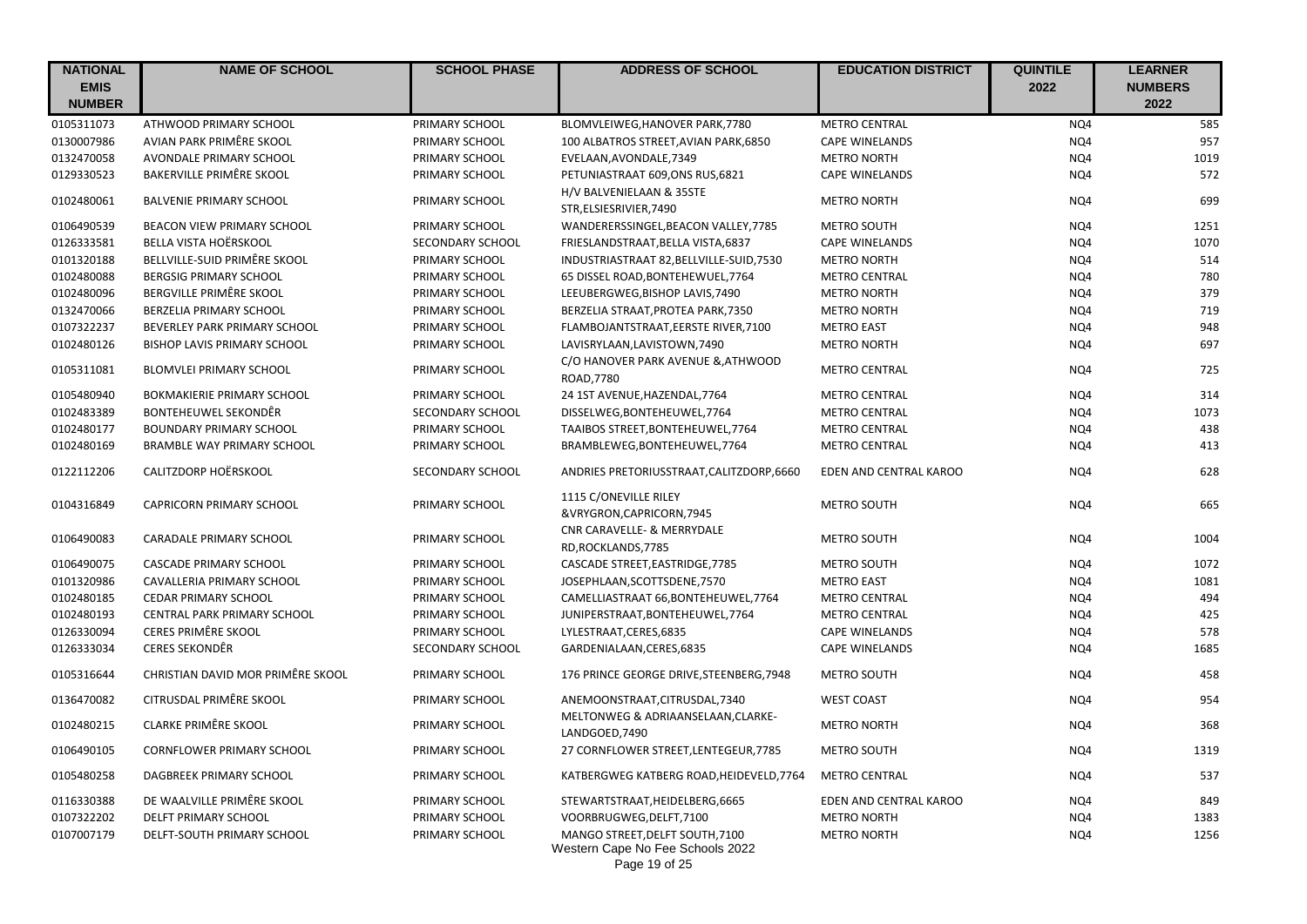| NATIONAL EMIS NUMBER | NAME OF SCHOOL | SCHOOL PHASE | ADDRESS OF SCHOOL | EDUCATION DISTRICT | QUINTILE 2022 | LEARNER NUMBERS 2022 |
|---|---|---|---|---|---|---|
| 0105311073 | ATHWOOD PRIMARY SCHOOL | PRIMARY SCHOOL | BLOMVLEIWEG,HANOVER PARK,7780 | METRO CENTRAL | NQ4 | 585 |
| 0130007986 | AVIAN PARK PRIMÊRE SKOOL | PRIMARY SCHOOL | 100 ALBATROS STREET,AVIAN PARK,6850 | CAPE WINELANDS | NQ4 | 957 |
| 0132470058 | AVONDALE PRIMARY SCHOOL | PRIMARY SCHOOL | EVELAAN,AVONDALE,7349 | METRO NORTH | NQ4 | 1019 |
| 0129330523 | BAKERVILLE PRIMÊRE SKOOL | PRIMARY SCHOOL | PETUNIASTRAAT 609,ONS RUS,6821 | CAPE WINELANDS | NQ4 | 572 |
| 0102480061 | BALVENIE PRIMARY SCHOOL | PRIMARY SCHOOL | H/V BALVENIELAAN & 35STE STR,ELSIESRIVIER,7490 | METRO NORTH | NQ4 | 699 |
| 0106490539 | BEACON VIEW PRIMARY SCHOOL | PRIMARY SCHOOL | WANDERERSSINGEL,BEACON VALLEY,7785 | METRO SOUTH | NQ4 | 1251 |
| 0126333581 | BELLA VISTA HOËRSKOOL | SECONDARY SCHOOL | FRIESLANDSTRAAT,BELLA VISTA,6837 | CAPE WINELANDS | NQ4 | 1070 |
| 0101320188 | BELLVILLE-SUID PRIMÊRE SKOOL | PRIMARY SCHOOL | INDUSTRIASTRAAT 82,BELLVILLE-SUID,7530 | METRO NORTH | NQ4 | 514 |
| 0102480088 | BERGSIG PRIMARY SCHOOL | PRIMARY SCHOOL | 65 DISSEL ROAD,BONTEHEWUEL,7764 | METRO CENTRAL | NQ4 | 780 |
| 0102480096 | BERGVILLE PRIMÊRE SKOOL | PRIMARY SCHOOL | LEEUBERGWEG,BISHOP LAVIS,7490 | METRO NORTH | NQ4 | 379 |
| 0132470066 | BERZELIA PRIMARY SCHOOL | PRIMARY SCHOOL | BERZELIA STRAAT,PROTEA PARK,7350 | METRO NORTH | NQ4 | 719 |
| 0107322237 | BEVERLEY PARK PRIMARY SCHOOL | PRIMARY SCHOOL | FLAMBOJANTSTRAAT,EERSTE RIVER,7100 | METRO EAST | NQ4 | 948 |
| 0102480126 | BISHOP LAVIS PRIMARY SCHOOL | PRIMARY SCHOOL | LAVISRYLAAN,LAVISTOWN,7490 | METRO NORTH | NQ4 | 697 |
| 0105311081 | BLOMVLEI PRIMARY SCHOOL | PRIMARY SCHOOL | C/O HANOVER PARK AVENUE &,ATHWOOD ROAD,7780 | METRO CENTRAL | NQ4 | 725 |
| 0105480940 | BOKMAKIERIE PRIMARY SCHOOL | PRIMARY SCHOOL | 24 1ST AVENUE,HAZENDAL,7764 | METRO CENTRAL | NQ4 | 314 |
| 0102483389 | BONTEHEUWEL SEKONDÊR | SECONDARY SCHOOL | DISSELWEG,BONTEHEUWEL,7764 | METRO CENTRAL | NQ4 | 1073 |
| 0102480177 | BOUNDARY PRIMARY SCHOOL | PRIMARY SCHOOL | TAAIBOS STREET,BONTEHEUWEL,7764 | METRO CENTRAL | NQ4 | 438 |
| 0102480169 | BRAMBLE WAY PRIMARY SCHOOL | PRIMARY SCHOOL | BRAMBLEWEG,BONTEHEUWEL,7764 | METRO CENTRAL | NQ4 | 413 |
| 0122112206 | CALITZDORP HOËRSKOOL | SECONDARY SCHOOL | ANDRIES PRETORIUSSTRAAT,CALITZDORP,6660 | EDEN AND CENTRAL KAROO | NQ4 | 628 |
| 0104316849 | CAPRICORN PRIMARY SCHOOL | PRIMARY SCHOOL | 1115 C/ONEVILLE RILEY &VRYGRON,CAPRICORN,7945 | METRO SOUTH | NQ4 | 665 |
| 0106490083 | CARADALE PRIMARY SCHOOL | PRIMARY SCHOOL | CNR CARAVELLE- & MERRYDALE RD,ROCKLANDS,7785 | METRO SOUTH | NQ4 | 1004 |
| 0106490075 | CASCADE PRIMARY SCHOOL | PRIMARY SCHOOL | CASCADE STREET,EASTRIDGE,7785 | METRO SOUTH | NQ4 | 1072 |
| 0101320986 | CAVALLERIA PRIMARY SCHOOL | PRIMARY SCHOOL | JOSEPHLAAN,SCOTTSDENE,7570 | METRO EAST | NQ4 | 1081 |
| 0102480185 | CEDAR PRIMARY SCHOOL | PRIMARY SCHOOL | CAMELLIASTRAAT 66,BONTEHEUWEL,7764 | METRO CENTRAL | NQ4 | 494 |
| 0102480193 | CENTRAL PARK PRIMARY SCHOOL | PRIMARY SCHOOL | JUNIPERSTRAAT,BONTEHEUWEL,7764 | METRO CENTRAL | NQ4 | 425 |
| 0126330094 | CERES PRIMÊRE SKOOL | PRIMARY SCHOOL | LYLESTRAAT,CERES,6835 | CAPE WINELANDS | NQ4 | 578 |
| 0126333034 | CERES SEKONDÊR | SECONDARY SCHOOL | GARDENIALAAN,CERES,6835 | CAPE WINELANDS | NQ4 | 1685 |
| 0105316644 | CHRISTIAN DAVID MOR PRIMÊRE SKOOL | PRIMARY SCHOOL | 176 PRINCE GEORGE DRIVE,STEENBERG,7948 | METRO SOUTH | NQ4 | 458 |
| 0136470082 | CITRUSDAL PRIMÊRE SKOOL | PRIMARY SCHOOL | ANEMOONSTRAAT,CITRUSDAL,7340 | WEST COAST | NQ4 | 954 |
| 0102480215 | CLARKE PRIMÊRE SKOOL | PRIMARY SCHOOL | MELTONWEG & ADRIAANSELAAN,CLARKE-LANDGOED,7490 | METRO NORTH | NQ4 | 368 |
| 0106490105 | CORNFLOWER PRIMARY SCHOOL | PRIMARY SCHOOL | 27 CORNFLOWER STREET,LENTEGEUR,7785 | METRO SOUTH | NQ4 | 1319 |
| 0105480258 | DAGBREEK PRIMARY SCHOOL | PRIMARY SCHOOL | KATBERGWEG KATBERG ROAD,HEIDEVELD,7764 | METRO CENTRAL | NQ4 | 537 |
| 0116330388 | DE WAALVILLE PRIMÊRE SKOOL | PRIMARY SCHOOL | STEWARTSTRAAT,HEIDELBERG,6665 | EDEN AND CENTRAL KAROO | NQ4 | 849 |
| 0107322202 | DELFT PRIMARY SCHOOL | PRIMARY SCHOOL | VOORBRUGWEG,DELFT,7100 | METRO NORTH | NQ4 | 1383 |
| 0107007179 | DELFT-SOUTH PRIMARY SCHOOL | PRIMARY SCHOOL | MANGO STREET,DELFT SOUTH,7100 | METRO NORTH | NQ4 | 1256 |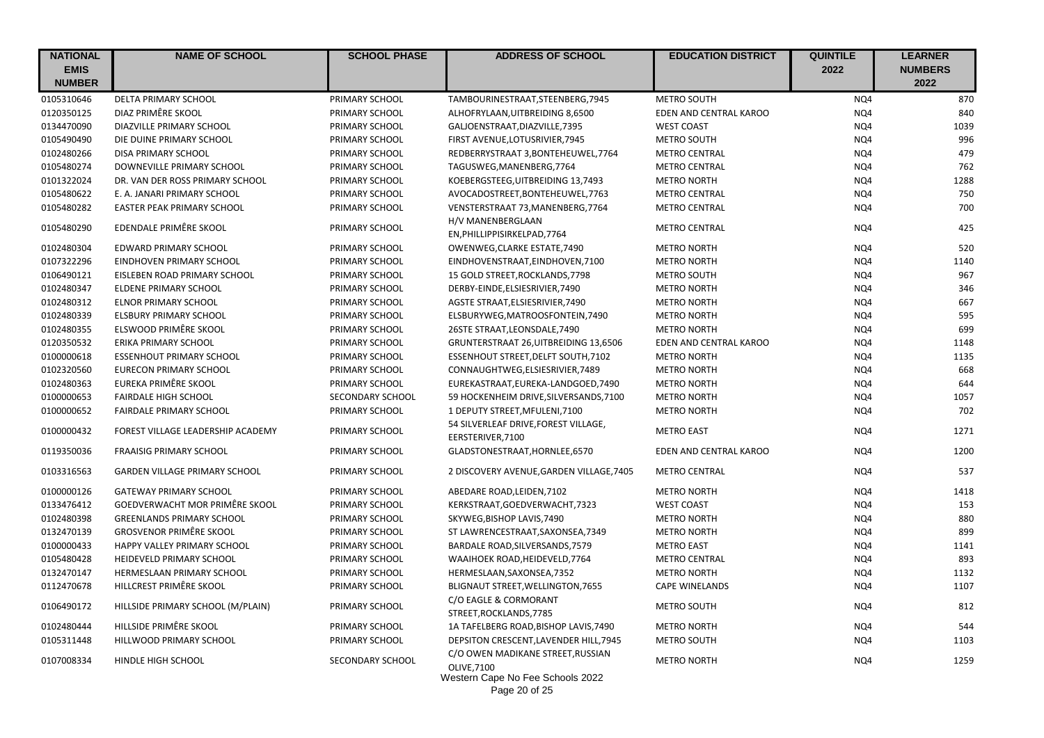| NATIONAL EMIS NUMBER | NAME OF SCHOOL | SCHOOL PHASE | ADDRESS OF SCHOOL | EDUCATION DISTRICT | QUINTILE 2022 | LEARNER NUMBERS 2022 |
|---|---|---|---|---|---|---|
| 0105310646 | DELTA PRIMARY SCHOOL | PRIMARY SCHOOL | TAMBOURINESTRAAT,STEENBERG,7945 | METRO SOUTH | NQ4 | 870 |
| 0120350125 | DIAZ PRIMÊRE SKOOL | PRIMARY SCHOOL | ALHOFRYLAAN,UITBREIDING 8,6500 | EDEN AND CENTRAL KAROO | NQ4 | 840 |
| 0134470090 | DIAZVILLE PRIMARY SCHOOL | PRIMARY SCHOOL | GALJOENSTRAAT,DIAZVILLE,7395 | WEST COAST | NQ4 | 1039 |
| 0105490490 | DIE DUINE PRIMARY SCHOOL | PRIMARY SCHOOL | FIRST AVENUE,LOTUSRIVIER,7945 | METRO SOUTH | NQ4 | 996 |
| 0102480266 | DISA PRIMARY SCHOOL | PRIMARY SCHOOL | REDBERRYSTRAAT 3,BONTEHEUWEL,7764 | METRO CENTRAL | NQ4 | 479 |
| 0105480274 | DOWNEVILLE PRIMARY SCHOOL | PRIMARY SCHOOL | TAGUSWEG,MANENBERG,7764 | METRO CENTRAL | NQ4 | 762 |
| 0101322024 | DR. VAN DER ROSS PRIMARY SCHOOL | PRIMARY SCHOOL | KOEBERGSTEEG,UITBREIDING 13,7493 | METRO NORTH | NQ4 | 1288 |
| 0105480622 | E. A. JANARI PRIMARY SCHOOL | PRIMARY SCHOOL | AVOCADOSTREET,BONTEHEUWEL,7763 | METRO CENTRAL | NQ4 | 750 |
| 0105480282 | EASTER PEAK PRIMARY SCHOOL | PRIMARY SCHOOL | VENSTERSTRAAT 73,MANENBERG,7764 | METRO CENTRAL | NQ4 | 700 |
| 0105480290 | EDENDALE PRIMÊRE SKOOL | PRIMARY SCHOOL | H/V MANENBERGLAAN EN,PHILLIPPISIRKELPAD,7764 | METRO CENTRAL | NQ4 | 425 |
| 0102480304 | EDWARD PRIMARY SCHOOL | PRIMARY SCHOOL | OWENWEG,CLARKE ESTATE,7490 | METRO NORTH | NQ4 | 520 |
| 0107322296 | EINDHOVEN PRIMARY SCHOOL | PRIMARY SCHOOL | EINDHOVENSTRAAT,EINDHOVEN,7100 | METRO NORTH | NQ4 | 1140 |
| 0106490121 | EISLEBEN ROAD PRIMARY SCHOOL | PRIMARY SCHOOL | 15 GOLD STREET,ROCKLANDS,7798 | METRO SOUTH | NQ4 | 967 |
| 0102480347 | ELDENE PRIMARY SCHOOL | PRIMARY SCHOOL | DERBY-EINDE,ELSIESRIVIER,7490 | METRO NORTH | NQ4 | 346 |
| 0102480312 | ELNOR PRIMARY SCHOOL | PRIMARY SCHOOL | AGSTE STRAAT,ELSIESRIVIER,7490 | METRO NORTH | NQ4 | 667 |
| 0102480339 | ELSBURY PRIMARY SCHOOL | PRIMARY SCHOOL | ELSBURYWEG,MATROOSFONTEIN,7490 | METRO NORTH | NQ4 | 595 |
| 0102480355 | ELSWOOD PRIMÊRE SKOOL | PRIMARY SCHOOL | 26STE STRAAT,LEONSDALE,7490 | METRO NORTH | NQ4 | 699 |
| 0120350532 | ERIKA PRIMARY SCHOOL | PRIMARY SCHOOL | GRUNTERSTRAAT 26,UITBREIDING 13,6506 | EDEN AND CENTRAL KAROO | NQ4 | 1148 |
| 0100000618 | ESSENHOUT PRIMARY SCHOOL | PRIMARY SCHOOL | ESSENHOUT STREET,DELFT SOUTH,7102 | METRO NORTH | NQ4 | 1135 |
| 0102320560 | EURECON PRIMARY SCHOOL | PRIMARY SCHOOL | CONNAUGHTWEG,ELSIESRIVIER,7489 | METRO NORTH | NQ4 | 668 |
| 0102480363 | EUREKA PRIMÊRE SKOOL | PRIMARY SCHOOL | EUREKASTRAAT,EUREKA-LANDGOED,7490 | METRO NORTH | NQ4 | 644 |
| 0100000653 | FAIRDALE HIGH SCHOOL | SECONDARY SCHOOL | 59 HOCKENHEIM DRIVE,SILVERSANDS,7100 | METRO NORTH | NQ4 | 1057 |
| 0100000652 | FAIRDALE PRIMARY SCHOOL | PRIMARY SCHOOL | 1 DEPUTY STREET,MFULENI,7100 | METRO NORTH | NQ4 | 702 |
| 0100000432 | FOREST VILLAGE LEADERSHIP ACADEMY | PRIMARY SCHOOL | 54 SILVERLEAF DRIVE,FOREST VILLAGE, EERSTERIVER,7100 | METRO EAST | NQ4 | 1271 |
| 0119350036 | FRAAISIG PRIMARY SCHOOL | PRIMARY SCHOOL | GLADSTONESTRAAT,HORNLEE,6570 | EDEN AND CENTRAL KAROO | NQ4 | 1200 |
| 0103316563 | GARDEN VILLAGE PRIMARY SCHOOL | PRIMARY SCHOOL | 2 DISCOVERY AVENUE,GARDEN VILLAGE,7405 | METRO CENTRAL | NQ4 | 537 |
| 0100000126 | GATEWAY PRIMARY SCHOOL | PRIMARY SCHOOL | ABEDARE ROAD,LEIDEN,7102 | METRO NORTH | NQ4 | 1418 |
| 0133476412 | GOEDVERWACHT MOR PRIMÊRE SKOOL | PRIMARY SCHOOL | KERKSTRAAT,GOEDVERWACHT,7323 | WEST COAST | NQ4 | 153 |
| 0102480398 | GREENLANDS PRIMARY SCHOOL | PRIMARY SCHOOL | SKYWEG,BISHOP LAVIS,7490 | METRO NORTH | NQ4 | 880 |
| 0132470139 | GROSVENOR PRIMÊRE SKOOL | PRIMARY SCHOOL | ST LAWRENCESTRAAT,SAXONSEA,7349 | METRO NORTH | NQ4 | 899 |
| 0100000433 | HAPPY VALLEY PRIMARY SCHOOL | PRIMARY SCHOOL | BARDALE ROAD,SILVERSANDS,7579 | METRO EAST | NQ4 | 1141 |
| 0105480428 | HEIDEVELD PRIMARY SCHOOL | PRIMARY SCHOOL | WAAIHOEK ROAD,HEIDEVELD,7764 | METRO CENTRAL | NQ4 | 893 |
| 0132470147 | HERMESLAAN PRIMARY SCHOOL | PRIMARY SCHOOL | HERMESLAAN,SAXONSEA,7352 | METRO NORTH | NQ4 | 1132 |
| 0112470678 | HILLCREST PRIMÊRE SKOOL | PRIMARY SCHOOL | BLIGNAUT STREET,WELLINGTON,7655 | CAPE WINELANDS | NQ4 | 1107 |
| 0106490172 | HILLSIDE PRIMARY SCHOOL (M/PLAIN) | PRIMARY SCHOOL | C/O EAGLE & CORMORANT STREET,ROCKLANDS,7785 | METRO SOUTH | NQ4 | 812 |
| 0102480444 | HILLSIDE PRIMÊRE SKOOL | PRIMARY SCHOOL | 1A TAFELBERG ROAD,BISHOP LAVIS,7490 | METRO NORTH | NQ4 | 544 |
| 0105311448 | HILLWOOD PRIMARY SCHOOL | PRIMARY SCHOOL | DEPSITON CRESCENT,LAVENDER HILL,7945 | METRO SOUTH | NQ4 | 1103 |
| 0107008334 | HINDLE HIGH SCHOOL | SECONDARY SCHOOL | C/O OWEN MADIKANE STREET,RUSSIAN OLIVE,7100 | METRO NORTH | NQ4 | 1259 |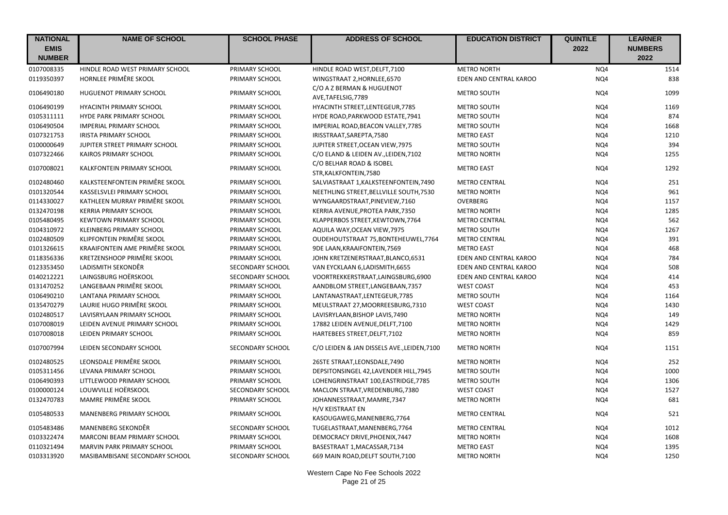| NATIONAL EMIS NUMBER | NAME OF SCHOOL | SCHOOL PHASE | ADDRESS OF SCHOOL | EDUCATION DISTRICT | QUINTILE 2022 | LEARNER NUMBERS 2022 |
|---|---|---|---|---|---|---|
| 0107008335 | HINDLE ROAD WEST PRIMARY SCHOOL | PRIMARY SCHOOL | HINDLE ROAD WEST,DELFT,7100 | METRO NORTH | NQ4 | 1514 |
| 0119350397 | HORNLEE PRIMÊRE SKOOL | PRIMARY SCHOOL | WINGSTRAAT 2,HORNLEE,6570 | EDEN AND CENTRAL KAROO | NQ4 | 838 |
| 0106490180 | HUGUENOT PRIMARY SCHOOL | PRIMARY SCHOOL | C/O A Z BERMAN & HUGUENOT AVE,TAFELSIG,7789 | METRO SOUTH | NQ4 | 1099 |
| 0106490199 | HYACINTH PRIMARY SCHOOL | PRIMARY SCHOOL | HYACINTH STREET,LENTEGEUR,7785 | METRO SOUTH | NQ4 | 1169 |
| 0105311111 | HYDE PARK PRIMARY SCHOOL | PRIMARY SCHOOL | HYDE ROAD,PARKWOOD ESTATE,7941 | METRO SOUTH | NQ4 | 874 |
| 0106490504 | IMPERIAL PRIMARY SCHOOL | PRIMARY SCHOOL | IMPERIAL ROAD,BEACON VALLEY,7785 | METRO SOUTH | NQ4 | 1668 |
| 0107321753 | IRISTA PRIMARY SCHOOL | PRIMARY SCHOOL | IRISSTRAAT,SAREPTA,7580 | METRO EAST | NQ4 | 1210 |
| 0100000649 | JUPITER STREET PRIMARY SCHOOL | PRIMARY SCHOOL | JUPITER STREET,OCEAN VIEW,7975 | METRO SOUTH | NQ4 | 394 |
| 0107322466 | KAIROS PRIMARY SCHOOL | PRIMARY SCHOOL | C/O ELAND & LEIDEN AV.,LEIDEN,7102 | METRO NORTH | NQ4 | 1255 |
| 0107008021 | KALKFONTEIN PRIMARY SCHOOL | PRIMARY SCHOOL | C/O BELHAR ROAD & ISOBEL STR,KALKFONTEIN,7580 | METRO EAST | NQ4 | 1292 |
| 0102480460 | KALKSTEENFONTEIN PRIMÊRE SKOOL | PRIMARY SCHOOL | SALVIASTRAAT 1,KALKSTEENFONTEIN,7490 | METRO CENTRAL | NQ4 | 251 |
| 0101320544 | KASSELSVLEI PRIMARY SCHOOL | PRIMARY SCHOOL | NEETHLING STREET,BELLVILLE SOUTH,7530 | METRO NORTH | NQ4 | 961 |
| 0114330027 | KATHLEEN MURRAY PRIMÊRE SKOOL | PRIMARY SCHOOL | WYNGAARDSTRAAT,PINEVIEW,7160 | OVERBERG | NQ4 | 1157 |
| 0132470198 | KERRIA PRIMARY SCHOOL | PRIMARY SCHOOL | KERRIA AVENUE,PROTEA PARK,7350 | METRO NORTH | NQ4 | 1285 |
| 0105480495 | KEWTOWN PRIMARY SCHOOL | PRIMARY SCHOOL | KLAPPERBOS STREET,KEWTOWN,7764 | METRO CENTRAL | NQ4 | 562 |
| 0104310972 | KLEINBERG PRIMARY SCHOOL | PRIMARY SCHOOL | AQUILA WAY,OCEAN VIEW,7975 | METRO SOUTH | NQ4 | 1267 |
| 0102480509 | KLIPFONTEIN PRIMÊRE SKOOL | PRIMARY SCHOOL | OUDEHOUTSTRAAT 75,BONTEHEUWEL,7764 | METRO CENTRAL | NQ4 | 391 |
| 0101326615 | KRAAIFONTEIN AME PRIMÊRE SKOOL | PRIMARY SCHOOL | 9DE LAAN,KRAAIFONTEIN,7569 | METRO EAST | NQ4 | 468 |
| 0118356336 | KRETZENSHOOP PRIMÊRE SKOOL | PRIMARY SCHOOL | JOHN KRETZENERSTRAAT,BLANCO,6531 | EDEN AND CENTRAL KAROO | NQ4 | 784 |
| 0123353450 | LADISMITH SEKONDÊR | SECONDARY SCHOOL | VAN EYCKLAAN 6,LADISMITH,6655 | EDEN AND CENTRAL KAROO | NQ4 | 508 |
| 0140212221 | LAINGSBURG HOËRSKOOL | SECONDARY SCHOOL | VOORTREKKERSTRAAT,LAINGSBURG,6900 | EDEN AND CENTRAL KAROO | NQ4 | 414 |
| 0131470252 | LANGEBAAN PRIMÊRE SKOOL | PRIMARY SCHOOL | AANDBLOM STREET,LANGEBAAN,7357 | WEST COAST | NQ4 | 453 |
| 0106490210 | LANTANA PRIMARY SCHOOL | PRIMARY SCHOOL | LANTANASTRAAT,LENTEGEUR,7785 | METRO SOUTH | NQ4 | 1164 |
| 0135470279 | LAURIE HUGO PRIMÊRE SKOOL | PRIMARY SCHOOL | MEULSTRAAT 27,MOORREESBURG,7310 | WEST COAST | NQ4 | 1430 |
| 0102480517 | LAVISRYLAAN PRIMARY SCHOOL | PRIMARY SCHOOL | LAVISRYLAAN,BISHOP LAVIS,7490 | METRO NORTH | NQ4 | 149 |
| 0107008019 | LEIDEN AVENUE PRIMARY SCHOOL | PRIMARY SCHOOL | 17882 LEIDEN AVENUE,DELFT,7100 | METRO NORTH | NQ4 | 1429 |
| 0107008018 | LEIDEN PRIMARY SCHOOL | PRIMARY SCHOOL | HARTEBEES STREET,DELFT,7102 | METRO NORTH | NQ4 | 859 |
| 0107007994 | LEIDEN SECONDARY SCHOOL | SECONDARY SCHOOL | C/O LEIDEN & JAN DISSELS AVE.,LEIDEN,7100 | METRO NORTH | NQ4 | 1151 |
| 0102480525 | LEONSDALE PRIMÊRE SKOOL | PRIMARY SCHOOL | 26STE STRAAT,LEONSDALE,7490 | METRO NORTH | NQ4 | 252 |
| 0105311456 | LEVANA PRIMARY SCHOOL | PRIMARY SCHOOL | DEPSITONSINGEL 42,LAVENDER HILL,7945 | METRO SOUTH | NQ4 | 1000 |
| 0106490393 | LITTLEWOOD PRIMARY SCHOOL | PRIMARY SCHOOL | LOHENGRINSTRAAT 100,EASTRIDGE,7785 | METRO SOUTH | NQ4 | 1306 |
| 0100000124 | LOUWVILLE HOËRSKOOL | SECONDARY SCHOOL | MACLON STRAAT,VREDENBURG,7380 | WEST COAST | NQ4 | 1527 |
| 0132470783 | MAMRE PRIMÊRE SKOOL | PRIMARY SCHOOL | JOHANNESSTRAAT,MAMRE,7347 | METRO NORTH | NQ4 | 681 |
| 0105480533 | MANENBERG PRIMARY SCHOOL | PRIMARY SCHOOL | H/V KEISTRAAT EN KASOUGAWEG,MANENBERG,7764 | METRO CENTRAL | NQ4 | 521 |
| 0105483486 | MANENBERG SEKONDÊR | SECONDARY SCHOOL | TUGELASTRAAT,MANENBERG,7764 | METRO CENTRAL | NQ4 | 1012 |
| 0103322474 | MARCONI BEAM PRIMARY SCHOOL | PRIMARY SCHOOL | DEMOCRACY DRIVE,PHOENIX,7447 | METRO NORTH | NQ4 | 1608 |
| 0110321494 | MARVIN PARK PRIMARY SCHOOL | PRIMARY SCHOOL | BASESTRAAT 1,MACASSAR,7134 | METRO EAST | NQ4 | 1395 |
| 0103313920 | MASIBAMBISANE SECONDARY SCHOOL | SECONDARY SCHOOL | 669 MAIN ROAD,DELFT SOUTH,7100 | METRO NORTH | NQ4 | 1250 |

Western Cape No Fee Schools 2022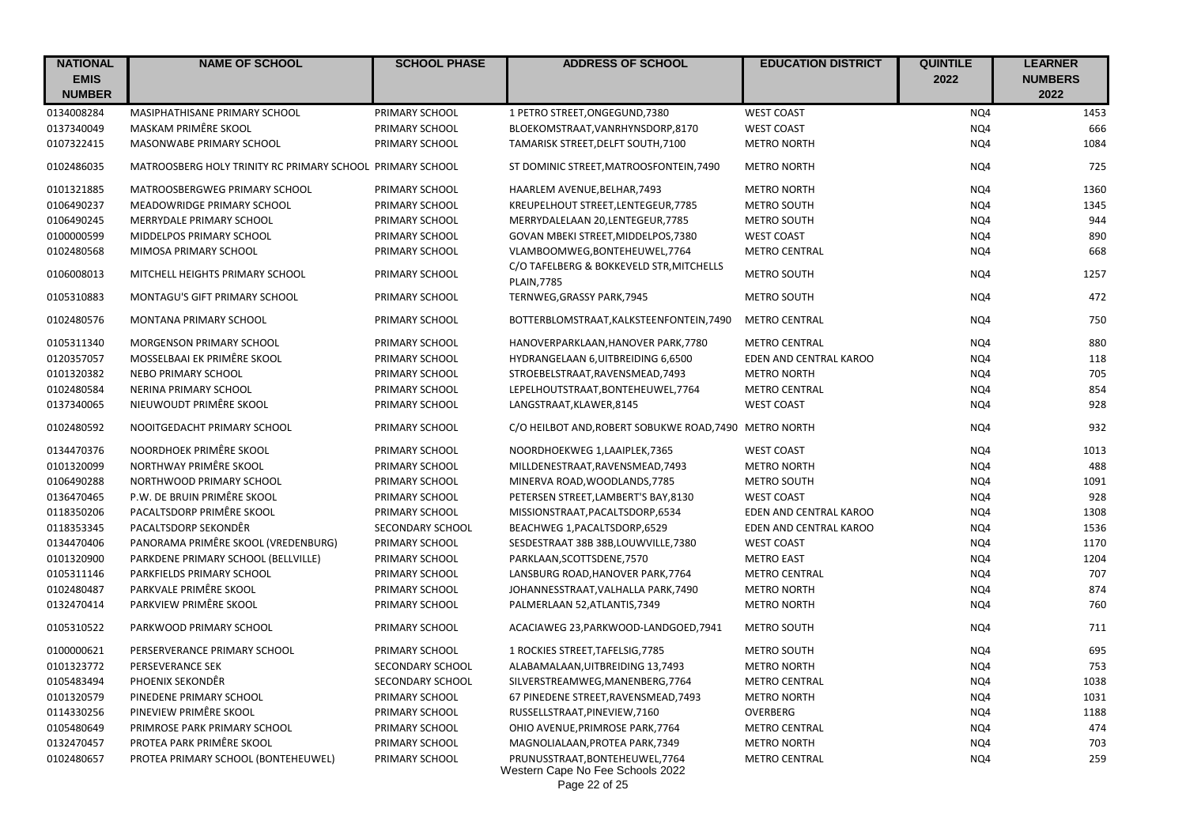| NATIONAL EMIS NUMBER | NAME OF SCHOOL | SCHOOL PHASE | ADDRESS OF SCHOOL | EDUCATION DISTRICT | QUINTILE 2022 | LEARNER NUMBERS 2022 |
|---|---|---|---|---|---|---|
| 0134008284 | MASIPHATHISANE PRIMARY SCHOOL | PRIMARY SCHOOL | 1 PETRO STREET,ONGEGUND,7380 | WEST COAST | NQ4 | 1453 |
| 0137340049 | MASKAM PRIMÊRE SKOOL | PRIMARY SCHOOL | BLOEKOMSTRAAT,VANRHYNSDORP,8170 | WEST COAST | NQ4 | 666 |
| 0107322415 | MASONWABE PRIMARY SCHOOL | PRIMARY SCHOOL | TAMARISK STREET,DELFT SOUTH,7100 | METRO NORTH | NQ4 | 1084 |
| 0102486035 | MATROOSBERG HOLY TRINITY RC PRIMARY SCHOOL | PRIMARY SCHOOL | ST DOMINIC STREET,MATROOSFONTEIN,7490 | METRO NORTH | NQ4 | 725 |
| 0101321885 | MATROOSBERGWEG PRIMARY SCHOOL | PRIMARY SCHOOL | HAARLEM AVENUE,BELHAR,7493 | METRO NORTH | NQ4 | 1360 |
| 0106490237 | MEADOWRIDGE PRIMARY SCHOOL | PRIMARY SCHOOL | KREUPELHOUT STREET,LENTEGEUR,7785 | METRO SOUTH | NQ4 | 1345 |
| 0106490245 | MERRYDALE PRIMARY SCHOOL | PRIMARY SCHOOL | MERRYDALELAAN 20,LENTEGEUR,7785 | METRO SOUTH | NQ4 | 944 |
| 0100000599 | MIDDELPOS PRIMARY SCHOOL | PRIMARY SCHOOL | GOVAN MBEKI STREET,MIDDELPOS,7380 | WEST COAST | NQ4 | 890 |
| 0102480568 | MIMOSA PRIMARY SCHOOL | PRIMARY SCHOOL | VLAMBOOMWEG,BONTEHEUWEL,7764 | METRO CENTRAL | NQ4 | 668 |
| 0106008013 | MITCHELL HEIGHTS PRIMARY SCHOOL | PRIMARY SCHOOL | C/O TAFELBERG & BOKKEVELD STR,MITCHELLS PLAIN,7785 | METRO SOUTH | NQ4 | 1257 |
| 0105310883 | MONTAGU'S GIFT PRIMARY SCHOOL | PRIMARY SCHOOL | TERNWEG,GRASSY PARK,7945 | METRO SOUTH | NQ4 | 472 |
| 0102480576 | MONTANA PRIMARY SCHOOL | PRIMARY SCHOOL | BOTTERBLOMSTRAAT,KALKSTEENFONTEIN,7490 | METRO CENTRAL | NQ4 | 750 |
| 0105311340 | MORGENSON PRIMARY SCHOOL | PRIMARY SCHOOL | HANOVERPARKLAAN,HANOVER PARK,7780 | METRO CENTRAL | NQ4 | 880 |
| 0120357057 | MOSSELBAAI EK PRIMÊRE SKOOL | PRIMARY SCHOOL | HYDRANGELAAN 6,UITBREIDING 6,6500 | EDEN AND CENTRAL KAROO | NQ4 | 118 |
| 0101320382 | NEBO PRIMARY SCHOOL | PRIMARY SCHOOL | STROEBELSTRAAT,RAVENSMEAD,7493 | METRO NORTH | NQ4 | 705 |
| 0102480584 | NERINA PRIMARY SCHOOL | PRIMARY SCHOOL | LEPELHOUTSTRAAT,BONTEHEUWEL,7764 | METRO CENTRAL | NQ4 | 854 |
| 0137340065 | NIEUWOUDT PRIMÊRE SKOOL | PRIMARY SCHOOL | LANGSTRAAT,KLAWER,8145 | WEST COAST | NQ4 | 928 |
| 0102480592 | NOOITGEDACHT PRIMARY SCHOOL | PRIMARY SCHOOL | C/O HEILBOT AND,ROBERT SOBUKWE ROAD,7490 | METRO NORTH | NQ4 | 932 |
| 0134470376 | NOORDHOEK PRIMÊRE SKOOL | PRIMARY SCHOOL | NOORDHOEKWEG 1,LAAIPLEK,7365 | WEST COAST | NQ4 | 1013 |
| 0101320099 | NORTHWAY PRIMÊRE SKOOL | PRIMARY SCHOOL | MILLDENESTRAAT,RAVENSMEAD,7493 | METRO NORTH | NQ4 | 488 |
| 0106490288 | NORTHWOOD PRIMARY SCHOOL | PRIMARY SCHOOL | MINERVA ROAD,WOODLANDS,7785 | METRO SOUTH | NQ4 | 1091 |
| 0136470465 | P.W. DE BRUIN PRIMÊRE SKOOL | PRIMARY SCHOOL | PETERSEN STREET,LAMBERT'S BAY,8130 | WEST COAST | NQ4 | 928 |
| 0118350206 | PACALTSDORP PRIMÊRE SKOOL | PRIMARY SCHOOL | MISSIONSTRAAT,PACALTSDORP,6534 | EDEN AND CENTRAL KAROO | NQ4 | 1308 |
| 0118353345 | PACALTSDORP SEKONDÊR | SECONDARY SCHOOL | BEACHWEG 1,PACALTSDORP,6529 | EDEN AND CENTRAL KAROO | NQ4 | 1536 |
| 0134470406 | PANORAMA PRIMÊRE SKOOL (VREDENBURG) | PRIMARY SCHOOL | SESDESTRAAT 38B 38B,LOUWVILLE,7380 | WEST COAST | NQ4 | 1170 |
| 0101320900 | PARKDENE PRIMARY SCHOOL (BELLVILLE) | PRIMARY SCHOOL | PARKLAAN,SCOTTSDENE,7570 | METRO EAST | NQ4 | 1204 |
| 0105311146 | PARKFIELDS PRIMARY SCHOOL | PRIMARY SCHOOL | LANSBURG ROAD,HANOVER PARK,7764 | METRO CENTRAL | NQ4 | 707 |
| 0102480487 | PARKVALE PRIMÊRE SKOOL | PRIMARY SCHOOL | JOHANNESSTRAAT,VALHALLA PARK,7490 | METRO NORTH | NQ4 | 874 |
| 0132470414 | PARKVIEW PRIMÊRE SKOOL | PRIMARY SCHOOL | PALMERLAAN 52,ATLANTIS,7349 | METRO NORTH | NQ4 | 760 |
| 0105310522 | PARKWOOD PRIMARY SCHOOL | PRIMARY SCHOOL | ACACIAWEG 23,PARKWOOD-LANDGOED,7941 | METRO SOUTH | NQ4 | 711 |
| 0100000621 | PERSERVERANCE PRIMARY SCHOOL | PRIMARY SCHOOL | 1 ROCKIES STREET,TAFELSIG,7785 | METRO SOUTH | NQ4 | 695 |
| 0101323772 | PERSEVERANCE SEK | SECONDARY SCHOOL | ALABAMALAAN,UITBREIDING 13,7493 | METRO NORTH | NQ4 | 753 |
| 0105483494 | PHOENIX SEKONDÊR | SECONDARY SCHOOL | SILVERSTREAMWEG,MANENBERG,7764 | METRO CENTRAL | NQ4 | 1038 |
| 0101320579 | PINEDENE PRIMARY SCHOOL | PRIMARY SCHOOL | 67 PINEDENE STREET,RAVENSMEAD,7493 | METRO NORTH | NQ4 | 1031 |
| 0114330256 | PINEVIEW PRIMÊRE SKOOL | PRIMARY SCHOOL | RUSSELLSTRAAT,PINEVIEW,7160 | OVERBERG | NQ4 | 1188 |
| 0105480649 | PRIMROSE PARK PRIMARY SCHOOL | PRIMARY SCHOOL | OHIO AVENUE,PRIMROSE PARK,7764 | METRO CENTRAL | NQ4 | 474 |
| 0132470457 | PROTEA PARK PRIMÊRE SKOOL | PRIMARY SCHOOL | MAGNOLIALAAN,PROTEA PARK,7349 | METRO NORTH | NQ4 | 703 |
| 0102480657 | PROTEA PRIMARY SCHOOL (BONTEHEUWEL) | PRIMARY SCHOOL | PRUNUSSTRAAT,BONTEHEUWEL,7764 | METRO CENTRAL | NQ4 | 259 |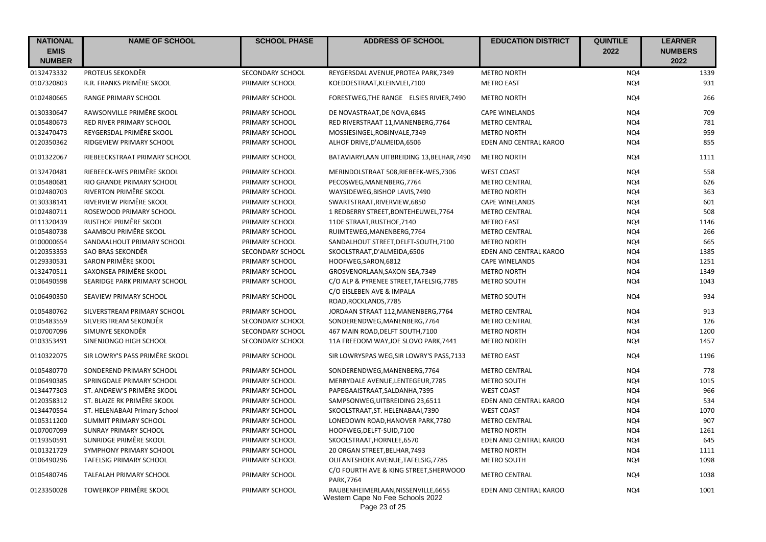| NATIONAL EMIS NUMBER | NAME OF SCHOOL | SCHOOL PHASE | ADDRESS OF SCHOOL | EDUCATION DISTRICT | QUINTILE 2022 | LEARNER NUMBERS 2022 |
|---|---|---|---|---|---|---|
| 0132473332 | PROTEUS SEKONDÊR | SECONDARY SCHOOL | REYGERSDAL AVENUE,PROTEA PARK,7349 | METRO NORTH | NQ4 | 1339 |
| 0107320803 | R.R. FRANKS PRIMÊRE SKOOL | PRIMARY SCHOOL | KOEDOESTRAAT,KLEINVLEI,7100 | METRO EAST | NQ4 | 931 |
| 0102480665 | RANGE PRIMARY SCHOOL | PRIMARY SCHOOL | FORESTWEG,THE RANGE ELSIES RIVIER,7490 | METRO NORTH | NQ4 | 266 |
| 0130330647 | RAWSONVILLE PRIMÊRE SKOOL | PRIMARY SCHOOL | DE NOVASTRAAT,DE NOVA,6845 | CAPE WINELANDS | NQ4 | 709 |
| 0105480673 | RED RIVER PRIMARY SCHOOL | PRIMARY SCHOOL | RED RIVERSTRAAT 11,MANENBERG,7764 | METRO CENTRAL | NQ4 | 781 |
| 0132470473 | REYGERSDAL PRIMÊRE SKOOL | PRIMARY SCHOOL | MOSSIESINGEL,ROBINVALE,7349 | METRO NORTH | NQ4 | 959 |
| 0120350362 | RIDGEVIEW PRIMARY SCHOOL | PRIMARY SCHOOL | ALHOF DRIVE,D'ALMEIDA,6506 | EDEN AND CENTRAL KAROO | NQ4 | 855 |
| 0101322067 | RIEBEECKSTRAAT PRIMARY SCHOOL | PRIMARY SCHOOL | BATAVIARYLAAN UITBREIDING 13,BELHAR,7490 | METRO NORTH | NQ4 | 1111 |
| 0132470481 | RIEBEECK-WES PRIMÊRE SKOOL | PRIMARY SCHOOL | MERINDOLSTRAAT 508,RIEBEEK-WES,7306 | WEST COAST | NQ4 | 558 |
| 0105480681 | RIO GRANDE PRIMARY SCHOOL | PRIMARY SCHOOL | PECOSWEG,MANENBERG,7764 | METRO CENTRAL | NQ4 | 626 |
| 0102480703 | RIVERTON PRIMÊRE SKOOL | PRIMARY SCHOOL | WAYSIDEWEG,BISHOP LAVIS,7490 | METRO NORTH | NQ4 | 363 |
| 0130338141 | RIVERVIEW PRIMÊRE SKOOL | PRIMARY SCHOOL | SWARTSTRAAT,RIVERVIEW,6850 | CAPE WINELANDS | NQ4 | 601 |
| 0102480711 | ROSEWOOD PRIMARY SCHOOL | PRIMARY SCHOOL | 1 REDBERRY STREET,BONTEHEUWEL,7764 | METRO CENTRAL | NQ4 | 508 |
| 0111320439 | RUSTHOF PRIMÊRE SKOOL | PRIMARY SCHOOL | 11DE STRAAT,RUSTHOF,7140 | METRO EAST | NQ4 | 1146 |
| 0105480738 | SAAMBOU PRIMÊRE SKOOL | PRIMARY SCHOOL | RUIMTEWEG,MANENBERG,7764 | METRO CENTRAL | NQ4 | 266 |
| 0100000654 | SANDAALHOUT PRIMARY SCHOOL | PRIMARY SCHOOL | SANDALHOUT STREET,DELFT-SOUTH,7100 | METRO NORTH | NQ4 | 665 |
| 0120353353 | SAO BRAS SEKONDÊR | SECONDARY SCHOOL | SKOOLSTRAAT,D'ALMEIDA,6506 | EDEN AND CENTRAL KAROO | NQ4 | 1385 |
| 0129330531 | SARON PRIMÊRE SKOOL | PRIMARY SCHOOL | HOOFWEG,SARON,6812 | CAPE WINELANDS | NQ4 | 1251 |
| 0132470511 | SAXONSEA PRIMÊRE SKOOL | PRIMARY SCHOOL | GROSVENORLAAN,SAXON-SEA,7349 | METRO NORTH | NQ4 | 1349 |
| 0106490598 | SEARIDGE PARK PRIMARY SCHOOL | PRIMARY SCHOOL | C/O ALP & PYRENEE STREET,TAFELSIG,7785 | METRO SOUTH | NQ4 | 1043 |
| 0106490350 | SEAVIEW PRIMARY SCHOOL | PRIMARY SCHOOL | C/O EISLEBEN AVE & IMPALA ROAD,ROCKLANDS,7785 | METRO SOUTH | NQ4 | 934 |
| 0105480762 | SILVERSTREAM PRIMARY SCHOOL | PRIMARY SCHOOL | JORDAAN STRAAT 112,MANENBERG,7764 | METRO CENTRAL | NQ4 | 913 |
| 0105483559 | SILVERSTREAM SEKONDÊR | SECONDARY SCHOOL | SONDERENDWEG,MANENBERG,7764 | METRO CENTRAL | NQ4 | 126 |
| 0107007096 | SIMUNYE SEKONDÊR | SECONDARY SCHOOL | 467 MAIN ROAD,DELFT SOUTH,7100 | METRO NORTH | NQ4 | 1200 |
| 0103353491 | SINENJONGO HIGH SCHOOL | SECONDARY SCHOOL | 11A FREEDOM WAY,JOE SLOVO PARK,7441 | METRO NORTH | NQ4 | 1457 |
| 0110322075 | SIR LOWRY'S PASS PRIMÊRE SKOOL | PRIMARY SCHOOL | SIR LOWRYSPAS WEG,SIR LOWRY'S PASS,7133 | METRO EAST | NQ4 | 1196 |
| 0105480770 | SONDEREND PRIMARY SCHOOL | PRIMARY SCHOOL | SONDERENDWEG,MANENBERG,7764 | METRO CENTRAL | NQ4 | 778 |
| 0106490385 | SPRINGDALE PRIMARY SCHOOL | PRIMARY SCHOOL | MERRYDALE AVENUE,LENTEGEUR,7785 | METRO SOUTH | NQ4 | 1015 |
| 0134477303 | ST. ANDREW'S PRIMÊRE SKOOL | PRIMARY SCHOOL | PAPEGAAISTRAAT,SALDANHA,7395 | WEST COAST | NQ4 | 966 |
| 0120358312 | ST. BLAIZE RK PRIMÊRE SKOOL | PRIMARY SCHOOL | SAMPSONWEG,UITBREIDING 23,6511 | EDEN AND CENTRAL KAROO | NQ4 | 534 |
| 0134470554 | ST. HELENABAAI Primary School | PRIMARY SCHOOL | SKOOLSTRAAT,ST. HELENABAAI,7390 | WEST COAST | NQ4 | 1070 |
| 0105311200 | SUMMIT PRIMARY SCHOOL | PRIMARY SCHOOL | LONEDOWN ROAD,HANOVER PARK,7780 | METRO CENTRAL | NQ4 | 907 |
| 0107007099 | SUNRAY PRIMARY SCHOOL | PRIMARY SCHOOL | HOOFWEG,DELFT-SUID,7100 | METRO NORTH | NQ4 | 1261 |
| 0119350591 | SUNRIDGE PRIMÊRE SKOOL | PRIMARY SCHOOL | SKOOLSTRAAT,HORNLEE,6570 | EDEN AND CENTRAL KAROO | NQ4 | 645 |
| 0101321729 | SYMPHONY PRIMARY SCHOOL | PRIMARY SCHOOL | 20 ORGAN STREET,BELHAR,7493 | METRO NORTH | NQ4 | 1111 |
| 0106490296 | TAFELSIG PRIMARY SCHOOL | PRIMARY SCHOOL | OLIFANTSHOEK AVENUE,TAFELSIG,7785 | METRO SOUTH | NQ4 | 1098 |
| 0105480746 | TALFALAH PRIMARY SCHOOL | PRIMARY SCHOOL | C/O FOURTH AVE & KING STREET,SHERWOOD PARK,7764 | METRO CENTRAL | NQ4 | 1038 |
| 0123350028 | TOWERKOP PRIMÊRE SKOOL | PRIMARY SCHOOL | RAUBENHEIMERLAAN,NISSENVILLE,6655 | EDEN AND CENTRAL KAROO | NQ4 | 1001 |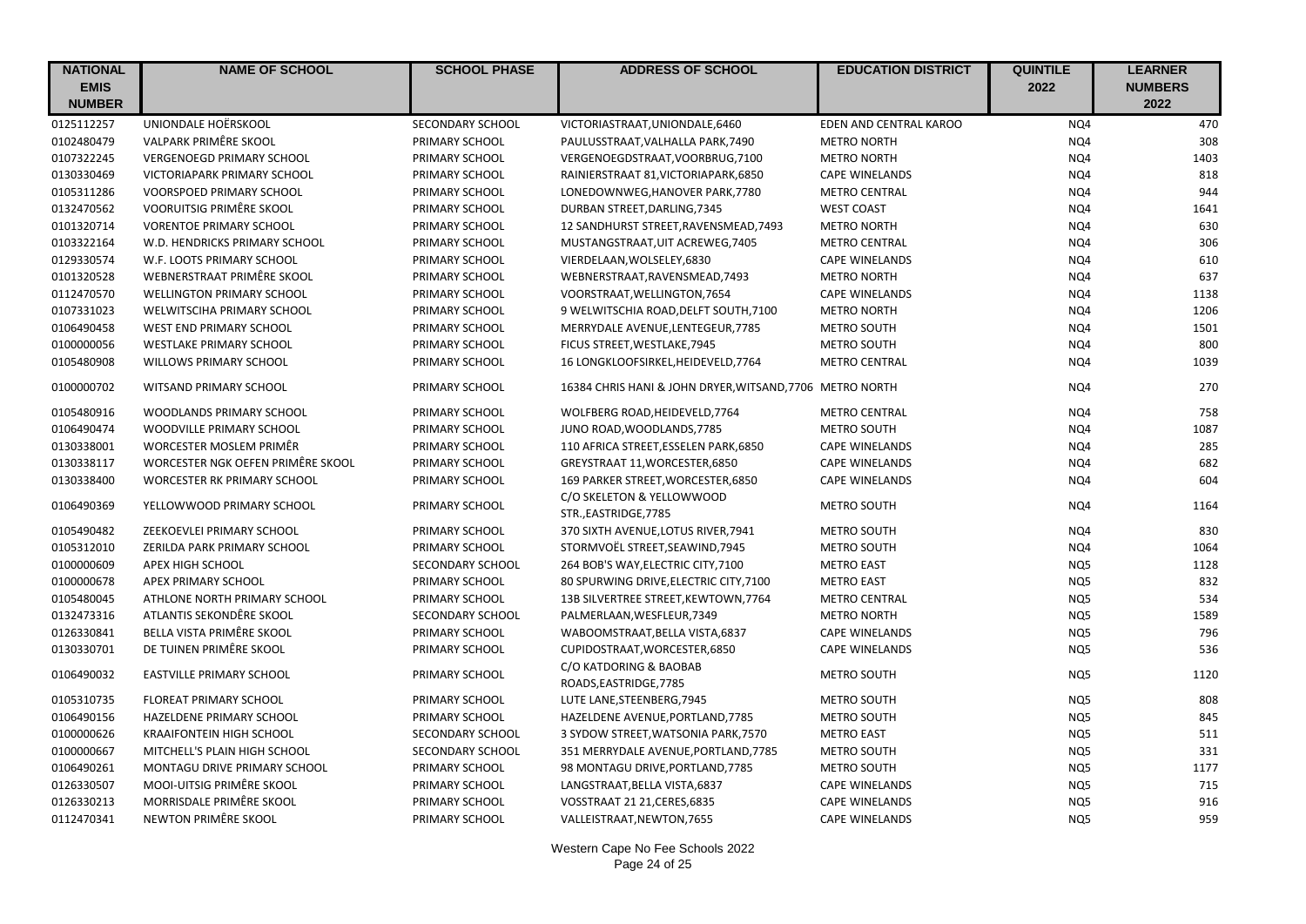| NATIONAL EMIS NUMBER | NAME OF SCHOOL | SCHOOL PHASE | ADDRESS OF SCHOOL | EDUCATION DISTRICT | QUINTILE 2022 | LEARNER NUMBERS 2022 |
|---|---|---|---|---|---|---|
| 0125112257 | UNIONDALE HOËRSKOOL | SECONDARY SCHOOL | VICTORIASTRAAT,UNIONDALE,6460 | EDEN AND CENTRAL KAROO | NQ4 | 470 |
| 0102480479 | VALPARK PRIMÊRE SKOOL | PRIMARY SCHOOL | PAULUSSTRAAT,VALHALLA PARK,7490 | METRO NORTH | NQ4 | 308 |
| 0107322245 | VERGENOEGD PRIMARY SCHOOL | PRIMARY SCHOOL | VERGENOEGDSTRAAT,VOORBRUG,7100 | METRO NORTH | NQ4 | 1403 |
| 0130330469 | VICTORIAPARK PRIMARY SCHOOL | PRIMARY SCHOOL | RAINIERSTRAAT 81,VICTORIAPARK,6850 | CAPE WINELANDS | NQ4 | 818 |
| 0105311286 | VOORSPOED PRIMARY SCHOOL | PRIMARY SCHOOL | LONEDOWNWEG,HANOVER PARK,7780 | METRO CENTRAL | NQ4 | 944 |
| 0132470562 | VOORUITSIG PRIMÊRE SKOOL | PRIMARY SCHOOL | DURBAN STREET,DARLING,7345 | WEST COAST | NQ4 | 1641 |
| 0101320714 | VORENTOE PRIMARY SCHOOL | PRIMARY SCHOOL | 12 SANDHURST STREET,RAVENSMEAD,7493 | METRO NORTH | NQ4 | 630 |
| 0103322164 | W.D. HENDRICKS PRIMARY SCHOOL | PRIMARY SCHOOL | MUSTANGSTRAAT,UIT ACREWEG,7405 | METRO CENTRAL | NQ4 | 306 |
| 0129330574 | W.F. LOOTS PRIMARY SCHOOL | PRIMARY SCHOOL | VIERDELAAN,WOLSELEY,6830 | CAPE WINELANDS | NQ4 | 610 |
| 0101320528 | WEBNERSTRAAT PRIMÊRE SKOOL | PRIMARY SCHOOL | WEBNERSTRAAT,RAVENSMEAD,7493 | METRO NORTH | NQ4 | 637 |
| 0112470570 | WELLINGTON PRIMARY SCHOOL | PRIMARY SCHOOL | VOORSTRAAT,WELLINGTON,7654 | CAPE WINELANDS | NQ4 | 1138 |
| 0107331023 | WELWITSCIHA PRIMARY SCHOOL | PRIMARY SCHOOL | 9 WELWITSCHIA ROAD,DELFT SOUTH,7100 | METRO NORTH | NQ4 | 1206 |
| 0106490458 | WEST END PRIMARY SCHOOL | PRIMARY SCHOOL | MERRYDALE AVENUE,LENTEGEUR,7785 | METRO SOUTH | NQ4 | 1501 |
| 0100000056 | WESTLAKE PRIMARY SCHOOL | PRIMARY SCHOOL | FICUS STREET,WESTLAKE,7945 | METRO SOUTH | NQ4 | 800 |
| 0105480908 | WILLOWS PRIMARY SCHOOL | PRIMARY SCHOOL | 16 LONGKLOOFSIRKEL,HEIDEVELD,7764 | METRO CENTRAL | NQ4 | 1039 |
| 0100000702 | WITSAND PRIMARY SCHOOL | PRIMARY SCHOOL | 16384 CHRIS HANI & JOHN DRYER,WITSAND,7706 | METRO NORTH | NQ4 | 270 |
| 0105480916 | WOODLANDS PRIMARY SCHOOL | PRIMARY SCHOOL | WOLFBERG ROAD,HEIDEVELD,7764 | METRO CENTRAL | NQ4 | 758 |
| 0106490474 | WOODVILLE PRIMARY SCHOOL | PRIMARY SCHOOL | JUNO ROAD,WOODLANDS,7785 | METRO SOUTH | NQ4 | 1087 |
| 0130338001 | WORCESTER MOSLEM PRIMÊR | PRIMARY SCHOOL | 110 AFRICA STREET,ESSELEN PARK,6850 | CAPE WINELANDS | NQ4 | 285 |
| 0130338117 | WORCESTER NGK OEFEN PRIMÊRE SKOOL | PRIMARY SCHOOL | GREYSTRAAT 11,WORCESTER,6850 | CAPE WINELANDS | NQ4 | 682 |
| 0130338400 | WORCESTER RK PRIMARY SCHOOL | PRIMARY SCHOOL | 169 PARKER STREET,WORCESTER,6850 | CAPE WINELANDS | NQ4 | 604 |
| 0106490369 | YELLOWWOOD PRIMARY SCHOOL | PRIMARY SCHOOL | C/O SKELETON & YELLOWWOOD STR.,EASTRIDGE,7785 | METRO SOUTH | NQ4 | 1164 |
| 0105490482 | ZEEKOEVLEI PRIMARY SCHOOL | PRIMARY SCHOOL | 370 SIXTH AVENUE,LOTUS RIVER,7941 | METRO SOUTH | NQ4 | 830 |
| 0105312010 | ZERILDA PARK PRIMARY SCHOOL | PRIMARY SCHOOL | STORMVOËL STREET,SEAWIND,7945 | METRO SOUTH | NQ4 | 1064 |
| 0100000609 | APEX HIGH SCHOOL | SECONDARY SCHOOL | 264 BOB'S WAY,ELECTRIC CITY,7100 | METRO EAST | NQ5 | 1128 |
| 0100000678 | APEX PRIMARY SCHOOL | PRIMARY SCHOOL | 80 SPURWING DRIVE,ELECTRIC CITY,7100 | METRO EAST | NQ5 | 832 |
| 0105480045 | ATHLONE NORTH PRIMARY SCHOOL | PRIMARY SCHOOL | 13B SILVERTREE STREET,KEWTOWN,7764 | METRO CENTRAL | NQ5 | 534 |
| 0132473316 | ATLANTIS SEKONDÊRE SKOOL | SECONDARY SCHOOL | PALMERLAAN,WESFLEUR,7349 | METRO NORTH | NQ5 | 1589 |
| 0126330841 | BELLA VISTA PRIMÊRE SKOOL | PRIMARY SCHOOL | WABOOMSTRAAT,BELLA VISTA,6837 | CAPE WINELANDS | NQ5 | 796 |
| 0130330701 | DE TUINEN PRIMÊRE SKOOL | PRIMARY SCHOOL | CUPIDOSTRAAT,WORCESTER,6850 | CAPE WINELANDS | NQ5 | 536 |
| 0106490032 | EASTVILLE PRIMARY SCHOOL | PRIMARY SCHOOL | C/O KATDORING & BAOBAB ROADS,EASTRIDGE,7785 | METRO SOUTH | NQ5 | 1120 |
| 0105310735 | FLOREAT PRIMARY SCHOOL | PRIMARY SCHOOL | LUTE LANE,STEENBERG,7945 | METRO SOUTH | NQ5 | 808 |
| 0106490156 | HAZELDENE PRIMARY SCHOOL | PRIMARY SCHOOL | HAZELDENE AVENUE,PORTLAND,7785 | METRO SOUTH | NQ5 | 845 |
| 0100000626 | KRAAIFONTEIN HIGH SCHOOL | SECONDARY SCHOOL | 3 SYDOW STREET,WATSONIA PARK,7570 | METRO EAST | NQ5 | 511 |
| 0100000667 | MITCHELL'S PLAIN HIGH SCHOOL | SECONDARY SCHOOL | 351 MERRYDALE AVENUE,PORTLAND,7785 | METRO SOUTH | NQ5 | 331 |
| 0106490261 | MONTAGU DRIVE PRIMARY SCHOOL | PRIMARY SCHOOL | 98 MONTAGU DRIVE,PORTLAND,7785 | METRO SOUTH | NQ5 | 1177 |
| 0126330507 | MOOI-UITSIG PRIMÊRE SKOOL | PRIMARY SCHOOL | LANGSTRAAT,BELLA VISTA,6837 | CAPE WINELANDS | NQ5 | 715 |
| 0126330213 | MORRISDALE PRIMÊRE SKOOL | PRIMARY SCHOOL | VOSSTRAAT 21 21,CERES,6835 | CAPE WINELANDS | NQ5 | 916 |
| 0112470341 | NEWTON PRIMÊRE SKOOL | PRIMARY SCHOOL | VALLEISTRAAT,NEWTON,7655 | CAPE WINELANDS | NQ5 | 959 |

Western Cape No Fee Schools 2022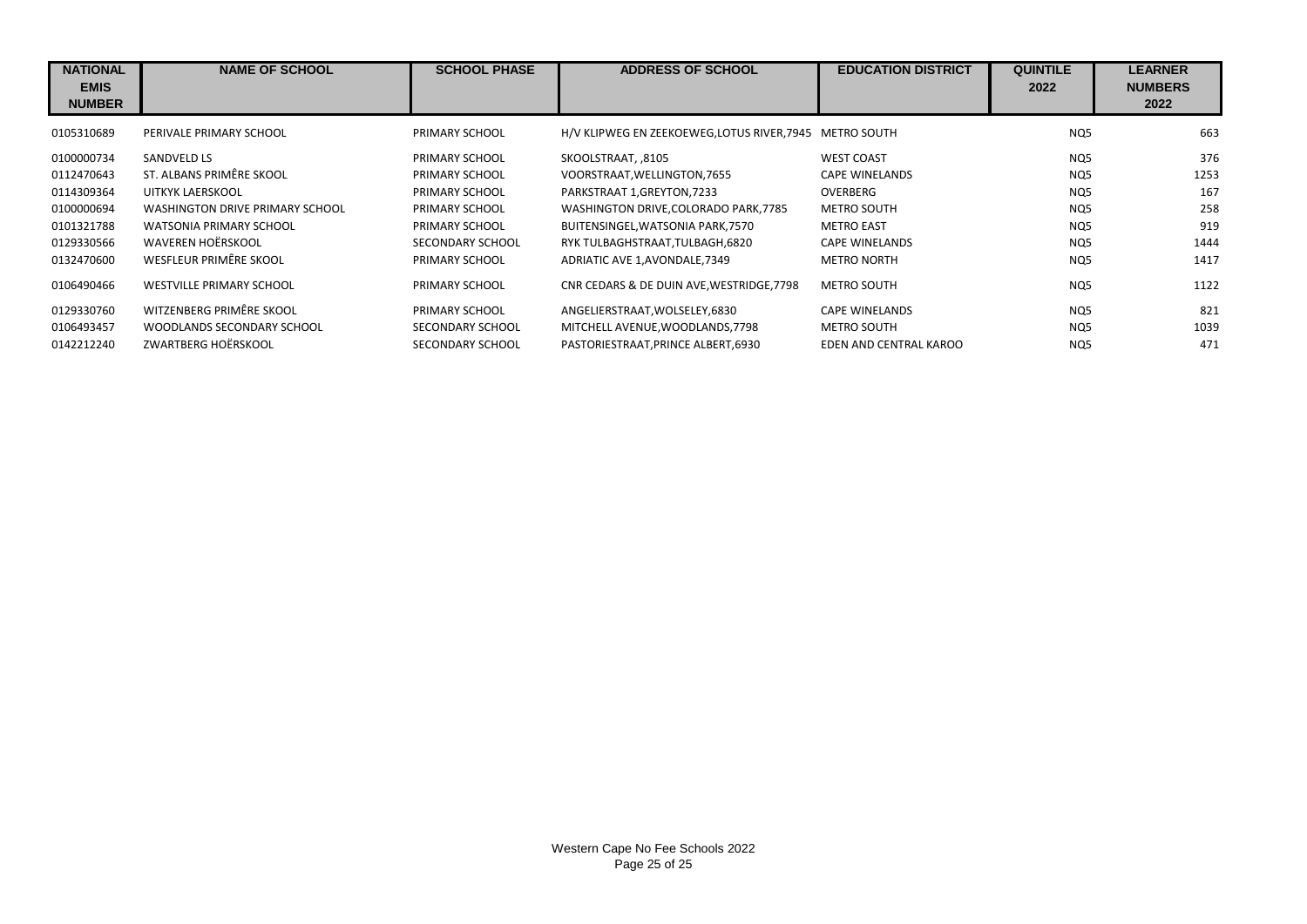| NATIONAL EMIS NUMBER | NAME OF SCHOOL | SCHOOL PHASE | ADDRESS OF SCHOOL | EDUCATION DISTRICT | QUINTILE 2022 | LEARNER NUMBERS 2022 |
|---|---|---|---|---|---|---|
| 0105310689 | PERIVALE PRIMARY SCHOOL | PRIMARY SCHOOL | H/V KLIPWEG EN ZEEKOEWEG,LOTUS RIVER,7945 | METRO SOUTH | NQ5 | 663 |
| 0100000734 | SANDVELD LS | PRIMARY SCHOOL | SKOOLSTRAAT, ,8105 | WEST COAST | NQ5 | 376 |
| 0112470643 | ST. ALBANS PRIMÊRE SKOOL | PRIMARY SCHOOL | VOORSTRAAT,WELLINGTON,7655 | CAPE WINELANDS | NQ5 | 1253 |
| 0114309364 | UITKYK LAERSKOOL | PRIMARY SCHOOL | PARKSTRAAT 1,GREYTON,7233 | OVERBERG | NQ5 | 167 |
| 0100000694 | WASHINGTON DRIVE PRIMARY SCHOOL | PRIMARY SCHOOL | WASHINGTON DRIVE,COLORADO PARK,7785 | METRO SOUTH | NQ5 | 258 |
| 0101321788 | WATSONIA PRIMARY SCHOOL | PRIMARY SCHOOL | BUITENSINGEL,WATSONIA PARK,7570 | METRO EAST | NQ5 | 919 |
| 0129330566 | WAVEREN HOËRSKOOL | SECONDARY SCHOOL | RYK TULBAGHSTRAAT,TULBAGH,6820 | CAPE WINELANDS | NQ5 | 1444 |
| 0132470600 | WESFLEUR PRIMÊRE SKOOL | PRIMARY SCHOOL | ADRIATIC AVE 1,AVONDALE,7349 | METRO NORTH | NQ5 | 1417 |
| 0106490466 | WESTVILLE PRIMARY SCHOOL | PRIMARY SCHOOL | CNR CEDARS & DE DUIN AVE,WESTRIDGE,7798 | METRO SOUTH | NQ5 | 1122 |
| 0129330760 | WITZENBERG PRIMÊRE SKOOL | PRIMARY SCHOOL | ANGELIERSTRAAT,WOLSELEY,6830 | CAPE WINELANDS | NQ5 | 821 |
| 0106493457 | WOODLANDS SECONDARY SCHOOL | SECONDARY SCHOOL | MITCHELL AVENUE,WOODLANDS,7798 | METRO SOUTH | NQ5 | 1039 |
| 0142212240 | ZWARTBERG HOËRSKOOL | SECONDARY SCHOOL | PASTORIESTRAAT,PRINCE ALBERT,6930 | EDEN AND CENTRAL KAROO | NQ5 | 471 |